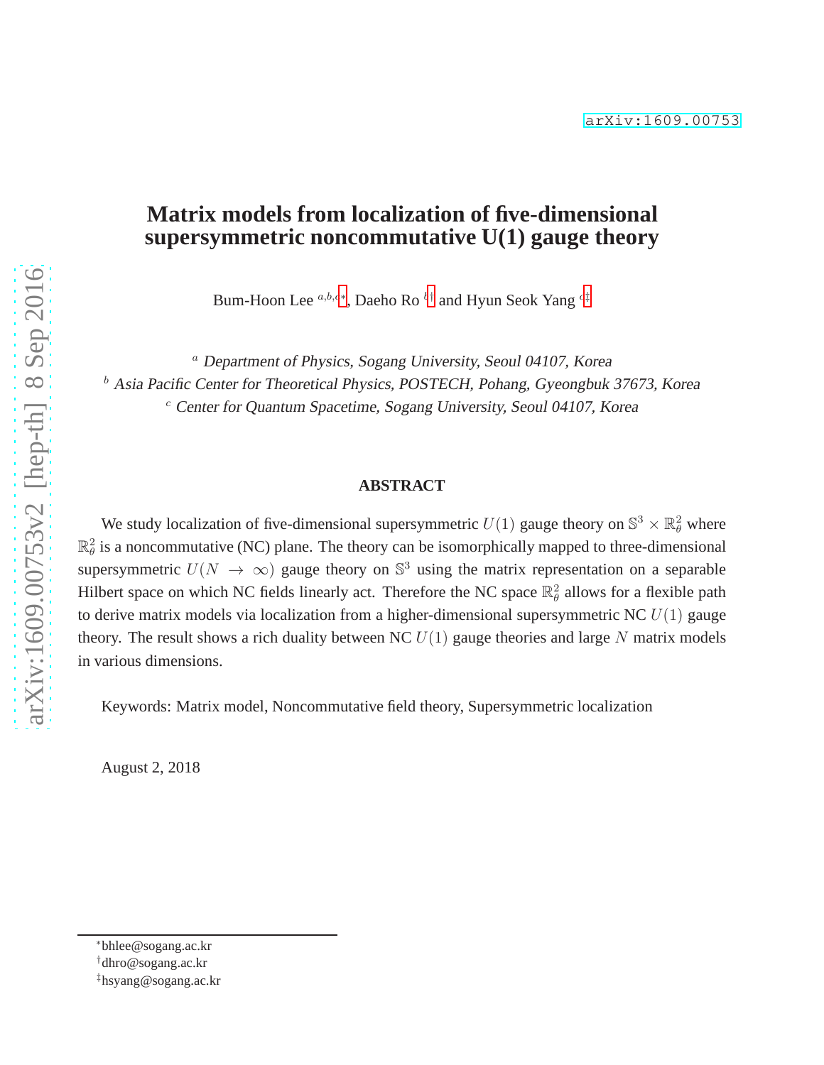arXiv:1609.00753

# Matrix models from localization of five-dimensional supersymmetric noncommutative U(1) gauge theory

Bum-Hoon Lee [a,b,c,*], Daeho Ro [b,†] and Hyun Seok Yang [c,‡]

[a] *Department of Physics, Sogang University, Seoul 04107, Korea*

[b] *Asia Pacific Center for Theoretical Physics, POSTECH, Pohang, Gyeongbuk 37673, Korea*

[c] *Center for Quantum Spacetime, Sogang University, Seoul 04107, Korea*

## ABSTRACT

We study localization of five-dimensional supersymmetric $U(1)$ gauge theory on $\mathbb{S}^3 \times \mathbb{R}^2_\theta$ where $\mathbb{R}^2_\theta$ is a noncommutative (NC) plane. The theory can be isomorphically mapped to three-dimensional supersymmetric $U(N \to \infty)$ gauge theory on $\mathbb{S}^3$ using the matrix representation on a separable Hilbert space on which NC fields linearly act. Therefore the NC space $\mathbb{R}^2_\theta$ allows for a flexible path to derive matrix models via localization from a higher-dimensional supersymmetric NC $U(1)$ gauge theory. The result shows a rich duality between NC $U(1)$ gauge theories and large $N$ matrix models in various dimensions.

Keywords: Matrix model, Noncommutative field theory, Supersymmetric localization

August 2, 2018

---

*bhlee@sogang.ac.kr

†dhro@sogang.ac.kr

‡hsyang@sogang.ac.kr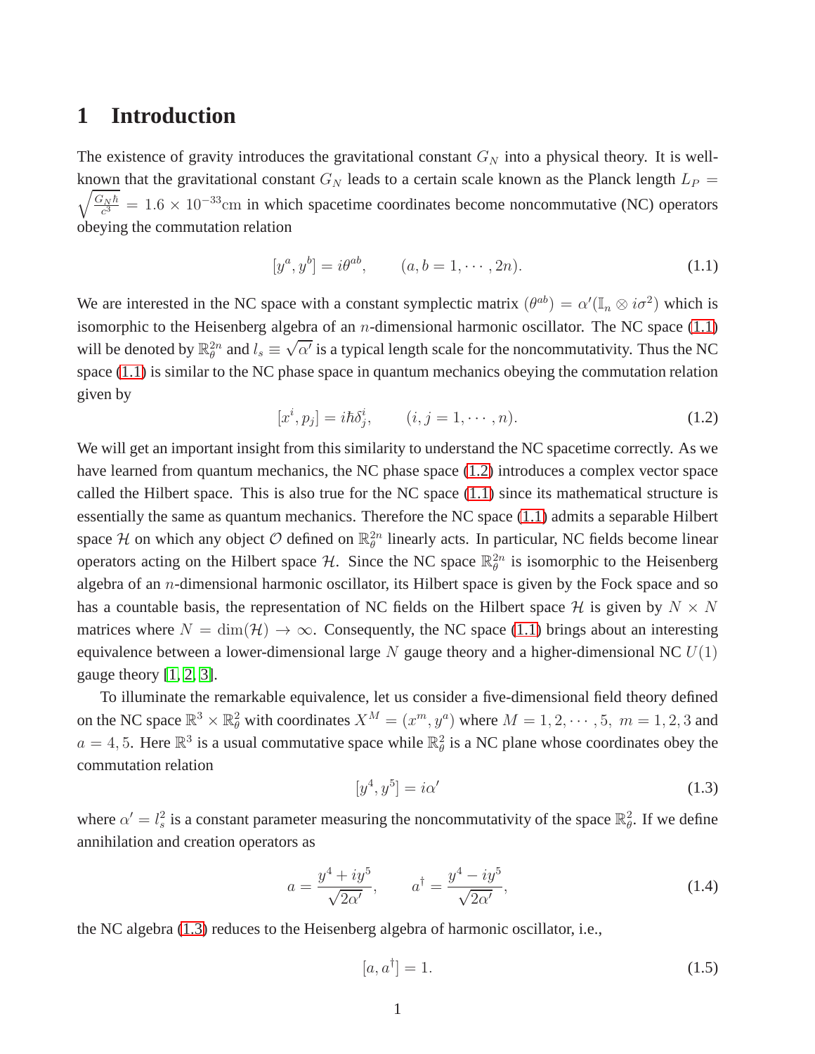# 1 Introduction

The existence of gravity introduces the gravitational constant $G_N$ into a physical theory. It is well-known that the gravitational constant $G_N$ leads to a certain scale known as the Planck length $L_P = \sqrt{\frac{G_N \hbar}{c^3}} = 1.6 \times 10^{-33}\text{cm}$ in which spacetime coordinates become noncommutative (NC) operators obeying the commutation relation

$$[y^a, y^b] = i\theta^{ab}, \qquad (a, b = 1, \cdots, 2n). \tag{1.1}$$

We are interested in the NC space with a constant symplectic matrix $(\theta^{ab}) = \alpha'(\mathbb{I}_n \otimes i\sigma^2)$ which is isomorphic to the Heisenberg algebra of an $n$-dimensional harmonic oscillator. The NC space (1.1) will be denoted by $\mathbb{R}^{2n}_\theta$ and $l_s \equiv \sqrt{\alpha'}$ is a typical length scale for the noncommutativity. Thus the NC space (1.1) is similar to the NC phase space in quantum mechanics obeying the commutation relation given by

$$[x^i, p_j] = i\hbar\delta^i_j, \qquad (i, j = 1, \cdots, n). \tag{1.2}$$

We will get an important insight from this similarity to understand the NC spacetime correctly. As we have learned from quantum mechanics, the NC phase space (1.2) introduces a complex vector space called the Hilbert space. This is also true for the NC space (1.1) since its mathematical structure is essentially the same as quantum mechanics. Therefore the NC space (1.1) admits a separable Hilbert space $\mathcal{H}$ on which any object $\mathcal{O}$ defined on $\mathbb{R}^{2n}_\theta$ linearly acts. In particular, NC fields become linear operators acting on the Hilbert space $\mathcal{H}$. Since the NC space $\mathbb{R}^{2n}_\theta$ is isomorphic to the Heisenberg algebra of an $n$-dimensional harmonic oscillator, its Hilbert space is given by the Fock space and so has a countable basis, the representation of NC fields on the Hilbert space $\mathcal{H}$ is given by $N \times N$ matrices where $N = \dim(\mathcal{H}) \to \infty$. Consequently, the NC space (1.1) brings about an interesting equivalence between a lower-dimensional large $N$ gauge theory and a higher-dimensional NC $U(1)$ gauge theory [1, 2, 3].

To illuminate the remarkable equivalence, let us consider a five-dimensional field theory defined on the NC space $\mathbb{R}^3 \times \mathbb{R}^2_\theta$ with coordinates $X^M = (x^m, y^a)$ where $M = 1, 2, \cdots, 5,\ m = 1, 2, 3$ and $a = 4, 5$. Here $\mathbb{R}^3$ is a usual commutative space while $\mathbb{R}^2_\theta$ is a NC plane whose coordinates obey the commutation relation

$$[y^4, y^5] = i\alpha' \tag{1.3}$$

where $\alpha' = l_s^2$ is a constant parameter measuring the noncommutativity of the space $\mathbb{R}^2_\theta$. If we define annihilation and creation operators as

$$a = \frac{y^4 + iy^5}{\sqrt{2\alpha'}}, \qquad a^\dagger = \frac{y^4 - iy^5}{\sqrt{2\alpha'}}, \tag{1.4}$$

the NC algebra (1.3) reduces to the Heisenberg algebra of harmonic oscillator, i.e.,

$$[a, a^\dagger] = 1. \tag{1.5}$$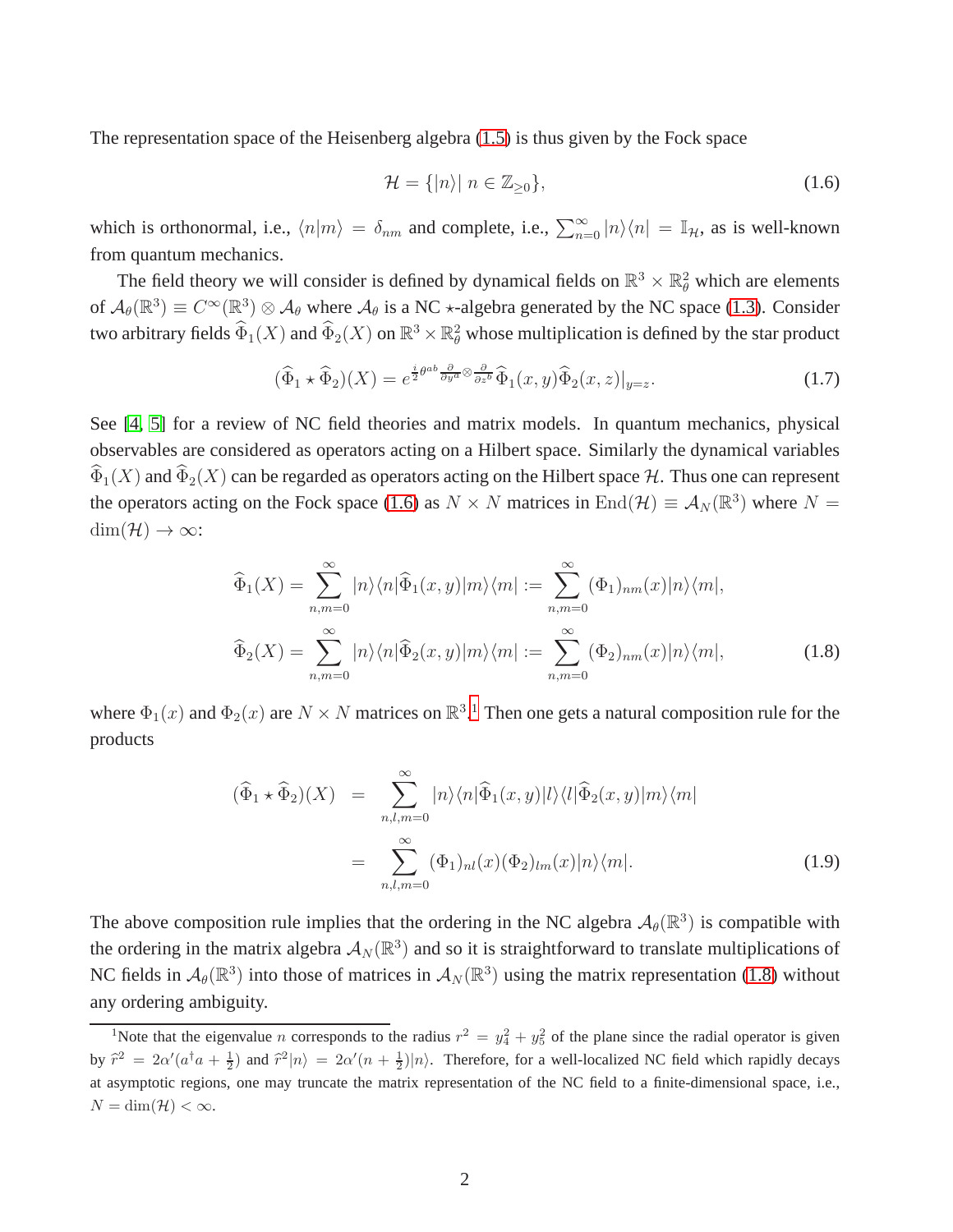The representation space of the Heisenberg algebra (1.5) is thus given by the Fock space

$$\mathcal{H} = \{|n\rangle|\ n \in \mathbb{Z}_{\geq 0}\}, \tag{1.6}$$

which is orthonormal, i.e., $\langle n|m\rangle = \delta_{nm}$ and complete, i.e., $\sum_{n=0}^{\infty} |n\rangle\langle n| = \mathbb{I}_{\mathcal{H}}$, as is well-known from quantum mechanics.

The field theory we will consider is defined by dynamical fields on $\mathbb{R}^3 \times \mathbb{R}^2_\theta$ which are elements of $\mathcal{A}_\theta(\mathbb{R}^3) \equiv C^\infty(\mathbb{R}^3) \otimes \mathcal{A}_\theta$ where $\mathcal{A}_\theta$ is a NC $\star$-algebra generated by the NC space (1.3). Consider two arbitrary fields $\widehat{\Phi}_1(X)$ and $\widehat{\Phi}_2(X)$ on $\mathbb{R}^3 \times \mathbb{R}^2_\theta$ whose multiplication is defined by the star product

$$(\widehat{\Phi}_1 \star \widehat{\Phi}_2)(X) = e^{\frac{i}{2}\theta^{ab}\frac{\partial}{\partial y^a}\otimes\frac{\partial}{\partial z^b}} \widehat{\Phi}_1(x,y)\widehat{\Phi}_2(x,z)|_{y=z}. \tag{1.7}$$

See [4, 5] for a review of NC field theories and matrix models. In quantum mechanics, physical observables are considered as operators acting on a Hilbert space. Similarly the dynamical variables $\widehat{\Phi}_1(X)$ and $\widehat{\Phi}_2(X)$ can be regarded as operators acting on the Hilbert space $\mathcal{H}$. Thus one can represent the operators acting on the Fock space (1.6) as $N \times N$ matrices in $\mathrm{End}(\mathcal{H}) \equiv \mathcal{A}_N(\mathbb{R}^3)$ where $N = \dim(\mathcal{H}) \to \infty$:

$$\begin{aligned}
\widehat{\Phi}_1(X) &= \sum_{n,m=0}^{\infty} |n\rangle\langle n|\widehat{\Phi}_1(x,y)|m\rangle\langle m| := \sum_{n,m=0}^{\infty} (\Phi_1)_{nm}(x)|n\rangle\langle m|, \\
\widehat{\Phi}_2(X) &= \sum_{n,m=0}^{\infty} |n\rangle\langle n|\widehat{\Phi}_2(x,y)|m\rangle\langle m| := \sum_{n,m=0}^{\infty} (\Phi_2)_{nm}(x)|n\rangle\langle m|,
\end{aligned} \tag{1.8}$$

where $\Phi_1(x)$ and $\Phi_2(x)$ are $N \times N$ matrices on $\mathbb{R}^3$.[1] Then one gets a natural composition rule for the products

$$\begin{aligned}
(\widehat{\Phi}_1 \star \widehat{\Phi}_2)(X) &= \sum_{n,l,m=0}^{\infty} |n\rangle\langle n|\widehat{\Phi}_1(x,y)|l\rangle\langle l|\widehat{\Phi}_2(x,y)|m\rangle\langle m| \\
&= \sum_{n,l,m=0}^{\infty} (\Phi_1)_{nl}(x)(\Phi_2)_{lm}(x)|n\rangle\langle m|.
\end{aligned} \tag{1.9}$$

The above composition rule implies that the ordering in the NC algebra $\mathcal{A}_\theta(\mathbb{R}^3)$ is compatible with the ordering in the matrix algebra $\mathcal{A}_N(\mathbb{R}^3)$ and so it is straightforward to translate multiplications of NC fields in $\mathcal{A}_\theta(\mathbb{R}^3)$ into those of matrices in $\mathcal{A}_N(\mathbb{R}^3)$ using the matrix representation (1.8) without any ordering ambiguity.

---

[1] Note that the eigenvalue $n$ corresponds to the radius $r^2 = y_4^2 + y_5^2$ of the plane since the radial operator is given by $\widehat{r}^2 = 2\alpha'(a^\dagger a + \frac{1}{2})$ and $\widehat{r}^2|n\rangle = 2\alpha'(n + \frac{1}{2})|n\rangle$. Therefore, for a well-localized NC field which rapidly decays at asymptotic regions, one may truncate the matrix representation of the NC field to a finite-dimensional space, i.e., $N = \dim(\mathcal{H}) < \infty$.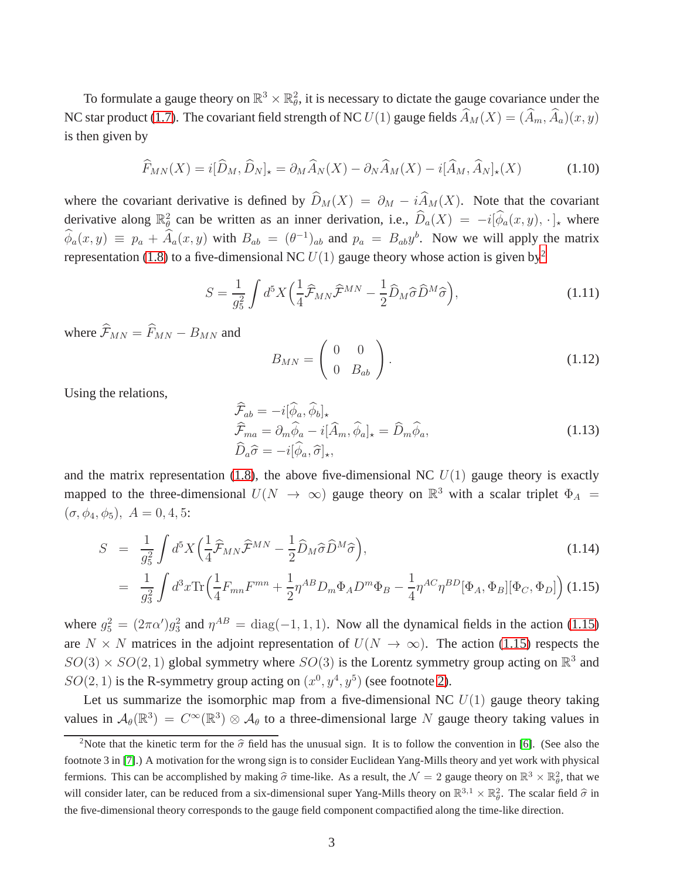To formulate a gauge theory on $\mathbb{R}^3 \times \mathbb{R}^2_\theta$, it is necessary to dictate the gauge covariance under the NC star product (1.7). The covariant field strength of NC $U(1)$ gauge fields $\widehat{A}_M(X) = (\widehat{A}_m, \widehat{A}_a)(x, y)$ is then given by

$$\widehat{F}_{MN}(X) = i[\widehat{D}_M, \widehat{D}_N]_\star = \partial_M \widehat{A}_N(X) - \partial_N \widehat{A}_M(X) - i[\widehat{A}_M, \widehat{A}_N]_\star(X) \tag{1.10}$$

where the covariant derivative is defined by $\widehat{D}_M(X) = \partial_M - i\widehat{A}_M(X)$. Note that the covariant derivative along $\mathbb{R}^2_\theta$ can be written as an inner derivation, i.e., $\widehat{D}_a(X) = -i[\widehat{\phi}_a(x, y), \cdot]_\star$ where $\widehat{\phi}_a(x, y) \equiv p_a + \widehat{A}_a(x, y)$ with $B_{ab} = (\theta^{-1})_{ab}$ and $p_a = B_{ab}y^b$. Now we will apply the matrix representation (1.8) to a five-dimensional NC $U(1)$ gauge theory whose action is given by[2]

$$S = \frac{1}{g_5^2} \int d^5X \Big( \frac{1}{4} \widehat{\mathcal{F}}_{MN} \widehat{\mathcal{F}}^{MN} - \frac{1}{2} \widehat{D}_M \widehat{\sigma} \widehat{D}^M \widehat{\sigma} \Big), \tag{1.11}$$

where $\widehat{\mathcal{F}}_{MN} = \widehat{F}_{MN} - B_{MN}$ and

$$B_{MN} = \begin{pmatrix} 0 & 0 \\ 0 & B_{ab} \end{pmatrix}. \tag{1.12}$$

Using the relations,

$$\begin{aligned} &\widehat{\mathcal{F}}_{ab} = -i[\widehat{\phi}_a, \widehat{\phi}_b]_\star \\ &\widehat{\mathcal{F}}_{ma} = \partial_m \widehat{\phi}_a - i[\widehat{A}_m, \widehat{\phi}_a]_\star = \widehat{D}_m \widehat{\phi}_a, \\ &\widehat{D}_a \widehat{\sigma} = -i[\widehat{\phi}_a, \widehat{\sigma}]_\star, \end{aligned} \tag{1.13}$$

and the matrix representation (1.8), the above five-dimensional NC $U(1)$ gauge theory is exactly mapped to the three-dimensional $U(N \to \infty)$ gauge theory on $\mathbb{R}^3$ with a scalar triplet $\Phi_A = (\sigma, \phi_4, \phi_5),\ A = 0, 4, 5$:

$$\begin{aligned} S &= \frac{1}{g_5^2} \int d^5X \Big( \frac{1}{4} \widehat{\mathcal{F}}_{MN} \widehat{\mathcal{F}}^{MN} - \frac{1}{2} \widehat{D}_M \widehat{\sigma} \widehat{D}^M \widehat{\sigma} \Big), &(1.14) \\ &= \frac{1}{g_3^2} \int d^3x \mathrm{Tr} \Big( \frac{1}{4} F_{mn} F^{mn} + \frac{1}{2} \eta^{AB} D_m \Phi_A D^m \Phi_B - \frac{1}{4} \eta^{AC} \eta^{BD} [\Phi_A, \Phi_B][\Phi_C, \Phi_D] \Big) &(1.15) \end{aligned}$$

where $g_5^2 = (2\pi\alpha')g_3^2$ and $\eta^{AB} = \mathrm{diag}(-1, 1, 1)$. Now all the dynamical fields in the action (1.15) are $N \times N$ matrices in the adjoint representation of $U(N \to \infty)$. The action (1.15) respects the $SO(3) \times SO(2,1)$ global symmetry where $SO(3)$ is the Lorentz symmetry group acting on $\mathbb{R}^3$ and $SO(2,1)$ is the R-symmetry group acting on $(x^0, y^4, y^5)$ (see footnote 2).

Let us summarize the isomorphic map from a five-dimensional NC $U(1)$ gauge theory taking values in $\mathcal{A}_\theta(\mathbb{R}^3) = C^\infty(\mathbb{R}^3) \otimes \mathcal{A}_\theta$ to a three-dimensional large $N$ gauge theory taking values in

---

[2] Note that the kinetic term for the $\widehat{\sigma}$ field has the unusual sign. It is to follow the convention in [6]. (See also the footnote 3 in [7].) A motivation for the wrong sign is to consider Euclidean Yang-Mills theory and yet work with physical fermions. This can be accomplished by making $\widehat{\sigma}$ time-like. As a result, the $\mathcal{N} = 2$ gauge theory on $\mathbb{R}^3 \times \mathbb{R}^2_\theta$, that we will consider later, can be reduced from a six-dimensional super Yang-Mills theory on $\mathbb{R}^{3,1} \times \mathbb{R}^2_\theta$. The scalar field $\widehat{\sigma}$ in the five-dimensional theory corresponds to the gauge field component compactified along the time-like direction.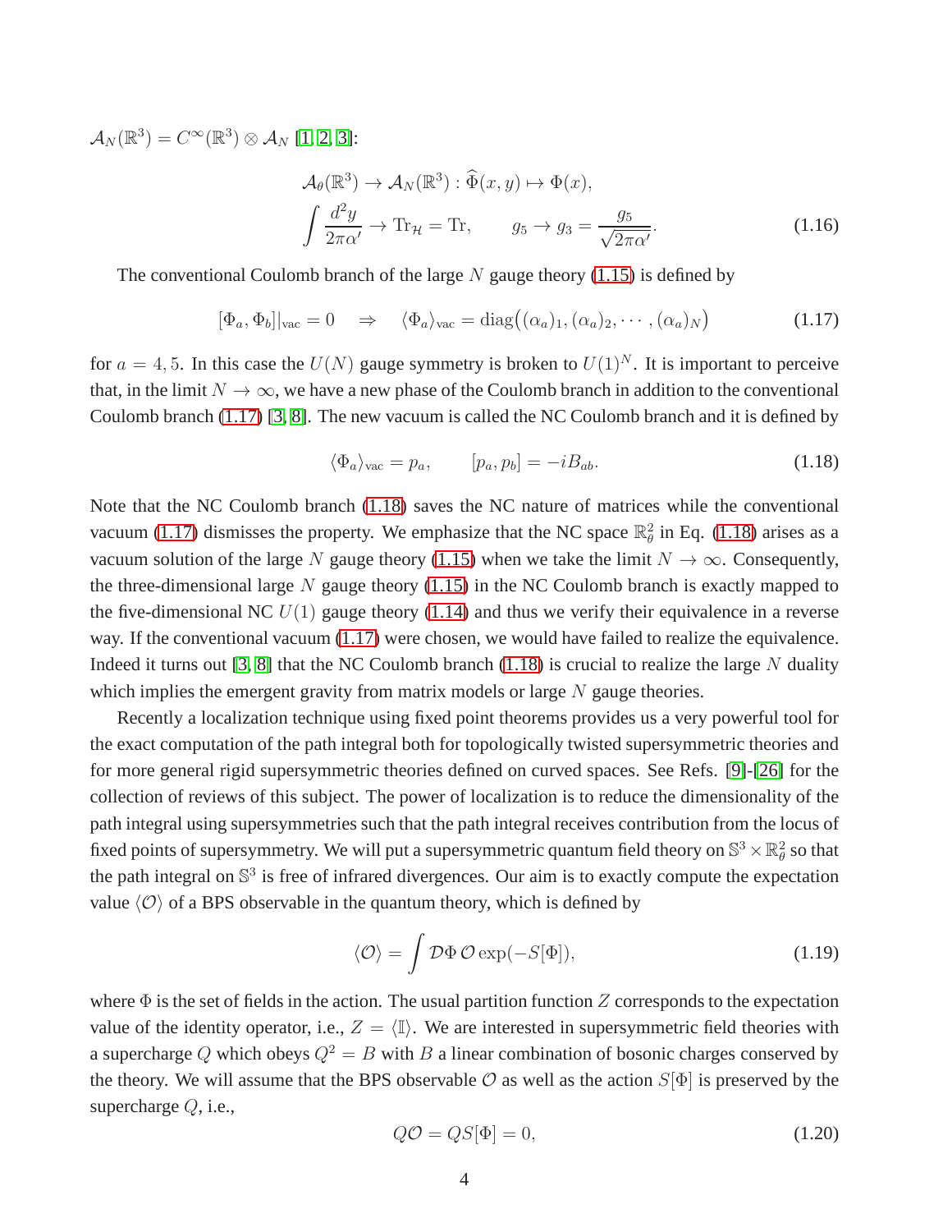$\mathcal{A}_N(\mathbb{R}^3) = C^\infty(\mathbb{R}^3) \otimes \mathcal{A}_N$ [1, 2, 3]:

$$\mathcal{A}_\theta(\mathbb{R}^3) \to \mathcal{A}_N(\mathbb{R}^3) : \widehat{\Phi}(x,y) \mapsto \Phi(x),$$
$$\int \frac{d^2y}{2\pi\alpha'} \to \mathrm{Tr}_\mathcal{H} = \mathrm{Tr}, \qquad g_5 \to g_3 = \frac{g_5}{\sqrt{2\pi\alpha'}}. \tag{1.16}$$

The conventional Coulomb branch of the large $N$ gauge theory (1.15) is defined by

$$[\Phi_a, \Phi_b]|_{\mathrm{vac}} = 0 \quad \Rightarrow \quad \langle \Phi_a \rangle_{\mathrm{vac}} = \mathrm{diag}\big((\alpha_a)_1, (\alpha_a)_2, \cdots, (\alpha_a)_N\big) \tag{1.17}$$

for $a = 4, 5$. In this case the $U(N)$ gauge symmetry is broken to $U(1)^N$. It is important to perceive that, in the limit $N \to \infty$, we have a new phase of the Coulomb branch in addition to the conventional Coulomb branch (1.17) [3, 8]. The new vacuum is called the NC Coulomb branch and it is defined by

$$\langle \Phi_a \rangle_{\mathrm{vac}} = p_a, \qquad [p_a, p_b] = -iB_{ab}. \tag{1.18}$$

Note that the NC Coulomb branch (1.18) saves the NC nature of matrices while the conventional vacuum (1.17) dismisses the property. We emphasize that the NC space $\mathbb{R}^2_\theta$ in Eq. (1.18) arises as a vacuum solution of the large $N$ gauge theory (1.15) when we take the limit $N \to \infty$. Consequently, the three-dimensional large $N$ gauge theory (1.15) in the NC Coulomb branch is exactly mapped to the five-dimensional NC $U(1)$ gauge theory (1.14) and thus we verify their equivalence in a reverse way. If the conventional vacuum (1.17) were chosen, we would have failed to realize the equivalence. Indeed it turns out [3, 8] that the NC Coulomb branch (1.18) is crucial to realize the large $N$ duality which implies the emergent gravity from matrix models or large $N$ gauge theories.

Recently a localization technique using fixed point theorems provides us a very powerful tool for the exact computation of the path integral both for topologically twisted supersymmetric theories and for more general rigid supersymmetric theories defined on curved spaces. See Refs. [9]-[26] for the collection of reviews of this subject. The power of localization is to reduce the dimensionality of the path integral using supersymmetries such that the path integral receives contribution from the locus of fixed points of supersymmetry. We will put a supersymmetric quantum field theory on $\mathbb{S}^3 \times \mathbb{R}^2_\theta$ so that the path integral on $\mathbb{S}^3$ is free of infrared divergences. Our aim is to exactly compute the expectation value $\langle \mathcal{O} \rangle$ of a BPS observable in the quantum theory, which is defined by

$$\langle \mathcal{O} \rangle = \int \mathcal{D}\Phi \, \mathcal{O} \exp(-S[\Phi]), \tag{1.19}$$

where $\Phi$ is the set of fields in the action. The usual partition function $Z$ corresponds to the expectation value of the identity operator, i.e., $Z = \langle \mathbb{I} \rangle$. We are interested in supersymmetric field theories with a supercharge $Q$ which obeys $Q^2 = B$ with $B$ a linear combination of bosonic charges conserved by the theory. We will assume that the BPS observable $\mathcal{O}$ as well as the action $S[\Phi]$ is preserved by the supercharge $Q$, i.e.,

$$Q\mathcal{O} = QS[\Phi] = 0, \tag{1.20}$$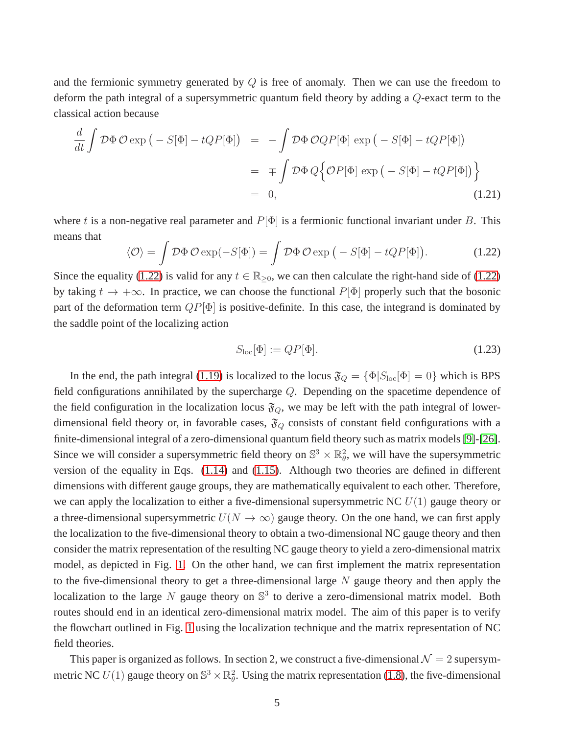and the fermionic symmetry generated by $Q$ is free of anomaly. Then we can use the freedom to deform the path integral of a supersymmetric quantum field theory by adding a $Q$-exact term to the classical action because

$$
\begin{aligned}
\frac{d}{dt}\int \mathcal{D}\Phi\, \mathcal{O} \exp\big(-S[\Phi] - tQP[\Phi]\big) &= -\int \mathcal{D}\Phi\, \mathcal{O}QP[\Phi]\, \exp\big(-S[\Phi] - tQP[\Phi]\big) \\
&= \mp \int \mathcal{D}\Phi\, Q\Big\{\mathcal{O}P[\Phi]\, \exp\big(-S[\Phi] - tQP[\Phi]\big)\Big\} \\
&= 0,
\end{aligned}
\tag{1.21}
$$

where $t$ is a non-negative real parameter and $P[\Phi]$ is a fermionic functional invariant under $B$. This means that

$$
\langle \mathcal{O} \rangle = \int \mathcal{D}\Phi\, \mathcal{O} \exp(-S[\Phi]) = \int \mathcal{D}\Phi\, \mathcal{O} \exp\big(-S[\Phi] - tQP[\Phi]\big). \tag{1.22}
$$

Since the equality (1.22) is valid for any $t \in \mathbb{R}_{\geq 0}$, we can then calculate the right-hand side of (1.22) by taking $t \to +\infty$. In practice, we can choose the functional $P[\Phi]$ properly such that the bosonic part of the deformation term $QP[\Phi]$ is positive-definite. In this case, the integrand is dominated by the saddle point of the localizing action

$$
S_{\text{loc}}[\Phi] := QP[\Phi]. \tag{1.23}
$$

In the end, the path integral (1.19) is localized to the locus $\mathfrak{F}_Q = \{\Phi | S_{\text{loc}}[\Phi] = 0\}$ which is BPS field configurations annihilated by the supercharge $Q$. Depending on the spacetime dependence of the field configuration in the localization locus $\mathfrak{F}_Q$, we may be left with the path integral of lower-dimensional field theory or, in favorable cases, $\mathfrak{F}_Q$ consists of constant field configurations with a finite-dimensional integral of a zero-dimensional quantum field theory such as matrix models [9]-[26]. Since we will consider a supersymmetric field theory on $\mathbb{S}^3 \times \mathbb{R}^2_\theta$, we will have the supersymmetric version of the equality in Eqs. (1.14) and (1.15). Although two theories are defined in different dimensions with different gauge groups, they are mathematically equivalent to each other. Therefore, we can apply the localization to either a five-dimensional supersymmetric NC $U(1)$ gauge theory or a three-dimensional supersymmetric $U(N \to \infty)$ gauge theory. On the one hand, we can first apply the localization to the five-dimensional theory to obtain a two-dimensional NC gauge theory and then consider the matrix representation of the resulting NC gauge theory to yield a zero-dimensional matrix model, as depicted in Fig. 1. On the other hand, we can first implement the matrix representation to the five-dimensional theory to get a three-dimensional large $N$ gauge theory and then apply the localization to the large $N$ gauge theory on $\mathbb{S}^3$ to derive a zero-dimensional matrix model. Both routes should end in an identical zero-dimensional matrix model. The aim of this paper is to verify the flowchart outlined in Fig. 1 using the localization technique and the matrix representation of NC field theories.

This paper is organized as follows. In section 2, we construct a five-dimensional $\mathcal{N} = 2$ supersymmetric NC $U(1)$ gauge theory on $\mathbb{S}^3 \times \mathbb{R}^2_\theta$. Using the matrix representation (1.8), the five-dimensional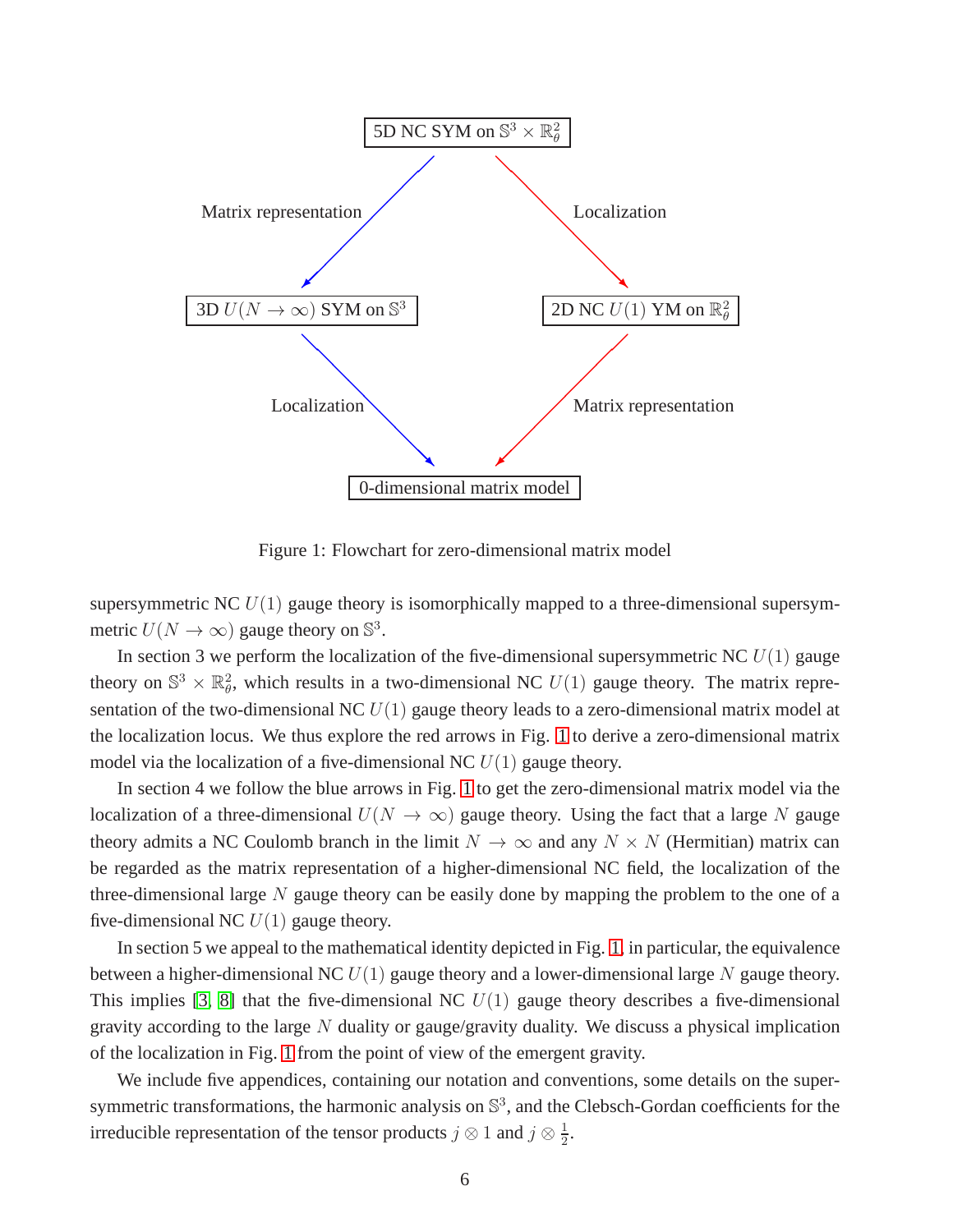5D NC SYM on $\mathbb{S}^3 \times \mathbb{R}^2_\theta$

Matrix representation — Localization

3D $U(N \to \infty)$ SYM on $\mathbb{S}^3$ — 2D NC $U(1)$ YM on $\mathbb{R}^2_\theta$

Localization — Matrix representation

0-dimensional matrix model

Figure 1: Flowchart for zero-dimensional matrix model

supersymmetric NC $U(1)$ gauge theory is isomorphically mapped to a three-dimensional supersymmetric $U(N \to \infty)$ gauge theory on $\mathbb{S}^3$.

In section 3 we perform the localization of the five-dimensional supersymmetric NC $U(1)$ gauge theory on $\mathbb{S}^3 \times \mathbb{R}^2_\theta$, which results in a two-dimensional NC $U(1)$ gauge theory. The matrix representation of the two-dimensional NC $U(1)$ gauge theory leads to a zero-dimensional matrix model at the localization locus. We thus explore the red arrows in Fig. 1 to derive a zero-dimensional matrix model via the localization of a five-dimensional NC $U(1)$ gauge theory.

In section 4 we follow the blue arrows in Fig. 1 to get the zero-dimensional matrix model via the localization of a three-dimensional $U(N \to \infty)$ gauge theory. Using the fact that a large $N$ gauge theory admits a NC Coulomb branch in the limit $N \to \infty$ and any $N \times N$ (Hermitian) matrix can be regarded as the matrix representation of a higher-dimensional NC field, the localization of the three-dimensional large $N$ gauge theory can be easily done by mapping the problem to the one of a five-dimensional NC $U(1)$ gauge theory.

In section 5 we appeal to the mathematical identity depicted in Fig. 1, in particular, the equivalence between a higher-dimensional NC $U(1)$ gauge theory and a lower-dimensional large $N$ gauge theory. This implies [3, 8] that the five-dimensional NC $U(1)$ gauge theory describes a five-dimensional gravity according to the large $N$ duality or gauge/gravity duality. We discuss a physical implication of the localization in Fig. 1 from the point of view of the emergent gravity.

We include five appendices, containing our notation and conventions, some details on the supersymmetric transformations, the harmonic analysis on $\mathbb{S}^3$, and the Clebsch-Gordan coefficients for the irreducible representation of the tensor products $j \otimes 1$ and $j \otimes \frac{1}{2}$.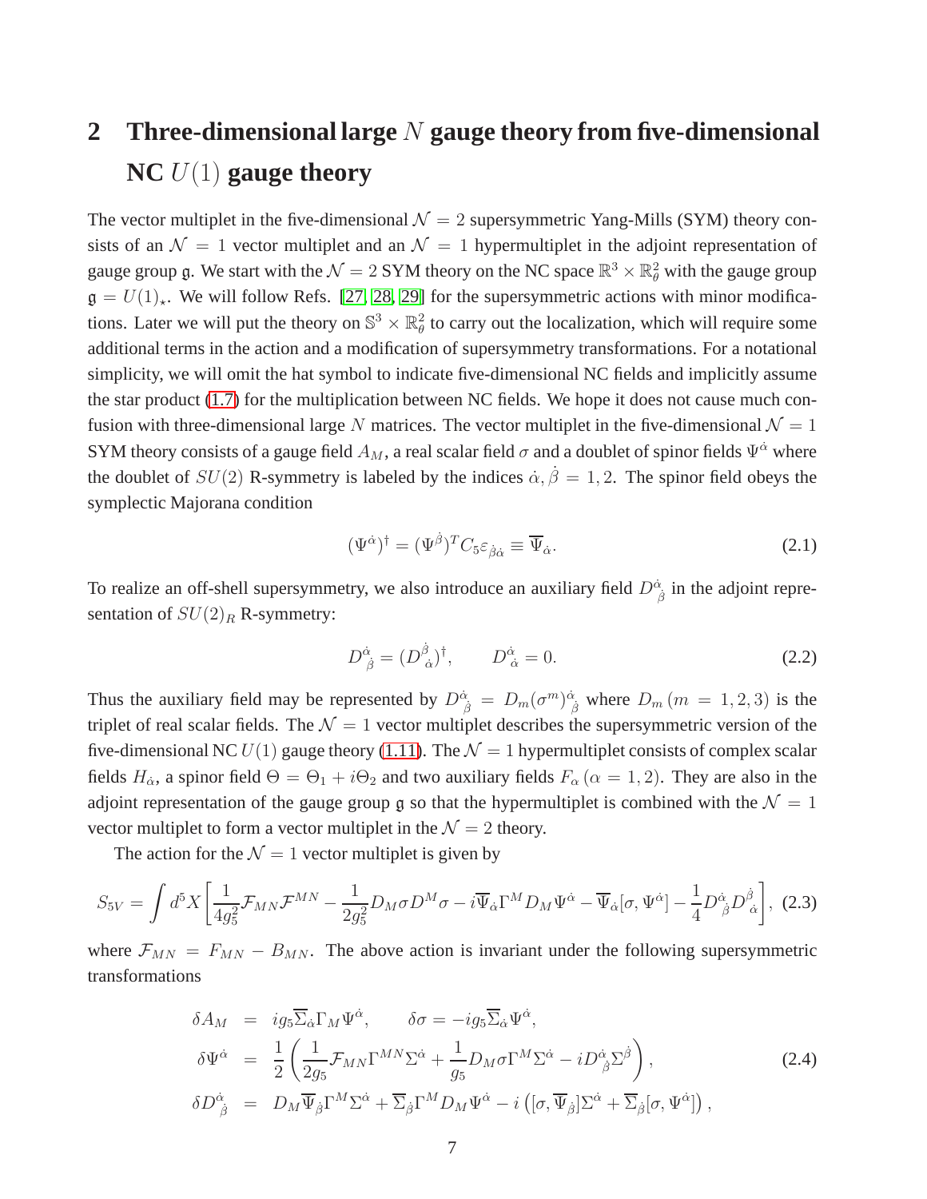## 2 Three-dimensional large $N$ gauge theory from five-dimensional NC $U(1)$ gauge theory

The vector multiplet in the five-dimensional $\mathcal{N} = 2$ supersymmetric Yang-Mills (SYM) theory consists of an $\mathcal{N} = 1$ vector multiplet and an $\mathcal{N} = 1$ hypermultiplet in the adjoint representation of gauge group $\mathfrak{g}$. We start with the $\mathcal{N} = 2$ SYM theory on the NC space $\mathbb{R}^3 \times \mathbb{R}^2_\theta$ with the gauge group $\mathfrak{g} = U(1)_\star$. We will follow Refs. [27, 28, 29] for the supersymmetric actions with minor modifications. Later we will put the theory on $\mathbb{S}^3 \times \mathbb{R}^2_\theta$ to carry out the localization, which will require some additional terms in the action and a modification of supersymmetry transformations. For a notational simplicity, we will omit the hat symbol to indicate five-dimensional NC fields and implicitly assume the star product (1.7) for the multiplication between NC fields. We hope it does not cause much confusion with three-dimensional large $N$ matrices. The vector multiplet in the five-dimensional $\mathcal{N} = 1$ SYM theory consists of a gauge field $A_M$, a real scalar field $\sigma$ and a doublet of spinor fields $\Psi^{\dot{\alpha}}$ where the doublet of $SU(2)$ R-symmetry is labeled by the indices $\dot{\alpha}, \dot{\beta} = 1, 2$. The spinor field obeys the symplectic Majorana condition

$$(\Psi^{\dot{\alpha}})^\dagger = (\Psi^{\dot{\beta}})^T C_5 \varepsilon_{\dot{\beta}\dot{\alpha}} \equiv \overline{\Psi}_{\dot{\alpha}}. \tag{2.1}$$

To realize an off-shell supersymmetry, we also introduce an auxiliary field $D^{\dot{\alpha}}{}_{\dot{\beta}}$ in the adjoint representation of $SU(2)_R$ R-symmetry:

$$D^{\dot{\alpha}}{}_{\dot{\beta}} = (D^{\dot{\beta}}{}_{\dot{\alpha}})^\dagger, \qquad D^{\dot{\alpha}}{}_{\dot{\alpha}} = 0. \tag{2.2}$$

Thus the auxiliary field may be represented by $D^{\dot{\alpha}}{}_{\dot{\beta}} = D_m (\sigma^m)^{\dot{\alpha}}{}_{\dot{\beta}}$ where $D_m \, (m = 1, 2, 3)$ is the triplet of real scalar fields. The $\mathcal{N} = 1$ vector multiplet describes the supersymmetric version of the five-dimensional NC $U(1)$ gauge theory (1.11). The $\mathcal{N} = 1$ hypermultiplet consists of complex scalar fields $H_{\dot{\alpha}}$, a spinor field $\Theta = \Theta_1 + i\Theta_2$ and two auxiliary fields $F_\alpha \, (\alpha = 1, 2)$. They are also in the adjoint representation of the gauge group $\mathfrak{g}$ so that the hypermultiplet is combined with the $\mathcal{N} = 1$ vector multiplet to form a vector multiplet in the $\mathcal{N} = 2$ theory.

The action for the $\mathcal{N} = 1$ vector multiplet is given by

$$S_{5V} = \int d^5 X \left[ \frac{1}{4g_5^2} \mathcal{F}_{MN} \mathcal{F}^{MN} - \frac{1}{2g_5^2} D_M \sigma D^M \sigma - i \overline{\Psi}_{\dot{\alpha}} \Gamma^M D_M \Psi^{\dot{\alpha}} - \overline{\Psi}_{\dot{\alpha}} [\sigma, \Psi^{\dot{\alpha}}] - \frac{1}{4} D^{\dot{\alpha}}{}_{\dot{\beta}} D^{\dot{\beta}}{}_{\dot{\alpha}} \right], \tag{2.3}$$

where $\mathcal{F}_{MN} = F_{MN} - B_{MN}$. The above action is invariant under the following supersymmetric transformations

$$\begin{aligned}
\delta A_M &= i g_5 \overline{\Sigma}_{\dot{\alpha}} \Gamma_M \Psi^{\dot{\alpha}}, \qquad \delta\sigma = -i g_5 \overline{\Sigma}_{\dot{\alpha}} \Psi^{\dot{\alpha}}, \\
\delta \Psi^{\dot{\alpha}} &= \frac{1}{2} \left( \frac{1}{2g_5} \mathcal{F}_{MN} \Gamma^{MN} \Sigma^{\dot{\alpha}} + \frac{1}{g_5} D_M \sigma \Gamma^M \Sigma^{\dot{\alpha}} - i D^{\dot{\alpha}}{}_{\dot{\beta}} \Sigma^{\dot{\beta}} \right), \\
\delta D^{\dot{\alpha}}{}_{\dot{\beta}} &= D_M \overline{\Psi}_{\dot{\beta}} \Gamma^M \Sigma^{\dot{\alpha}} + \overline{\Sigma}_{\dot{\beta}} \Gamma^M D_M \Psi^{\dot{\alpha}} - i \left( [\sigma, \overline{\Psi}_{\dot{\beta}}] \Sigma^{\dot{\alpha}} + \overline{\Sigma}_{\dot{\beta}} [\sigma, \Psi^{\dot{\alpha}}] \right),
\end{aligned} \tag{2.4}$$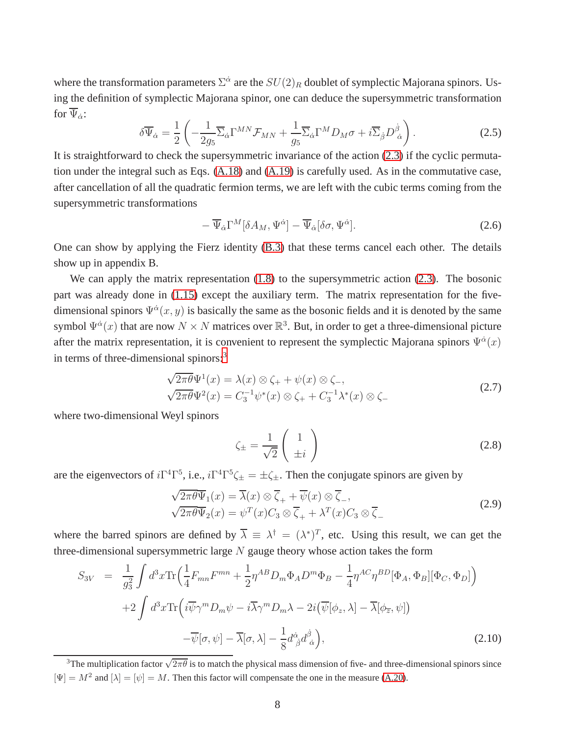where the transformation parameters $\Sigma^{\dot\alpha}$ are the $SU(2)_R$ doublet of symplectic Majorana spinors. Using the definition of symplectic Majorana spinor, one can deduce the supersymmetric transformation for $\overline{\Psi}_{\dot\alpha}$:

$$\delta\overline{\Psi}_{\dot\alpha} = \frac{1}{2}\left(-\frac{1}{2g_5}\overline{\Sigma}_{\dot\alpha}\Gamma^{MN}\mathcal{F}_{MN} + \frac{1}{g_5}\overline{\Sigma}_{\dot\alpha}\Gamma^{M}D_M\sigma + i\overline{\Sigma}_{\dot\beta}D^{\dot\beta}{}_{\dot\alpha}\right). \tag{2.5}$$

It is straightforward to check the supersymmetric invariance of the action (2.3) if the cyclic permutation under the integral such as Eqs. (A.18) and (A.19) is carefully used. As in the commutative case, after cancellation of all the quadratic fermion terms, we are left with the cubic terms coming from the supersymmetric transformations

$$-\overline{\Psi}_{\dot\alpha}\Gamma^M[\delta A_M, \Psi^{\dot\alpha}] - \overline{\Psi}_{\dot\alpha}[\delta\sigma, \Psi^{\dot\alpha}]. \tag{2.6}$$

One can show by applying the Fierz identity (B.3) that these terms cancel each other. The details show up in appendix B.

We can apply the matrix representation (1.8) to the supersymmetric action (2.3). The bosonic part was already done in (1.15) except the auxiliary term. The matrix representation for the five-dimensional spinors $\Psi^{\dot\alpha}(x,y)$ is basically the same as the bosonic fields and it is denoted by the same symbol $\Psi^{\dot\alpha}(x)$ that are now $N\times N$ matrices over $\mathbb{R}^3$. But, in order to get a three-dimensional picture after the matrix representation, it is convenient to represent the symplectic Majorana spinors $\Psi^{\dot\alpha}(x)$ in terms of three-dimensional spinors:[3]

$$\begin{aligned}
\sqrt{2\pi\theta}\Psi^1(x) &= \lambda(x)\otimes\zeta_+ + \psi(x)\otimes\zeta_-,\\
\sqrt{2\pi\theta}\Psi^2(x) &= C_3^{-1}\psi^*(x)\otimes\zeta_+ + C_3^{-1}\lambda^*(x)\otimes\zeta_-
\end{aligned} \tag{2.7}$$

where two-dimensional Weyl spinors

$$\zeta_\pm = \frac{1}{\sqrt{2}}\begin{pmatrix} 1 \\ \pm i\end{pmatrix} \tag{2.8}$$

are the eigenvectors of $i\Gamma^4\Gamma^5$, i.e., $i\Gamma^4\Gamma^5\zeta_\pm = \pm\zeta_\pm$. Then the conjugate spinors are given by

$$\begin{aligned}
\sqrt{2\pi\theta}\overline{\Psi}_1(x) &= \overline{\lambda}(x)\otimes\overline{\zeta}_+ + \overline{\psi}(x)\otimes\overline{\zeta}_-,\\
\sqrt{2\pi\theta}\overline{\Psi}_2(x) &= \psi^T(x)C_3\otimes\overline{\zeta}_+ + \lambda^T(x)C_3\otimes\overline{\zeta}_-
\end{aligned} \tag{2.9}$$

where the barred spinors are defined by $\overline{\lambda}\equiv\lambda^\dagger = (\lambda^*)^T$, etc. Using this result, we can get the three-dimensional supersymmetric large $N$ gauge theory whose action takes the form

$$\begin{aligned}
S_{3V} \;=\;& \frac{1}{g_3^2}\int d^3x \mathrm{Tr}\Big(\frac{1}{4}F_{mn}F^{mn} + \frac{1}{2}\eta^{AB}D_m\Phi_A D^m\Phi_B - \frac{1}{4}\eta^{AC}\eta^{BD}[\Phi_A,\Phi_B][\Phi_C,\Phi_D]\Big)\\
&+2\int d^3x\mathrm{Tr}\Big(i\overline{\psi}\gamma^m D_m\psi - i\overline{\lambda}\gamma^m D_m\lambda - 2i(\overline{\psi}[\phi_z,\lambda] - \overline{\lambda}[\phi_{\overline{z}},\psi])\\
&\qquad -\overline{\psi}[\sigma,\psi] - \overline{\lambda}[\sigma,\lambda] - \frac{1}{8}d^{\dot\alpha}{}_{\dot\beta}d^{\dot\beta}{}_{\dot\alpha}\Big),
\end{aligned} \tag{2.10}$$

[3] The multiplication factor $\sqrt{2\pi\theta}$ is to match the physical mass dimension of five- and three-dimensional spinors since $[\Psi]=M^2$ and $[\lambda]=[\psi]=M$. Then this factor will compensate the one in the measure (A.20).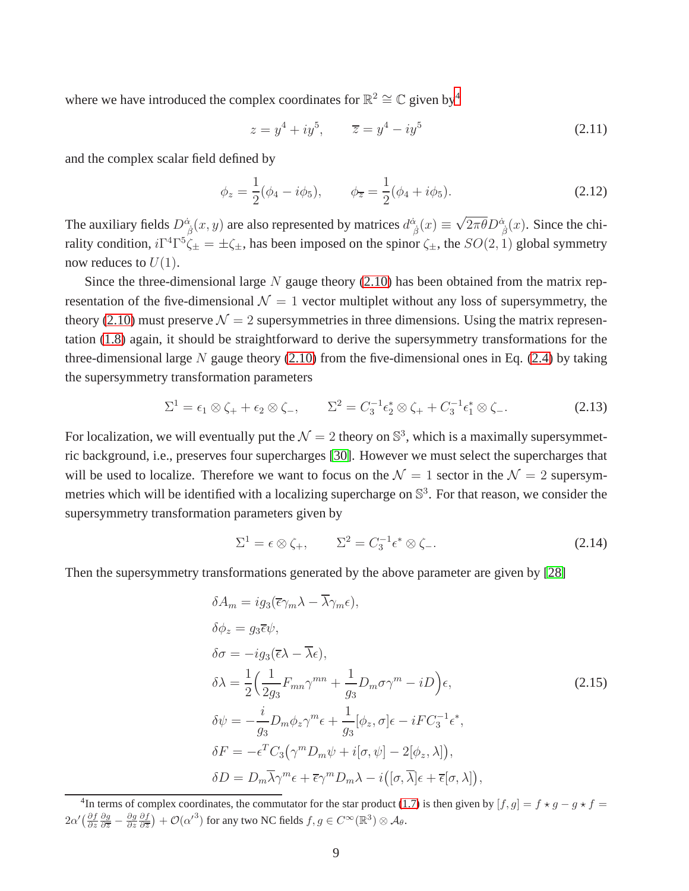where we have introduced the complex coordinates for $\mathbb{R}^2 \cong \mathbb{C}$ given by[4]

$$z = y^4 + iy^5, \qquad \overline{z} = y^4 - iy^5 \tag{2.11}$$

and the complex scalar field defined by

$$\phi_z = \frac{1}{2}(\phi_4 - i\phi_5), \qquad \phi_{\overline{z}} = \frac{1}{2}(\phi_4 + i\phi_5). \tag{2.12}$$

The auxiliary fields $D^{\dot{\alpha}}_{\ \dot{\beta}}(x, y)$ are also represented by matrices $d^{\dot{\alpha}}_{\ \dot{\beta}}(x) \equiv \sqrt{2\pi\theta} D^{\dot{\alpha}}_{\ \dot{\beta}}(x)$. Since the chirality condition, $i\Gamma^4\Gamma^5\zeta_\pm = \pm\zeta_\pm$, has been imposed on the spinor $\zeta_\pm$, the $SO(2,1)$ global symmetry now reduces to $U(1)$.

Since the three-dimensional large $N$ gauge theory (2.10) has been obtained from the matrix representation of the five-dimensional $\mathcal{N} = 1$ vector multiplet without any loss of supersymmetry, the theory (2.10) must preserve $\mathcal{N} = 2$ supersymmetries in three dimensions. Using the matrix representation (1.8) again, it should be straightforward to derive the supersymmetry transformations for the three-dimensional large $N$ gauge theory (2.10) from the five-dimensional ones in Eq. (2.4) by taking the supersymmetry transformation parameters

$$\Sigma^1 = \epsilon_1 \otimes \zeta_+ + \epsilon_2 \otimes \zeta_-, \qquad \Sigma^2 = C_3^{-1}\epsilon_2^* \otimes \zeta_+ + C_3^{-1}\epsilon_1^* \otimes \zeta_-. \tag{2.13}$$

For localization, we will eventually put the $\mathcal{N} = 2$ theory on $\mathbb{S}^3$, which is a maximally supersymmetric background, i.e., preserves four supercharges [30]. However we must select the supercharges that will be used to localize. Therefore we want to focus on the $\mathcal{N} = 1$ sector in the $\mathcal{N} = 2$ supersymmetries which will be identified with a localizing supercharge on $\mathbb{S}^3$. For that reason, we consider the supersymmetry transformation parameters given by

$$\Sigma^1 = \epsilon \otimes \zeta_+, \qquad \Sigma^2 = C_3^{-1}\epsilon^* \otimes \zeta_-. \tag{2.14}$$

Then the supersymmetry transformations generated by the above parameter are given by [28]

$$\begin{aligned}
\delta A_m &= ig_3(\overline{\epsilon}\gamma_m\lambda - \overline{\lambda}\gamma_m\epsilon), \\
\delta\phi_z &= g_3\overline{\epsilon}\psi, \\
\delta\sigma &= -ig_3(\overline{\epsilon}\lambda - \overline{\lambda}\epsilon), \\
\delta\lambda &= \frac{1}{2}\Big(\frac{1}{2g_3}F_{mn}\gamma^{mn} + \frac{1}{g_3}D_m\sigma\gamma^m - iD\Big)\epsilon, \\
\delta\psi &= -\frac{i}{g_3}D_m\phi_z\gamma^m\epsilon + \frac{1}{g_3}[\phi_z, \sigma]\epsilon - iFC_3^{-1}\epsilon^*, \\
\delta F &= -\epsilon^T C_3\big(\gamma^m D_m\psi + i[\sigma, \psi] - 2[\phi_z, \lambda]\big), \\
\delta D &= D_m\overline{\lambda}\gamma^m\epsilon + \overline{\epsilon}\gamma^m D_m\lambda - i\big([\sigma, \overline{\lambda}]\epsilon + \overline{\epsilon}[\sigma, \lambda]\big),
\end{aligned} \tag{2.15}$$

[4] In terms of complex coordinates, the commutator for the star product (1.7) is then given by $[f, g] = f \star g - g \star f = 2\alpha'\big(\frac{\partial f}{\partial z}\frac{\partial g}{\partial \overline{z}} - \frac{\partial g}{\partial z}\frac{\partial f}{\partial \overline{z}}\big) + \mathcal{O}(\alpha'^3)$ for any two NC fields $f, g \in C^\infty(\mathbb{R}^3) \otimes \mathcal{A}_\theta$.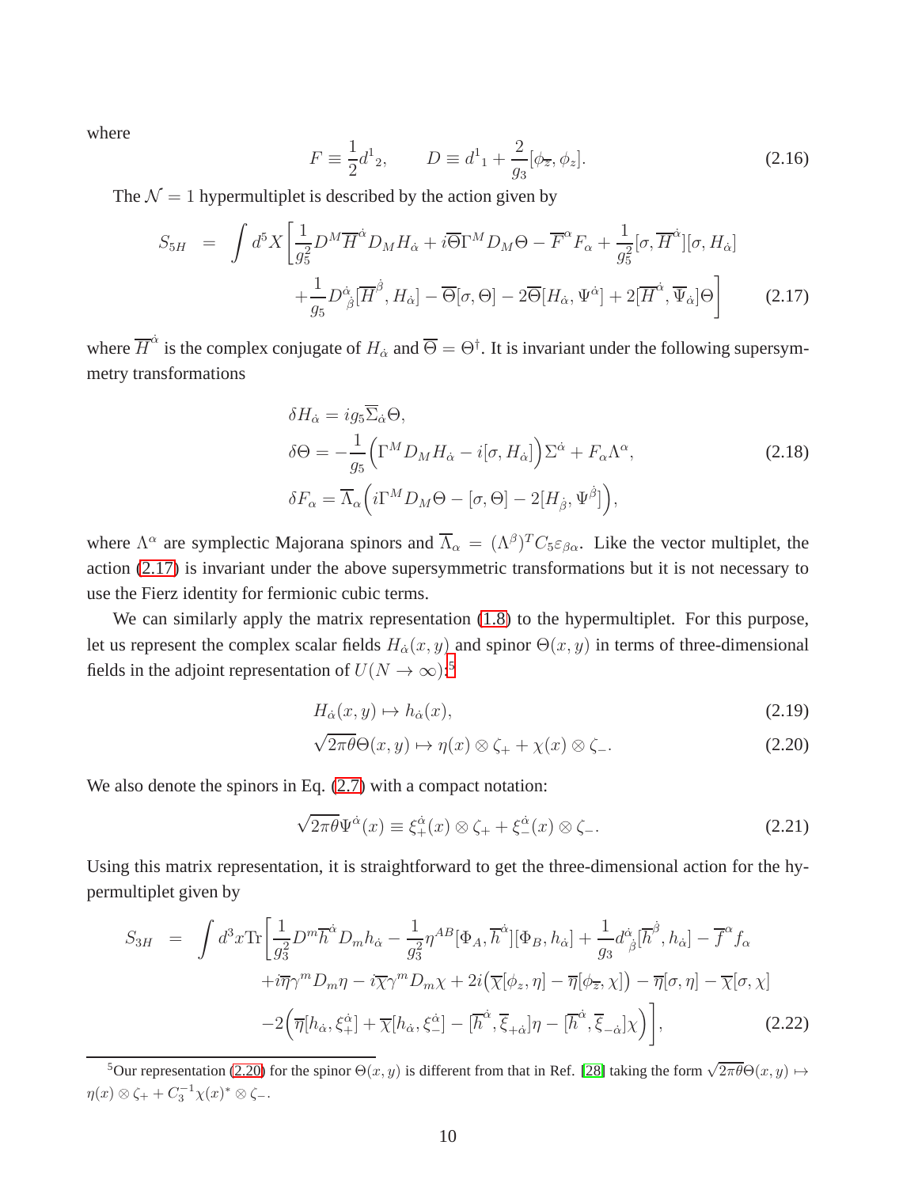where

$$F \equiv \frac{1}{2} d^1{}_2, \qquad D \equiv d^1{}_1 + \frac{2}{g_3}[\phi_{\overline{z}}, \phi_z]. \tag{2.16}$$

The $\mathcal{N}=1$ hypermultiplet is described by the action given by

$$\begin{aligned} S_{5H} &= \int d^5X \Big[ \frac{1}{g_5^2} D^M \overline{H}^{\dot{\alpha}} D_M H_{\dot{\alpha}} + i\overline{\Theta}\Gamma^M D_M \Theta - \overline{F}^{\alpha} F_{\alpha} + \frac{1}{g_5^2}[\sigma, \overline{H}^{\dot{\alpha}}][\sigma, H_{\dot{\alpha}}] \\ &\quad + \frac{1}{g_5} D^{\dot{\alpha}}{}_{\dot{\beta}} [\overline{H}^{\dot{\beta}}, H_{\dot{\alpha}}] - \overline{\Theta}[\sigma, \Theta] - 2\overline{\Theta}[H_{\dot{\alpha}}, \Psi^{\dot{\alpha}}] + 2[\overline{H}^{\dot{\alpha}}, \overline{\Psi}_{\dot{\alpha}}]\Theta \Big] \end{aligned} \tag{2.17}$$

where $\overline{H}^{\dot{\alpha}}$ is the complex conjugate of $H_{\dot{\alpha}}$ and $\overline{\Theta} = \Theta^{\dagger}$. It is invariant under the following supersymmetry transformations

$$\begin{aligned} &\delta H_{\dot{\alpha}} = i g_5 \overline{\Sigma}_{\dot{\alpha}} \Theta, \\ &\delta \Theta = -\frac{1}{g_5}\Big(\Gamma^M D_M H_{\dot{\alpha}} - i[\sigma, H_{\dot{\alpha}}]\Big)\Sigma^{\dot{\alpha}} + F_{\alpha}\Lambda^{\alpha}, \\ &\delta F_{\alpha} = \overline{\Lambda}_{\alpha}\Big(i\Gamma^M D_M \Theta - [\sigma, \Theta] - 2[H_{\dot{\beta}}, \Psi^{\dot{\beta}}]\Big), \end{aligned} \tag{2.18}$$

where $\Lambda^{\alpha}$ are symplectic Majorana spinors and $\overline{\Lambda}_{\alpha} = (\Lambda^{\beta})^T C_5 \varepsilon_{\beta\alpha}$. Like the vector multiplet, the action (2.17) is invariant under the above supersymmetric transformations but it is not necessary to use the Fierz identity for fermionic cubic terms.

We can similarly apply the matrix representation (1.8) to the hypermultiplet. For this purpose, let us represent the complex scalar fields $H_{\dot{\alpha}}(x,y)$ and spinor $\Theta(x,y)$ in terms of three-dimensional fields in the adjoint representation of $U(N \to \infty)$:[5]

$$H_{\dot{\alpha}}(x,y) \mapsto h_{\dot{\alpha}}(x), \tag{2.19}$$

$$\sqrt{2\pi\theta}\,\Theta(x,y) \mapsto \eta(x) \otimes \zeta_+ + \chi(x) \otimes \zeta_-. \tag{2.20}$$

We also denote the spinors in Eq. (2.7) with a compact notation:

$$\sqrt{2\pi\theta}\,\Psi^{\dot{\alpha}}(x) \equiv \xi_+^{\dot{\alpha}}(x) \otimes \zeta_+ + \xi_-^{\dot{\alpha}}(x) \otimes \zeta_-. \tag{2.21}$$

Using this matrix representation, it is straightforward to get the three-dimensional action for the hypermultiplet given by

$$\begin{aligned} S_{3H} &= \int d^3x \mathrm{Tr}\Big[ \frac{1}{g_3^2} D^m \overline{h}^{\dot{\alpha}} D_m h_{\dot{\alpha}} - \frac{1}{g_3^2}\eta^{AB}[\Phi_A, \overline{h}^{\dot{\alpha}}][\Phi_B, h_{\dot{\alpha}}] + \frac{1}{g_3} d^{\dot{\alpha}}{}_{\dot{\beta}}[\overline{h}^{\dot{\beta}}, h_{\dot{\alpha}}] - \overline{f}^{\alpha} f_{\alpha} \\ &\quad + i\overline{\eta}\gamma^m D_m \eta - i\overline{\chi}\gamma^m D_m \chi + 2i\big(\overline{\chi}[\phi_z, \eta] - \overline{\eta}[\phi_{\overline{z}}, \chi]\big) - \overline{\eta}[\sigma, \eta] - \overline{\chi}[\sigma, \chi] \\ &\quad - 2\Big(\overline{\eta}[h_{\dot{\alpha}}, \xi_+^{\dot{\alpha}}] + \overline{\chi}[h_{\dot{\alpha}}, \xi_-^{\dot{\alpha}}] - [\overline{h}^{\dot{\alpha}}, \overline{\xi}_{+\dot{\alpha}}]\eta - [\overline{h}^{\dot{\alpha}}, \overline{\xi}_{-\dot{\alpha}}]\chi\Big)\Big], \end{aligned} \tag{2.22}$$

---

[5] Our representation (2.20) for the spinor $\Theta(x,y)$ is different from that in Ref. [28] taking the form $\sqrt{2\pi\theta}\,\Theta(x,y) \mapsto \eta(x) \otimes \zeta_+ + C_3^{-1}\chi(x)^* \otimes \zeta_-$.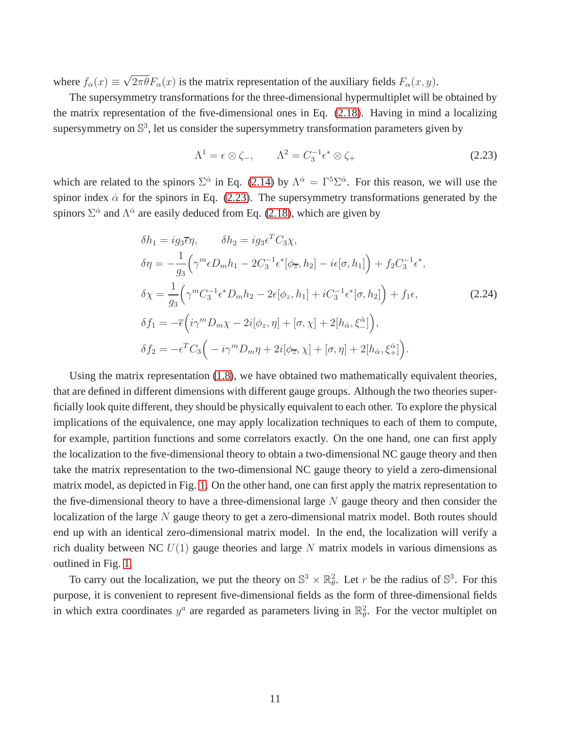where $f_\alpha(x) \equiv \sqrt{2\pi\theta} F_\alpha(x)$ is the matrix representation of the auxiliary fields $F_\alpha(x, y)$.

The supersymmetry transformations for the three-dimensional hypermultiplet will be obtained by the matrix representation of the five-dimensional ones in Eq. (2.18). Having in mind a localizing supersymmetry on $\mathbb{S}^3$, let us consider the supersymmetry transformation parameters given by

$$\Lambda^1 = \epsilon \otimes \zeta_-, \qquad \Lambda^2 = C_3^{-1}\epsilon^* \otimes \zeta_+ \tag{2.23}$$

which are related to the spinors $\Sigma^{\dot\alpha}$ in Eq. (2.14) by $\Lambda^{\dot\alpha} = \Gamma^5 \Sigma^{\dot\alpha}$. For this reason, we will use the spinor index $\dot\alpha$ for the spinors in Eq. (2.23). The supersymmetry transformations generated by the spinors $\Sigma^{\dot\alpha}$ and $\Lambda^{\dot\alpha}$ are easily deduced from Eq. (2.18), which are given by

$$\begin{aligned}
&\delta h_1 = i g_3 \overline{\epsilon}\eta, \qquad \delta h_2 = i g_3 \epsilon^T C_3 \chi, \\
&\delta\eta = -\frac{1}{g_3}\Big(\gamma^m \epsilon D_m h_1 - 2C_3^{-1}\epsilon^*[\phi_{\overline{z}}, h_2] - i\epsilon[\sigma, h_1]\Big) + f_2 C_3^{-1}\epsilon^*, \\
&\delta\chi = \frac{1}{g_3}\Big(\gamma^m C_3^{-1}\epsilon^* D_m h_2 - 2\epsilon[\phi_z, h_1] + iC_3^{-1}\epsilon^*[\sigma, h_2]\Big) + f_1\epsilon, \\
&\delta f_1 = -\overline{\epsilon}\Big(i\gamma^m D_m \chi - 2i[\phi_z, \eta] + [\sigma, \chi] + 2[h_{\dot\alpha}, \xi_-^{\dot\alpha}]\Big), \\
&\delta f_2 = -\epsilon^T C_3\Big(-i\gamma^m D_m \eta + 2i[\phi_{\overline{z}}, \chi] + [\sigma, \eta] + 2[h_{\dot\alpha}, \xi_+^{\dot\alpha}]\Big).
\end{aligned} \tag{2.24}$$

Using the matrix representation (1.8), we have obtained two mathematically equivalent theories, that are defined in different dimensions with different gauge groups. Although the two theories superficially look quite different, they should be physically equivalent to each other. To explore the physical implications of the equivalence, one may apply localization techniques to each of them to compute, for example, partition functions and some correlators exactly. On the one hand, one can first apply the localization to the five-dimensional theory to obtain a two-dimensional NC gauge theory and then take the matrix representation to the two-dimensional NC gauge theory to yield a zero-dimensional matrix model, as depicted in Fig. 1. On the other hand, one can first apply the matrix representation to the five-dimensional theory to have a three-dimensional large $N$ gauge theory and then consider the localization of the large $N$ gauge theory to get a zero-dimensional matrix model. Both routes should end up with an identical zero-dimensional matrix model. In the end, the localization will verify a rich duality between NC $U(1)$ gauge theories and large $N$ matrix models in various dimensions as outlined in Fig. 1.

To carry out the localization, we put the theory on $\mathbb{S}^3 \times \mathbb{R}^2_\theta$. Let $r$ be the radius of $\mathbb{S}^3$. For this purpose, it is convenient to represent five-dimensional fields as the form of three-dimensional fields in which extra coordinates $y^a$ are regarded as parameters living in $\mathbb{R}^2_\theta$. For the vector multiplet on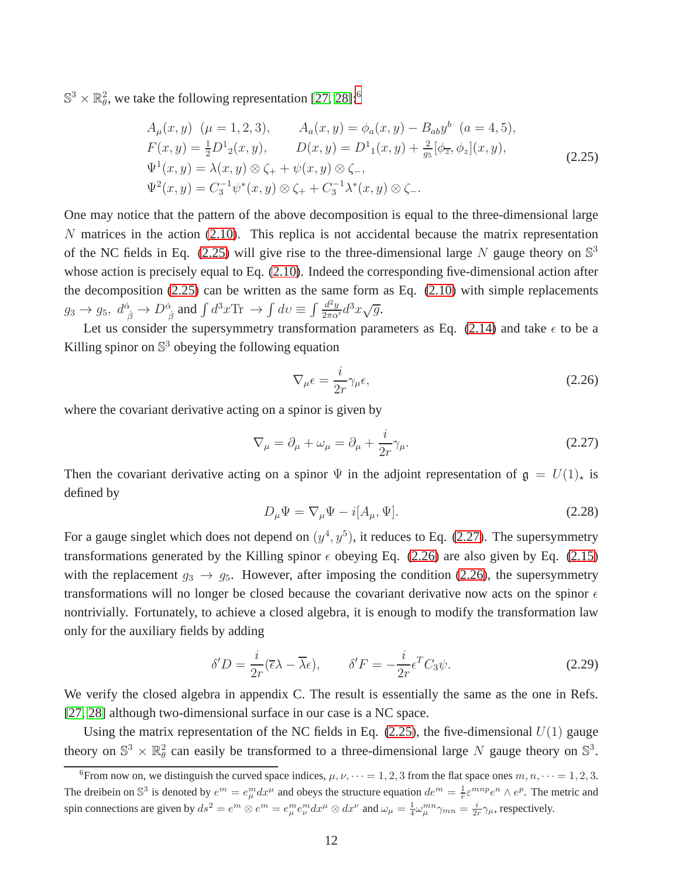$\mathbb{S}^3 \times \mathbb{R}^2_\theta$, we take the following representation [27, 28]:[6]

$$
\begin{aligned}
&A_\mu(x,y) \;\; (\mu=1,2,3), \qquad A_a(x,y) = \phi_a(x,y) - B_{ab}y^b \;\; (a=4,5),\\
&F(x,y) = \tfrac{1}{2}D^1{}_2(x,y), \qquad D(x,y) = D^1{}_1(x,y) + \tfrac{2}{g_5}[\phi_{\overline{z}}, \phi_z](x,y),\\
&\Psi^1(x,y) = \lambda(x,y)\otimes\zeta_+ + \psi(x,y)\otimes\zeta_-,\\
&\Psi^2(x,y) = C_3^{-1}\psi^*(x,y)\otimes\zeta_+ + C_3^{-1}\lambda^*(x,y)\otimes\zeta_-.
\end{aligned}
\tag{2.25}
$$

One may notice that the pattern of the above decomposition is equal to the three-dimensional large $N$ matrices in the action (2.10). This replica is not accidental because the matrix representation of the NC fields in Eq. (2.25) will give rise to the three-dimensional large $N$ gauge theory on $\mathbb{S}^3$ whose action is precisely equal to Eq. (2.10). Indeed the corresponding five-dimensional action after the decomposition (2.25) can be written as the same form as Eq. (2.10) with simple replacements $g_3 \to g_5$, $d^{\dot{\alpha}}{}_{\dot{\beta}} \to D^{\dot{\alpha}}{}_{\dot{\beta}}$ and $\int d^3x \mathrm{Tr} \to \int dv \equiv \int \frac{d^2y}{2\pi\alpha'} d^3x\sqrt{g}$.

Let us consider the supersymmetry transformation parameters as Eq. (2.14) and take $\epsilon$ to be a Killing spinor on $\mathbb{S}^3$ obeying the following equation

$$
\nabla_\mu \epsilon = \frac{i}{2r}\gamma_\mu \epsilon, \tag{2.26}
$$

where the covariant derivative acting on a spinor is given by

$$
\nabla_\mu = \partial_\mu + \omega_\mu = \partial_\mu + \frac{i}{2r}\gamma_\mu. \tag{2.27}
$$

Then the covariant derivative acting on a spinor $\Psi$ in the adjoint representation of $\mathfrak{g} = U(1)_\star$ is defined by

$$
D_\mu \Psi = \nabla_\mu \Psi - i[A_\mu, \Psi]. \tag{2.28}
$$

For a gauge singlet which does not depend on $(y^4, y^5)$, it reduces to Eq. (2.27). The supersymmetry transformations generated by the Killing spinor $\epsilon$ obeying Eq. (2.26) are also given by Eq. (2.15) with the replacement $g_3 \to g_5$. However, after imposing the condition (2.26), the supersymmetry transformations will no longer be closed because the covariant derivative now acts on the spinor $\epsilon$ nontrivially. Fortunately, to achieve a closed algebra, it is enough to modify the transformation law only for the auxiliary fields by adding

$$
\delta' D = \frac{i}{2r}(\overline{\epsilon}\lambda - \overline{\lambda}\epsilon), \qquad \delta' F = -\frac{i}{2r}\epsilon^T C_3 \psi. \tag{2.29}
$$

We verify the closed algebra in appendix C. The result is essentially the same as the one in Refs. [27, 28] although two-dimensional surface in our case is a NC space.

Using the matrix representation of the NC fields in Eq. (2.25), the five-dimensional $U(1)$ gauge theory on $\mathbb{S}^3 \times \mathbb{R}^2_\theta$ can easily be transformed to a three-dimensional large $N$ gauge theory on $\mathbb{S}^3$.

---

[6] From now on, we distinguish the curved space indices, $\mu, \nu, \cdots = 1,2,3$ from the flat space ones $m, n, \cdots = 1,2,3$. The dreibein on $\mathbb{S}^3$ is denoted by $e^m = e^m_\mu dx^\mu$ and obeys the structure equation $de^m = \frac{1}{r}\varepsilon^{mnp}e^n \wedge e^p$. The metric and spin connections are given by $ds^2 = e^m \otimes e^m = e^m_\mu e^m_\nu dx^\mu \otimes dx^\nu$ and $\omega_\mu = \frac{1}{4}\omega_\mu^{mn}\gamma_{mn} = \frac{i}{2r}\gamma_\mu$, respectively.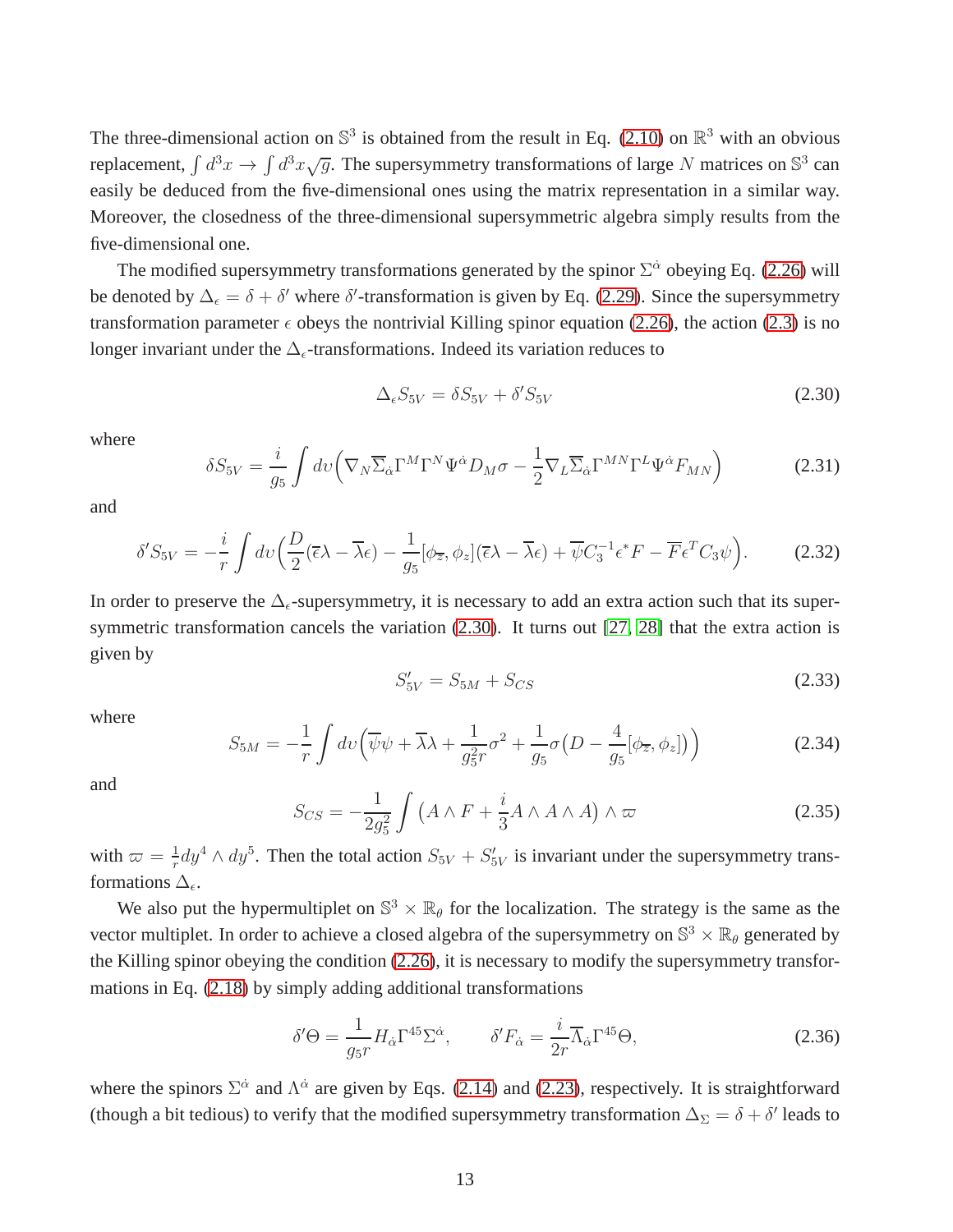The three-dimensional action on $\mathbb{S}^3$ is obtained from the result in Eq. (2.10) on $\mathbb{R}^3$ with an obvious replacement, $\int d^3x \to \int d^3x\sqrt{g}$. The supersymmetry transformations of large $N$ matrices on $\mathbb{S}^3$ can easily be deduced from the five-dimensional ones using the matrix representation in a similar way. Moreover, the closedness of the three-dimensional supersymmetric algebra simply results from the five-dimensional one.

The modified supersymmetry transformations generated by the spinor $\Sigma^{\dot\alpha}$ obeying Eq. (2.26) will be denoted by $\Delta_\epsilon = \delta + \delta'$ where $\delta'$-transformation is given by Eq. (2.29). Since the supersymmetry transformation parameter $\epsilon$ obeys the nontrivial Killing spinor equation (2.26), the action (2.3) is no longer invariant under the $\Delta_\epsilon$-transformations. Indeed its variation reduces to

$$
\Delta_\epsilon S_{5V} = \delta S_{5V} + \delta' S_{5V} \tag{2.30}
$$

where

$$
\delta S_{5V} = \frac{i}{g_5}\int d\upsilon\Big(\nabla_N \overline{\Sigma}_{\dot\alpha}\Gamma^M\Gamma^N\Psi^{\dot\alpha}D_M\sigma - \frac{1}{2}\nabla_L\overline{\Sigma}_{\dot\alpha}\Gamma^{MN}\Gamma^L\Psi^{\dot\alpha}F_{MN}\Big) \tag{2.31}
$$

and

$$
\delta' S_{5V} = -\frac{i}{r}\int d\upsilon\Big(\frac{D}{2}(\overline{\epsilon}\lambda - \overline{\lambda}\epsilon) - \frac{1}{g_5}[\phi_{\overline{z}},\phi_z](\overline{\epsilon}\lambda - \overline{\lambda}\epsilon) + \overline{\psi}C_3^{-1}\epsilon^* F - \overline{F}\epsilon^T C_3\psi\Big). \tag{2.32}
$$

In order to preserve the $\Delta_\epsilon$-supersymmetry, it is necessary to add an extra action such that its supersymmetric transformation cancels the variation (2.30). It turns out [27, 28] that the extra action is given by

$$
S'_{5V} = S_{5M} + S_{CS} \tag{2.33}
$$

where

$$
S_{5M} = -\frac{1}{r}\int d\upsilon\Big(\overline{\psi}\psi + \overline{\lambda}\lambda + \frac{1}{g_5^2 r}\sigma^2 + \frac{1}{g_5}\sigma\big(D - \frac{4}{g_5}[\phi_{\overline{z}},\phi_z]\big)\Big) \tag{2.34}
$$

and

$$
S_{CS} = -\frac{1}{2g_5^2}\int \big(A\wedge F + \frac{i}{3}A\wedge A\wedge A\big)\wedge\varpi \tag{2.35}
$$

with $\varpi = \frac{1}{r}dy^4\wedge dy^5$. Then the total action $S_{5V} + S'_{5V}$ is invariant under the supersymmetry transformations $\Delta_\epsilon$.

We also put the hypermultiplet on $\mathbb{S}^3\times\mathbb{R}_\theta$ for the localization. The strategy is the same as the vector multiplet. In order to achieve a closed algebra of the supersymmetry on $\mathbb{S}^3\times\mathbb{R}_\theta$ generated by the Killing spinor obeying the condition (2.26), it is necessary to modify the supersymmetry transformations in Eq. (2.18) by simply adding additional transformations

$$
\delta'\Theta = \frac{1}{g_5 r}H_{\dot\alpha}\Gamma^{45}\Sigma^{\dot\alpha}, \qquad \delta' F_{\dot\alpha} = \frac{i}{2r}\overline{\Lambda}_{\dot\alpha}\Gamma^{45}\Theta, \tag{2.36}
$$

where the spinors $\Sigma^{\dot\alpha}$ and $\Lambda^{\dot\alpha}$ are given by Eqs. (2.14) and (2.23), respectively. It is straightforward (though a bit tedious) to verify that the modified supersymmetry transformation $\Delta_\Sigma = \delta + \delta'$ leads to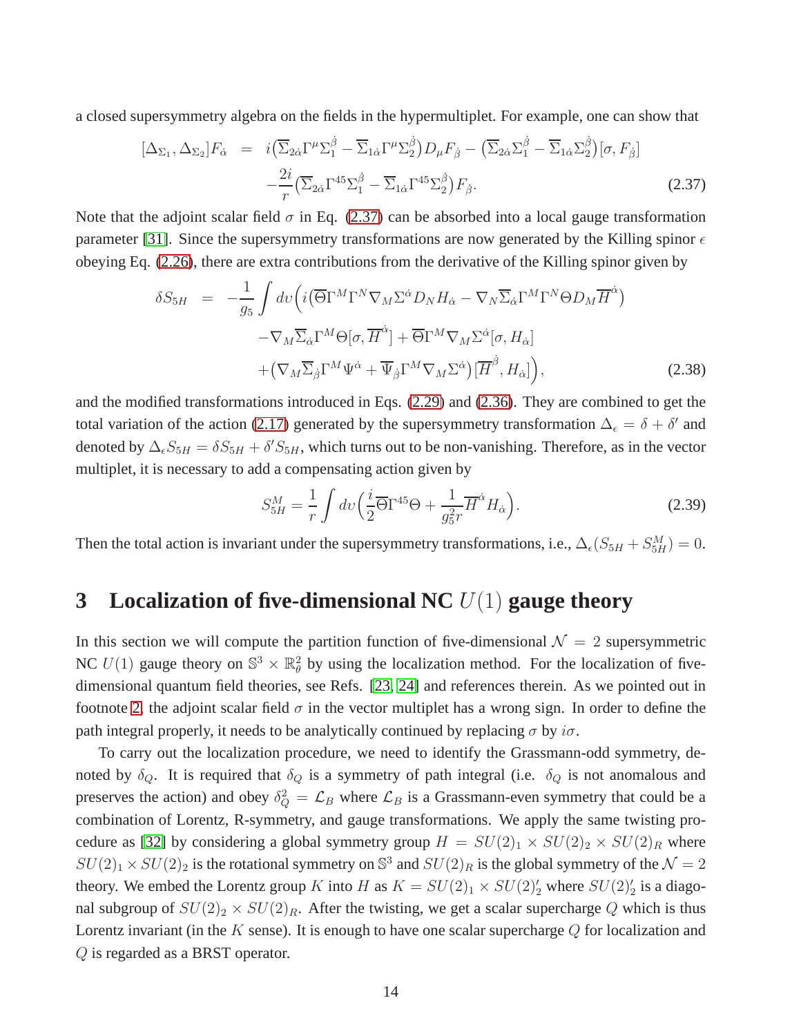a closed supersymmetry algebra on the fields in the hypermultiplet. For example, one can show that

$$\begin{aligned}
[\Delta_{\Sigma_1}, \Delta_{\Sigma_2}] F_{\dot\alpha} &= i\big(\overline{\Sigma}_{2\dot\alpha}\Gamma^\mu \Sigma_1^{\dot\beta} - \overline{\Sigma}_{1\dot\alpha}\Gamma^\mu \Sigma_2^{\dot\beta}\big) D_\mu F_{\dot\beta} - \big(\overline{\Sigma}_{2\dot\alpha}\Sigma_1^{\dot\beta} - \overline{\Sigma}_{1\dot\alpha}\Sigma_2^{\dot\beta}\big)[\sigma, F_{\dot\beta}] \\
&\quad - \frac{2i}{r}\big(\overline{\Sigma}_{2\dot\alpha}\Gamma^{45}\Sigma_1^{\dot\beta} - \overline{\Sigma}_{1\dot\alpha}\Gamma^{45}\Sigma_2^{\dot\beta}\big) F_{\dot\beta}. \qquad (2.37)
\end{aligned}$$

Note that the adjoint scalar field $\sigma$ in Eq. (2.37) can be absorbed into a local gauge transformation parameter [31]. Since the supersymmetry transformations are now generated by the Killing spinor $\epsilon$ obeying Eq. (2.26), there are extra contributions from the derivative of the Killing spinor given by

$$\begin{aligned}
\delta S_{5H} &= -\frac{1}{g_5}\int dv \Big( i\big(\overline{\Theta}\Gamma^M\Gamma^N \nabla_M \Sigma^{\dot\alpha} D_N H_{\dot\alpha} - \nabla_N \overline{\Sigma}_{\dot\alpha}\Gamma^M\Gamma^N \Theta D_M \overline{H}^{\dot\alpha}\big) \\
&\quad - \nabla_M \overline{\Sigma}_{\dot\alpha}\Gamma^M \Theta [\sigma, \overline{H}^{\dot\alpha}] + \overline{\Theta}\Gamma^M \nabla_M \Sigma^{\dot\alpha}[\sigma, H_{\dot\alpha}] \\
&\quad + \big(\nabla_M \overline{\Sigma}_{\dot\beta}\Gamma^M \Psi^{\dot\alpha} + \overline{\Psi}_{\dot\beta}\Gamma^M \nabla_M \Sigma^{\dot\alpha}\big)[\overline{H}^{\dot\beta}, H_{\dot\alpha}]\Big), \qquad (2.38)
\end{aligned}$$

and the modified transformations introduced in Eqs. (2.29) and (2.36). They are combined to get the total variation of the action (2.17) generated by the supersymmetry transformation $\Delta_\epsilon = \delta + \delta'$ and denoted by $\Delta_\epsilon S_{5H} = \delta S_{5H} + \delta' S_{5H}$, which turns out to be non-vanishing. Therefore, as in the vector multiplet, it is necessary to add a compensating action given by

$$S_{5H}^M = \frac{1}{r}\int dv \Big(\frac{i}{2}\overline{\Theta}\Gamma^{45}\Theta + \frac{1}{g_5^2 r}\overline{H}^{\dot\alpha} H_{\dot\alpha}\Big). \qquad (2.39)$$

Then the total action is invariant under the supersymmetry transformations, i.e., $\Delta_\epsilon(S_{5H} + S_{5H}^M) = 0$.

# 3 Localization of five-dimensional NC $U(1)$ gauge theory

In this section we will compute the partition function of five-dimensional $\mathcal{N} = 2$ supersymmetric NC $U(1)$ gauge theory on $\mathbb{S}^3 \times \mathbb{R}^2_\theta$ by using the localization method. For the localization of five-dimensional quantum field theories, see Refs. [23, 24] and references therein. As we pointed out in footnote 2, the adjoint scalar field $\sigma$ in the vector multiplet has a wrong sign. In order to define the path integral properly, it needs to be analytically continued by replacing $\sigma$ by $i\sigma$.

To carry out the localization procedure, we need to identify the Grassmann-odd symmetry, denoted by $\delta_Q$. It is required that $\delta_Q$ is a symmetry of path integral (i.e. $\delta_Q$ is not anomalous and preserves the action) and obey $\delta_Q^2 = \mathcal{L}_B$ where $\mathcal{L}_B$ is a Grassmann-even symmetry that could be a combination of Lorentz, R-symmetry, and gauge transformations. We apply the same twisting procedure as [32] by considering a global symmetry group $H = SU(2)_1 \times SU(2)_2 \times SU(2)_R$ where $SU(2)_1 \times SU(2)_2$ is the rotational symmetry on $\mathbb{S}^3$ and $SU(2)_R$ is the global symmetry of the $\mathcal{N} = 2$ theory. We embed the Lorentz group $K$ into $H$ as $K = SU(2)_1 \times SU(2)'_2$ where $SU(2)'_2$ is a diagonal subgroup of $SU(2)_2 \times SU(2)_R$. After the twisting, we get a scalar supercharge $Q$ which is thus Lorentz invariant (in the $K$ sense). It is enough to have one scalar supercharge $Q$ for localization and $Q$ is regarded as a BRST operator.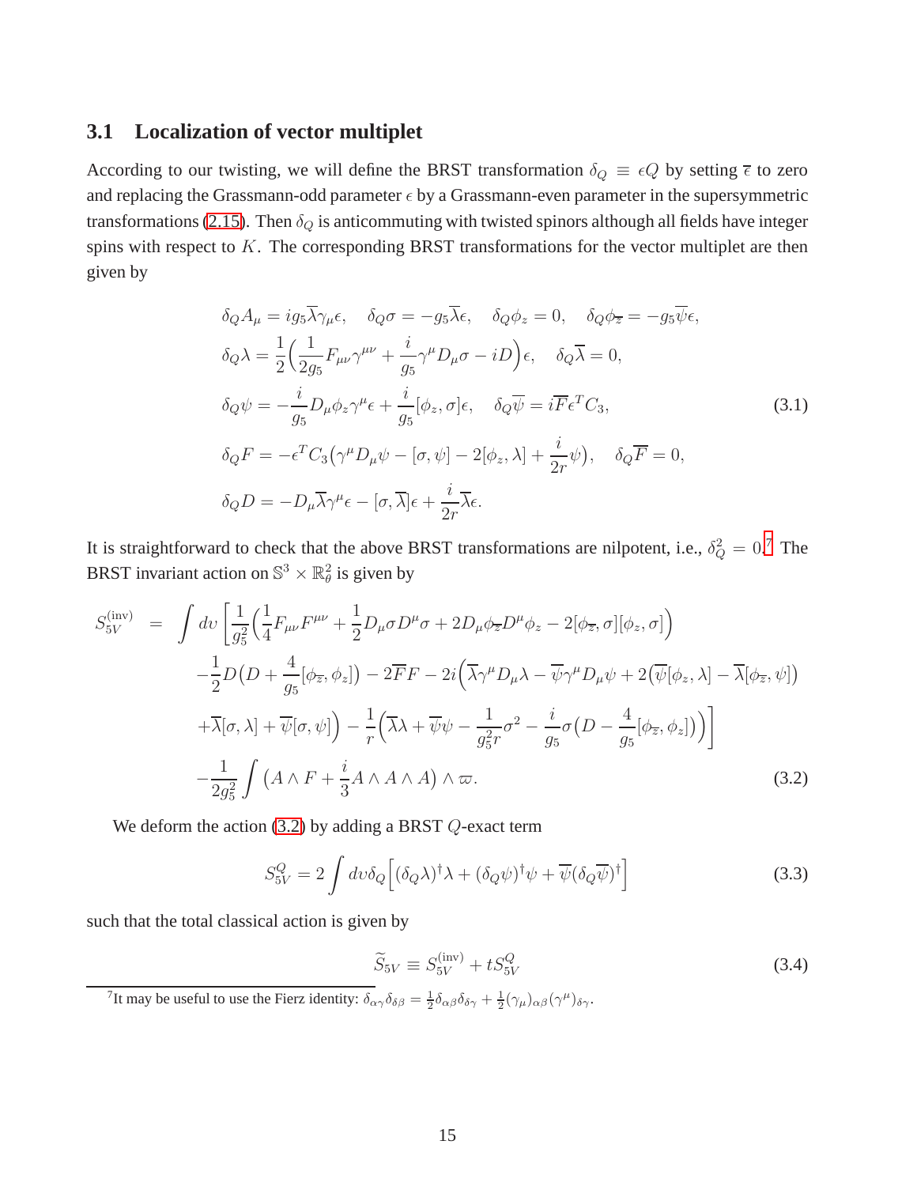### 3.1 Localization of vector multiplet

According to our twisting, we will define the BRST transformation $\delta_Q \equiv \epsilon Q$ by setting $\overline{\epsilon}$ to zero and replacing the Grassmann-odd parameter $\epsilon$ by a Grassmann-even parameter in the supersymmetric transformations (2.15). Then $\delta_Q$ is anticommuting with twisted spinors although all fields have integer spins with respect to $K$. The corresponding BRST transformations for the vector multiplet are then given by

$$
\begin{aligned}
&\delta_Q A_\mu = ig_5 \overline{\lambda}\gamma_\mu \epsilon, \quad \delta_Q \sigma = -g_5 \overline{\lambda}\epsilon, \quad \delta_Q \phi_z = 0, \quad \delta_Q \phi_{\overline{z}} = -g_5 \overline{\psi}\epsilon, \\
&\delta_Q \lambda = \frac{1}{2}\Big(\frac{1}{2g_5}F_{\mu\nu}\gamma^{\mu\nu} + \frac{i}{g_5}\gamma^\mu D_\mu \sigma - iD\Big)\epsilon, \quad \delta_Q \overline{\lambda} = 0, \\
&\delta_Q \psi = -\frac{i}{g_5} D_\mu \phi_z \gamma^\mu \epsilon + \frac{i}{g_5}[\phi_z, \sigma]\epsilon, \quad \delta_Q \overline{\psi} = i\overline{F}\epsilon^T C_3, \\
&\delta_Q F = -\epsilon^T C_3 \big(\gamma^\mu D_\mu \psi - [\sigma, \psi] - 2[\phi_z, \lambda] + \frac{i}{2r}\psi\big), \quad \delta_Q \overline{F} = 0, \\
&\delta_Q D = -D_\mu \overline{\lambda}\gamma^\mu \epsilon - [\sigma, \overline{\lambda}]\epsilon + \frac{i}{2r}\overline{\lambda}\epsilon.
\end{aligned} \tag{3.1}
$$

It is straightforward to check that the above BRST transformations are nilpotent, i.e., $\delta_Q^2 = 0$.[7] The BRST invariant action on $\mathbb{S}^3 \times \mathbb{R}^2_\theta$ is given by

$$
\begin{aligned}
S_{5V}^{(\mathrm{inv})} \;=\; & \int d\upsilon \bigg[ \frac{1}{g_5^2}\Big(\frac{1}{4}F_{\mu\nu}F^{\mu\nu} + \frac{1}{2}D_\mu \sigma D^\mu \sigma + 2D_\mu \phi_{\overline{z}} D^\mu \phi_z - 2[\phi_{\overline{z}}, \sigma][\phi_z, \sigma]\Big) \\
& -\frac{1}{2}D\big(D + \frac{4}{g_5}[\phi_{\overline{z}}, \phi_z]\big) - 2\overline{F}F - 2i\Big(\overline{\lambda}\gamma^\mu D_\mu \lambda - \overline{\psi}\gamma^\mu D_\mu \psi + 2\big(\overline{\psi}[\phi_z, \lambda] - \overline{\lambda}[\phi_{\overline{z}}, \psi]\big) \\
& + \overline{\lambda}[\sigma, \lambda] + \overline{\psi}[\sigma, \psi]\Big) - \frac{1}{r}\Big(\overline{\lambda}\lambda + \overline{\psi}\psi - \frac{1}{g_5^2 r}\sigma^2 - \frac{i}{g_5}\sigma\big(D - \frac{4}{g_5}[\phi_{\overline{z}}, \phi_z]\big)\Big)\bigg] \\
& - \frac{1}{2g_5^2}\int \big(A \wedge F + \frac{i}{3}A \wedge A \wedge A\big) \wedge \varpi.
\end{aligned} \tag{3.2}
$$

We deform the action (3.2) by adding a BRST $Q$-exact term

$$
S_{5V}^{Q} = 2\int d\upsilon \delta_Q \Big[(\delta_Q \lambda)^\dagger \lambda + (\delta_Q \psi)^\dagger \psi + \overline{\psi}(\delta_Q \overline{\psi})^\dagger\Big] \tag{3.3}
$$

such that the total classical action is given by

$$
\widetilde{S}_{5V} \equiv S_{5V}^{(\mathrm{inv})} + t S_{5V}^{Q} \tag{3.4}
$$

[7] It may be useful to use the Fierz identity: $\delta_{\alpha\gamma}\delta_{\delta\beta} = \frac{1}{2}\delta_{\alpha\beta}\delta_{\delta\gamma} + \frac{1}{2}(\gamma_\mu)_{\alpha\beta}(\gamma^\mu)_{\delta\gamma}$.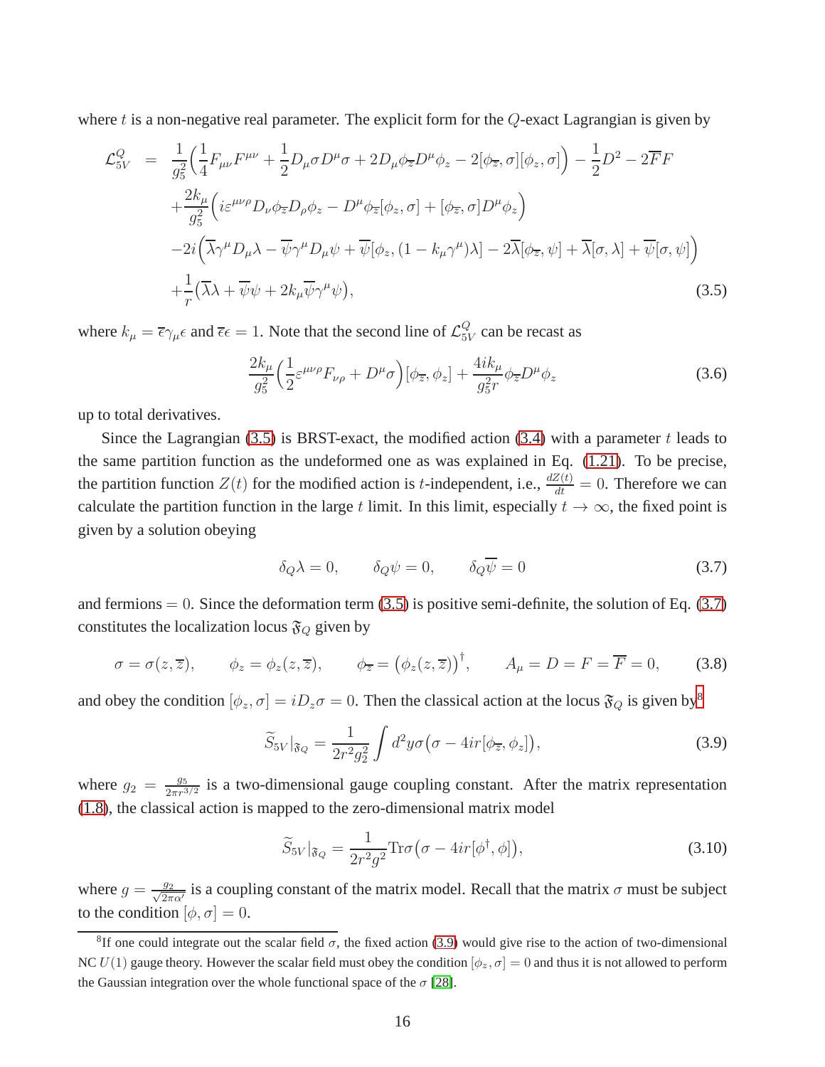where $t$ is a non-negative real parameter. The explicit form for the $Q$-exact Lagrangian is given by

$$
\begin{aligned}
\mathcal{L}^{Q}_{5V} \;=\;& \frac{1}{g_5^2}\Big(\frac{1}{4}F_{\mu\nu}F^{\mu\nu} + \frac{1}{2}D_\mu\sigma D^\mu\sigma + 2D_\mu\phi_{\overline{z}}D^\mu\phi_z - 2[\phi_{\overline{z}},\sigma][\phi_z,\sigma]\Big) - \frac{1}{2}D^2 - 2\overline{F}F \\
&+\frac{2k_\mu}{g_5^2}\Big(i\varepsilon^{\mu\nu\rho}D_\nu\phi_{\overline{z}}D_\rho\phi_z - D^\mu\phi_{\overline{z}}[\phi_z,\sigma] + [\phi_{\overline{z}},\sigma]D^\mu\phi_z\Big) \\
&-2i\Big(\overline{\lambda}\gamma^\mu D_\mu\lambda - \overline{\psi}\gamma^\mu D_\mu\psi + \overline{\psi}[\phi_z,(1-k_\mu\gamma^\mu)\lambda] - 2\overline{\lambda}[\phi_{\overline{z}},\psi] + \overline{\lambda}[\sigma,\lambda] + \overline{\psi}[\sigma,\psi]\Big) \\
&+\frac{1}{r}\big(\overline{\lambda}\lambda + \overline{\psi}\psi + 2k_\mu\overline{\psi}\gamma^\mu\psi\big),
\end{aligned}
\tag{3.5}
$$

where $k_\mu = \overline{\epsilon}\gamma_\mu\epsilon$ and $\overline{\epsilon}\epsilon = 1$. Note that the second line of $\mathcal{L}^{Q}_{5V}$ can be recast as

$$
\frac{2k_\mu}{g_5^2}\Big(\frac{1}{2}\varepsilon^{\mu\nu\rho}F_{\nu\rho} + D^\mu\sigma\Big)[\phi_{\overline{z}},\phi_z] + \frac{4ik_\mu}{g_5^2 r}\phi_{\overline{z}}D^\mu\phi_z \tag{3.6}
$$

up to total derivatives.

Since the Lagrangian (3.5) is BRST-exact, the modified action (3.4) with a parameter $t$ leads to the same partition function as the undeformed one as was explained in Eq. (1.21). To be precise, the partition function $Z(t)$ for the modified action is $t$-independent, i.e., $\frac{dZ(t)}{dt} = 0$. Therefore we can calculate the partition function in the large $t$ limit. In this limit, especially $t \to \infty$, the fixed point is given by a solution obeying

$$
\delta_Q\lambda = 0, \qquad \delta_Q\psi = 0, \qquad \delta_Q\overline{\psi} = 0 \tag{3.7}
$$

and fermions $= 0$. Since the deformation term (3.5) is positive semi-definite, the solution of Eq. (3.7) constitutes the localization locus $\mathfrak{F}_Q$ given by

$$
\sigma = \sigma(z,\overline{z}), \qquad \phi_z = \phi_z(z,\overline{z}), \qquad \phi_{\overline{z}} = \big(\phi_z(z,\overline{z})\big)^\dagger, \qquad A_\mu = D = F = \overline{F} = 0, \tag{3.8}
$$

and obey the condition $[\phi_z,\sigma] = iD_z\sigma = 0$. Then the classical action at the locus $\mathfrak{F}_Q$ is given by[8]

$$
\widetilde{S}_{5V}|_{\mathfrak{F}_Q} = \frac{1}{2r^2 g_2^2}\int d^2y\,\sigma\big(\sigma - 4ir[\phi_{\overline{z}},\phi_z]\big), \tag{3.9}
$$

where $g_2 = \frac{g_5}{2\pi r^{3/2}}$ is a two-dimensional gauge coupling constant. After the matrix representation (1.8), the classical action is mapped to the zero-dimensional matrix model

$$
\widetilde{S}_{5V}|_{\mathfrak{F}_Q} = \frac{1}{2r^2 g^2}\mathrm{Tr}\sigma\big(\sigma - 4ir[\phi^\dagger,\phi]\big), \tag{3.10}
$$

where $g = \frac{g_2}{\sqrt{2\pi\alpha'}}$ is a coupling constant of the matrix model. Recall that the matrix $\sigma$ must be subject to the condition $[\phi,\sigma] = 0$.

[8] If one could integrate out the scalar field $\sigma$, the fixed action (3.9) would give rise to the action of two-dimensional NC $U(1)$ gauge theory. However the scalar field must obey the condition $[\phi_z,\sigma] = 0$ and thus it is not allowed to perform the Gaussian integration over the whole functional space of the $\sigma$ [28].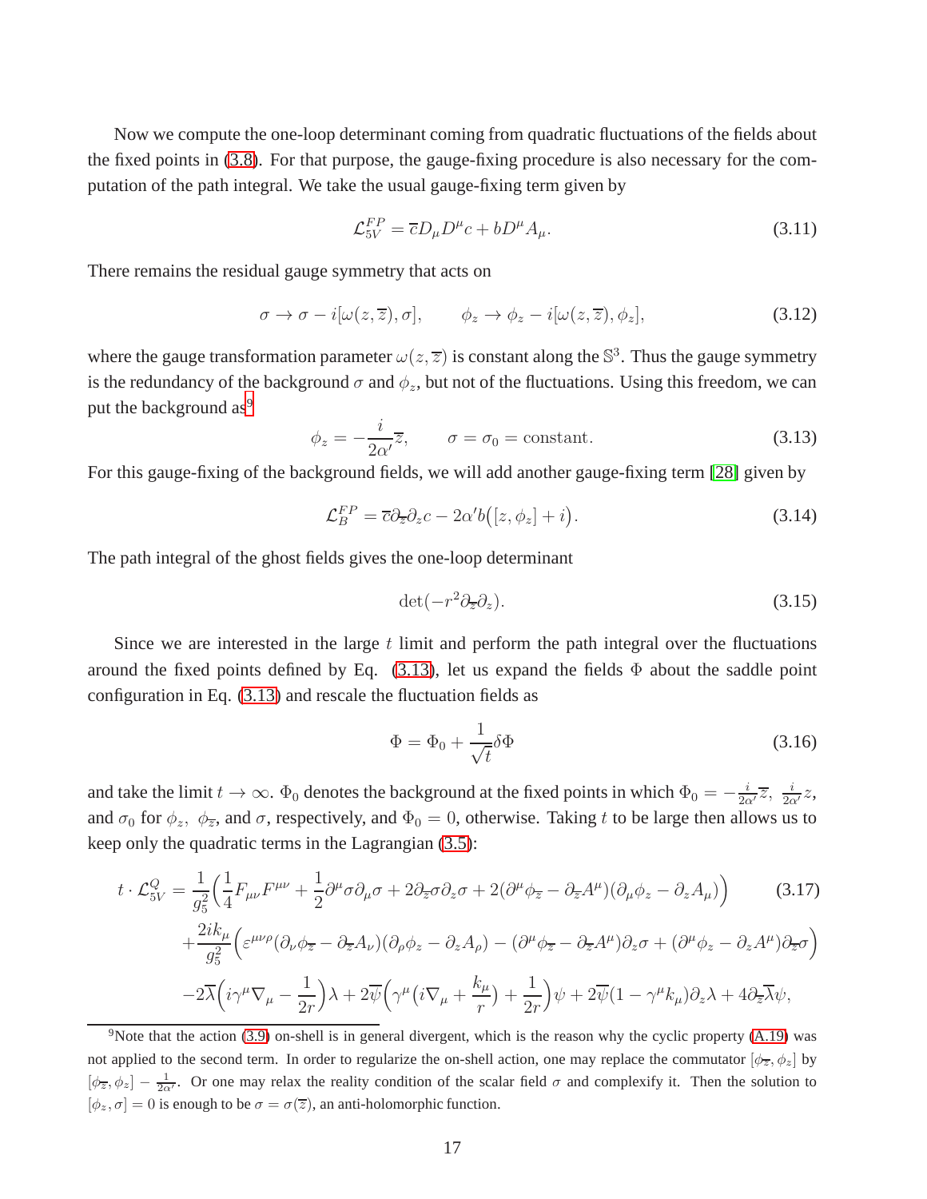Now we compute the one-loop determinant coming from quadratic fluctuations of the fields about the fixed points in (3.8). For that purpose, the gauge-fixing procedure is also necessary for the computation of the path integral. We take the usual gauge-fixing term given by

$$\mathcal{L}_{5V}^{FP} = \overline{c} D_\mu D^\mu c + b D^\mu A_\mu. \tag{3.11}$$

There remains the residual gauge symmetry that acts on

$$\sigma \to \sigma - i[\omega(z,\overline{z}), \sigma], \qquad \phi_z \to \phi_z - i[\omega(z,\overline{z}), \phi_z], \tag{3.12}$$

where the gauge transformation parameter $\omega(z,\overline{z})$ is constant along the $\mathbb{S}^3$. Thus the gauge symmetry is the redundancy of the background $\sigma$ and $\phi_z$, but not of the fluctuations. Using this freedom, we can put the background as[9]

$$\phi_z = -\frac{i}{2\alpha'}\overline{z}, \qquad \sigma = \sigma_0 = \text{constant}. \tag{3.13}$$

For this gauge-fixing of the background fields, we will add another gauge-fixing term [28] given by

$$\mathcal{L}_B^{FP} = \overline{c}\partial_{\overline{z}}\partial_z c - 2\alpha' b\big([z,\phi_z] + i\big). \tag{3.14}$$

The path integral of the ghost fields gives the one-loop determinant

$$\det(-r^2\partial_{\overline{z}}\partial_z). \tag{3.15}$$

Since we are interested in the large $t$ limit and perform the path integral over the fluctuations around the fixed points defined by Eq. (3.13), let us expand the fields $\Phi$ about the saddle point configuration in Eq. (3.13) and rescale the fluctuation fields as

$$\Phi = \Phi_0 + \frac{1}{\sqrt{t}}\delta\Phi \tag{3.16}$$

and take the limit $t \to \infty$. $\Phi_0$ denotes the background at the fixed points in which $\Phi_0 = -\frac{i}{2\alpha'}\overline{z},\ \frac{i}{2\alpha'}z$, and $\sigma_0$ for $\phi_z,\ \phi_{\overline{z}}$, and $\sigma$, respectively, and $\Phi_0 = 0$, otherwise. Taking $t$ to be large then allows us to keep only the quadratic terms in the Lagrangian (3.5):

$$\begin{aligned}
t\cdot\mathcal{L}_{5V}^{Q} = &\frac{1}{g_5^2}\Big(\frac{1}{4}F_{\mu\nu}F^{\mu\nu} + \frac{1}{2}\partial^\mu\sigma\partial_\mu\sigma + 2\partial_{\overline{z}}\sigma\partial_z\sigma + 2(\partial^\mu\phi_{\overline{z}} - \partial_{\overline{z}}A^\mu)(\partial_\mu\phi_z - \partial_z A_\mu)\Big) \\
&+\frac{2ik_\mu}{g_5^2}\Big(\varepsilon^{\mu\nu\rho}(\partial_\nu\phi_{\overline{z}} - \partial_{\overline{z}}A_\nu)(\partial_\rho\phi_z - \partial_z A_\rho) - (\partial^\mu\phi_{\overline{z}} - \partial_{\overline{z}}A^\mu)\partial_z\sigma + (\partial^\mu\phi_z - \partial_z A^\mu)\partial_{\overline{z}}\sigma\Big) \\
&-2\overline{\lambda}\Big(i\gamma^\mu\nabla_\mu - \frac{1}{2r}\Big)\lambda + 2\overline{\psi}\Big(\gamma^\mu\big(i\nabla_\mu + \frac{k_\mu}{r}\big) + \frac{1}{2r}\Big)\psi + 2\overline{\psi}(1-\gamma^\mu k_\mu)\partial_z\lambda + 4\partial_{\overline{z}}\overline{\lambda}\psi,
\end{aligned} \tag{3.17}$$

[9] Note that the action (3.9) on-shell is in general divergent, which is the reason why the cyclic property (A.19) was not applied to the second term. In order to regularize the on-shell action, one may replace the commutator $[\phi_{\overline{z}}, \phi_z]$ by $[\phi_{\overline{z}}, \phi_z] - \frac{1}{2\alpha'}$. Or one may relax the reality condition of the scalar field $\sigma$ and complexify it. Then the solution to $[\phi_z, \sigma] = 0$ is enough to be $\sigma = \sigma(\overline{z})$, an anti-holomorphic function.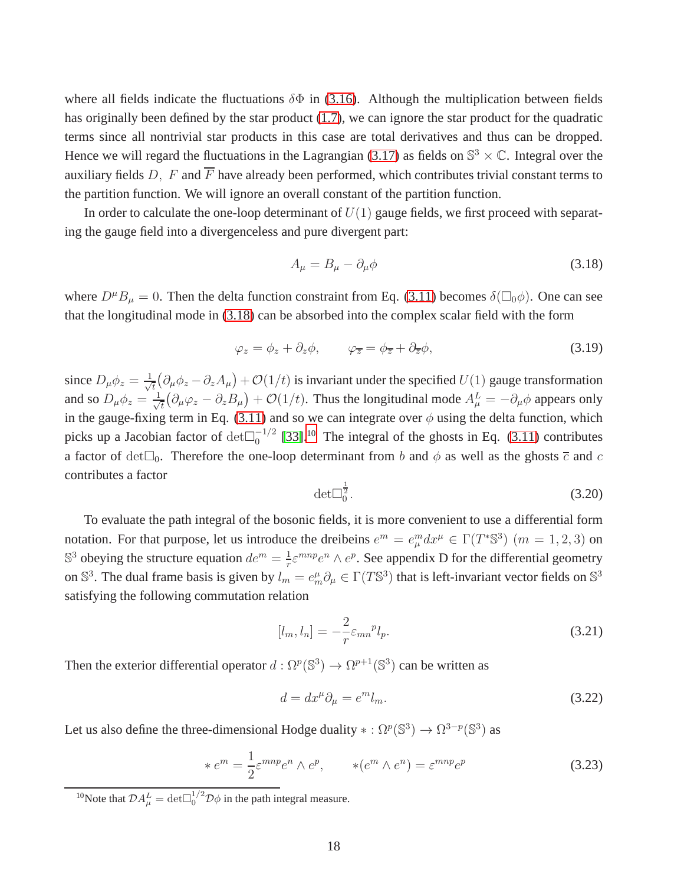where all fields indicate the fluctuations $\delta\Phi$ in (3.16). Although the multiplication between fields has originally been defined by the star product (1.7), we can ignore the star product for the quadratic terms since all nontrivial star products in this case are total derivatives and thus can be dropped. Hence we will regard the fluctuations in the Lagrangian (3.17) as fields on $\mathbb{S}^3 \times \mathbb{C}$. Integral over the auxiliary fields $D,\ F$ and $\overline{F}$ have already been performed, which contributes trivial constant terms to the partition function. We will ignore an overall constant of the partition function.

In order to calculate the one-loop determinant of $U(1)$ gauge fields, we first proceed with separating the gauge field into a divergenceless and pure divergent part:

$$A_\mu = B_\mu - \partial_\mu \phi \tag{3.18}$$

where $D^\mu B_\mu = 0$. Then the delta function constraint from Eq. (3.11) becomes $\delta(\Box_0 \phi)$. One can see that the longitudinal mode in (3.18) can be absorbed into the complex scalar field with the form

$$\varphi_z = \phi_z + \partial_z \phi, \qquad \varphi_{\overline{z}} = \phi_{\overline{z}} + \partial_{\overline{z}} \phi, \tag{3.19}$$

since $D_\mu \phi_z = \frac{1}{\sqrt{t}}\big(\partial_\mu \phi_z - \partial_z A_\mu\big) + \mathcal{O}(1/t)$ is invariant under the specified $U(1)$ gauge transformation and so $D_\mu \phi_z = \frac{1}{\sqrt{t}}\big(\partial_\mu \varphi_z - \partial_z B_\mu\big) + \mathcal{O}(1/t)$. Thus the longitudinal mode $A^L_\mu = -\partial_\mu \phi$ appears only in the gauge-fixing term in Eq. (3.11) and so we can integrate over $\phi$ using the delta function, which picks up a Jacobian factor of $\det \Box_0^{-1/2}$ [33].[10] The integral of the ghosts in Eq. (3.11) contributes a factor of $\det \Box_0$. Therefore the one-loop determinant from $b$ and $\phi$ as well as the ghosts $\overline{c}$ and $c$ contributes a factor

$$\det \Box_0^{\frac{1}{2}}. \tag{3.20}$$

To evaluate the path integral of the bosonic fields, it is more convenient to use a differential form notation. For that purpose, let us introduce the dreibeins $e^m = e^m_\mu dx^\mu \in \Gamma(T^*\mathbb{S}^3)$ $(m = 1, 2, 3)$ on $\mathbb{S}^3$ obeying the structure equation $de^m = \frac{1}{r}\varepsilon^{mnp} e^n \wedge e^p$. See appendix D for the differential geometry on $\mathbb{S}^3$. The dual frame basis is given by $l_m = e^\mu_m \partial_\mu \in \Gamma(T\mathbb{S}^3)$ that is left-invariant vector fields on $\mathbb{S}^3$ satisfying the following commutation relation

$$[l_m, l_n] = -\frac{2}{r}\varepsilon_{mn}{}^p l_p. \tag{3.21}$$

Then the exterior differential operator $d : \Omega^p(\mathbb{S}^3) \to \Omega^{p+1}(\mathbb{S}^3)$ can be written as

$$d = dx^\mu \partial_\mu = e^m l_m. \tag{3.22}$$

Let us also define the three-dimensional Hodge duality $* : \Omega^p(\mathbb{S}^3) \to \Omega^{3-p}(\mathbb{S}^3)$ as

$$* e^m = \frac{1}{2}\varepsilon^{mnp} e^n \wedge e^p, \qquad *(e^m \wedge e^n) = \varepsilon^{mnp} e^p \tag{3.23}$$

---

[10] Note that $\mathcal{D}A^L_\mu = \det \Box_0^{1/2} \mathcal{D}\phi$ in the path integral measure.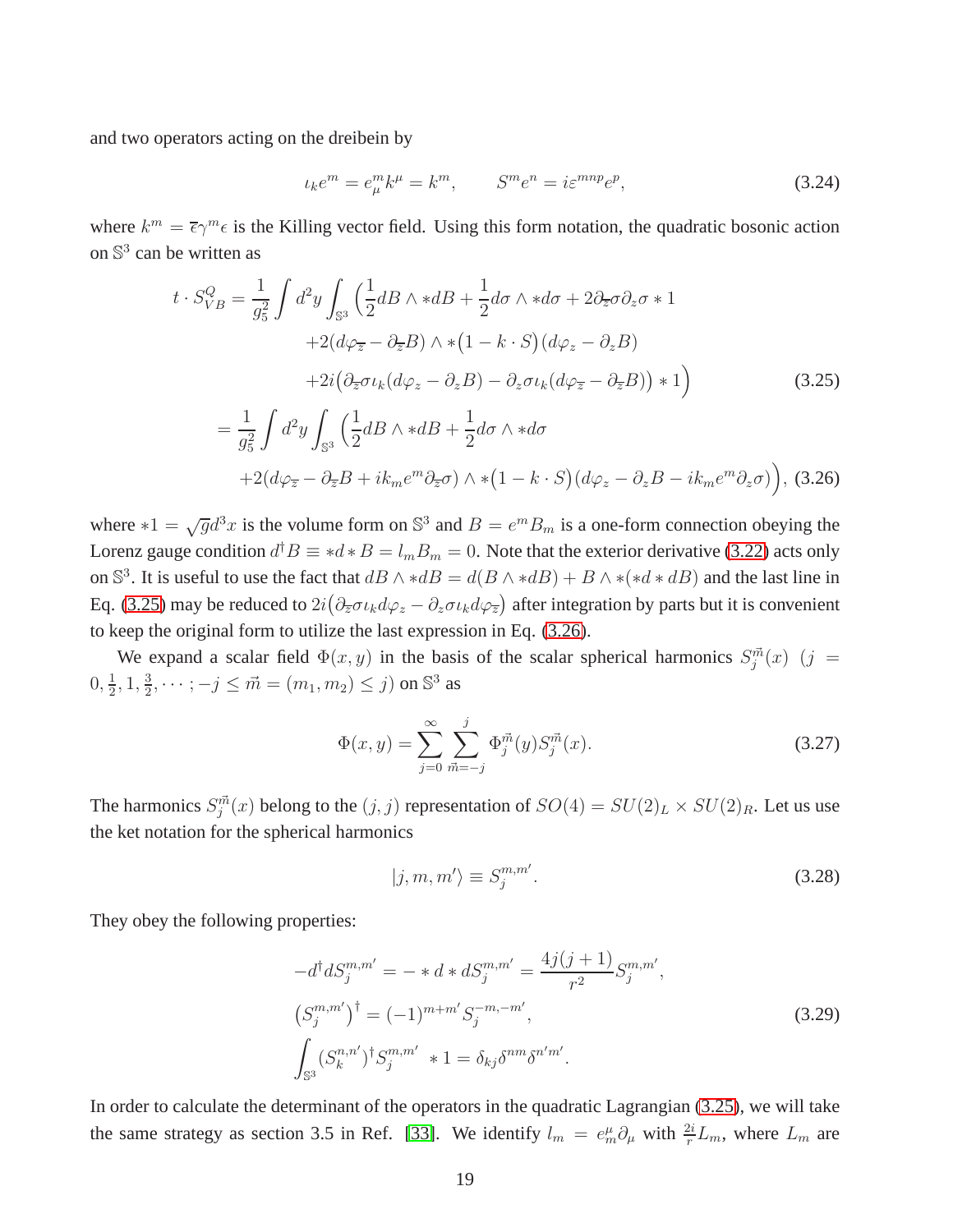and two operators acting on the dreibein by

$$\iota_k e^m = e^m_\mu k^\mu = k^m, \qquad S^m e^n = i\varepsilon^{mnp} e^p, \tag{3.24}$$

where $k^m = \overline{\epsilon}\gamma^m\epsilon$ is the Killing vector field. Using this form notation, the quadratic bosonic action on $\mathbb{S}^3$ can be written as

$$\begin{aligned}
t \cdot S^Q_{VB} = \frac{1}{g_5^2}\int d^2y \int_{\mathbb{S}^3} \Big(&\frac{1}{2}dB\wedge *dB + \frac{1}{2}d\sigma\wedge *d\sigma + 2\partial_{\overline{z}}\sigma\partial_z\sigma *1 \\
&+2(d\varphi_{\overline{z}} - \partial_{\overline{z}}B)\wedge *\big(1-k\cdot S\big)(d\varphi_z - \partial_z B) \\
&+2i\big(\partial_{\overline{z}}\sigma\iota_k(d\varphi_z - \partial_z B) - \partial_z\sigma\iota_k(d\varphi_{\overline{z}} - \partial_{\overline{z}}B)\big) *1\Big)
\end{aligned} \tag{3.25}$$

$$\begin{aligned}
= \frac{1}{g_5^2}\int d^2y \int_{\mathbb{S}^3} \Big(&\frac{1}{2}dB\wedge *dB + \frac{1}{2}d\sigma\wedge *d\sigma \\
&+2(d\varphi_{\overline{z}} - \partial_{\overline{z}}B + ik_m e^m\partial_{\overline{z}}\sigma)\wedge *\big(1-k\cdot S\big)(d\varphi_z - \partial_z B - ik_m e^m\partial_z\sigma)\Big),
\end{aligned} \tag{3.26}$$

where $*1 = \sqrt{g}d^3x$ is the volume form on $\mathbb{S}^3$ and $B = e^m B_m$ is a one-form connection obeying the Lorenz gauge condition $d^\dagger B \equiv *d*B = l_m B_m = 0$. Note that the exterior derivative (3.22) acts only on $\mathbb{S}^3$. It is useful to use the fact that $dB\wedge *dB = d(B\wedge *dB) + B\wedge *(*d*dB)$ and the last line in Eq. (3.25) may be reduced to $2i\big(\partial_{\overline{z}}\sigma\iota_k d\varphi_z - \partial_z\sigma\iota_k d\varphi_{\overline{z}}\big)$ after integration by parts but it is convenient to keep the original form to utilize the last expression in Eq. (3.26).

We expand a scalar field $\Phi(x,y)$ in the basis of the scalar spherical harmonics $S_j^{\vec{m}}(x)$ $(j = 0, \frac{1}{2}, 1, \frac{3}{2}, \cdots; -j \le \vec{m} = (m_1, m_2) \le j)$ on $\mathbb{S}^3$ as

$$\Phi(x,y) = \sum_{j=0}^{\infty}\sum_{\vec{m}=-j}^{j} \Phi_j^{\vec{m}}(y) S_j^{\vec{m}}(x). \tag{3.27}$$

The harmonics $S_j^{\vec{m}}(x)$ belong to the $(j,j)$ representation of $SO(4) = SU(2)_L\times SU(2)_R$. Let us use the ket notation for the spherical harmonics

$$|j,m,m'\rangle \equiv S_j^{m,m'}. \tag{3.28}$$

They obey the following properties:

$$\begin{aligned}
-d^\dagger dS_j^{m,m'} &= -*d*dS_j^{m,m'} = \frac{4j(j+1)}{r^2}S_j^{m,m'}, \\
\big(S_j^{m,m'}\big)^\dagger &= (-1)^{m+m'}S_j^{-m,-m'}, \\
\int_{\mathbb{S}^3}(S_k^{n,n'})^\dagger S_j^{m,m'} \ *1 &= \delta_{kj}\delta^{nm}\delta^{n'm'}.
\end{aligned} \tag{3.29}$$

In order to calculate the determinant of the operators in the quadratic Lagrangian (3.25), we will take the same strategy as section 3.5 in Ref. [33]. We identify $l_m = e^\mu_m\partial_\mu$ with $\frac{2i}{r}L_m$, where $L_m$ are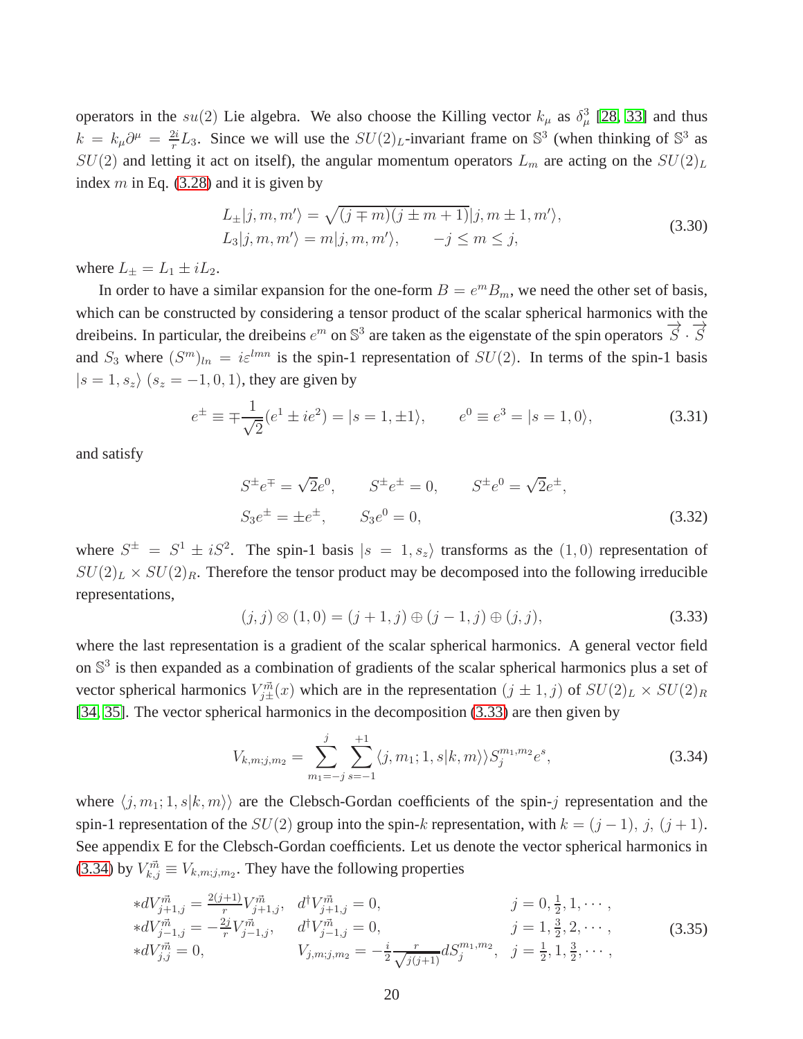operators in the $su(2)$ Lie algebra. We also choose the Killing vector $k_\mu$ as $\delta^3_\mu$ [28, 33] and thus $k = k_\mu \partial^\mu = \frac{2i}{r} L_3$. Since we will use the $SU(2)_L$-invariant frame on $\mathbb{S}^3$ (when thinking of $\mathbb{S}^3$ as $SU(2)$ and letting it act on itself), the angular momentum operators $L_m$ are acting on the $SU(2)_L$ index $m$ in Eq. (3.28) and it is given by

$$
\begin{aligned}
&L_\pm |j, m, m'\rangle = \sqrt{(j \mp m)(j \pm m + 1)}\,|j, m \pm 1, m'\rangle, \\
&L_3 |j, m, m'\rangle = m|j, m, m'\rangle, \qquad -j \le m \le j,
\end{aligned}
\tag{3.30}
$$

where $L_\pm = L_1 \pm i L_2$.

In order to have a similar expansion for the one-form $B = e^m B_m$, we need the other set of basis, which can be constructed by considering a tensor product of the scalar spherical harmonics with the dreibeins. In particular, the dreibeins $e^m$ on $\mathbb{S}^3$ are taken as the eigenstate of the spin operators $\vec{S} \cdot \vec{S}$ and $S_3$ where $(S^m)_{ln} = i\varepsilon^{lmn}$ is the spin-1 representation of $SU(2)$. In terms of the spin-1 basis $|s = 1, s_z\rangle$ $(s_z = -1, 0, 1)$, they are given by

$$
e^\pm \equiv \mp \frac{1}{\sqrt{2}}(e^1 \pm i e^2) = |s = 1, \pm 1\rangle, \qquad e^0 \equiv e^3 = |s = 1, 0\rangle, \tag{3.31}
$$

and satisfy

$$
\begin{aligned}
&S^\pm e^\mp = \sqrt{2} e^0, \qquad S^\pm e^\pm = 0, \qquad S^\pm e^0 = \sqrt{2} e^\pm, \\
&S_3 e^\pm = \pm e^\pm, \qquad S_3 e^0 = 0,
\end{aligned}
\tag{3.32}
$$

where $S^\pm = S^1 \pm i S^2$. The spin-1 basis $|s = 1, s_z\rangle$ transforms as the $(1, 0)$ representation of $SU(2)_L \times SU(2)_R$. Therefore the tensor product may be decomposed into the following irreducible representations,

$$
(j, j) \otimes (1, 0) = (j + 1, j) \oplus (j - 1, j) \oplus (j, j), \tag{3.33}
$$

where the last representation is a gradient of the scalar spherical harmonics. A general vector field on $\mathbb{S}^3$ is then expanded as a combination of gradients of the scalar spherical harmonics plus a set of vector spherical harmonics $V^{\vec{m}}_{j\pm}(x)$ which are in the representation $(j \pm 1, j)$ of $SU(2)_L \times SU(2)_R$ [34, 35]. The vector spherical harmonics in the decomposition (3.33) are then given by

$$
V_{k,m;j,m_2} = \sum_{m_1=-j}^{j} \sum_{s=-1}^{+1} \langle j, m_1; 1, s | k, m \rangle\rangle S^{m_1,m_2}_j e^s, \tag{3.34}
$$

where $\langle j, m_1; 1, s | k, m \rangle\rangle$ are the Clebsch-Gordan coefficients of the spin-$j$ representation and the spin-1 representation of the $SU(2)$ group into the spin-$k$ representation, with $k = (j-1),\, j,\, (j+1)$. See appendix E for the Clebsch-Gordan coefficients. Let us denote the vector spherical harmonics in (3.34) by $V^{\vec{m}}_{k,j} \equiv V_{k,m;j,m_2}$. They have the following properties

$$
\begin{aligned}
&*dV^{\vec{m}}_{j+1,j} = \tfrac{2(j+1)}{r} V^{\vec{m}}_{j+1,j}, && d^\dagger V^{\vec{m}}_{j+1,j} = 0, && j = 0, \tfrac{1}{2}, 1, \cdots, \\
&*dV^{\vec{m}}_{j-1,j} = -\tfrac{2j}{r} V^{\vec{m}}_{j-1,j}, && d^\dagger V^{\vec{m}}_{j-1,j} = 0, && j = 1, \tfrac{3}{2}, 2, \cdots, \\
&*dV^{\vec{m}}_{j,j} = 0, && V_{j,m;j,m_2} = -\tfrac{i}{2} \tfrac{r}{\sqrt{j(j+1)}} dS^{m_1,m_2}_j, && j = \tfrac{1}{2}, 1, \tfrac{3}{2}, \cdots,
\end{aligned}
\tag{3.35}
$$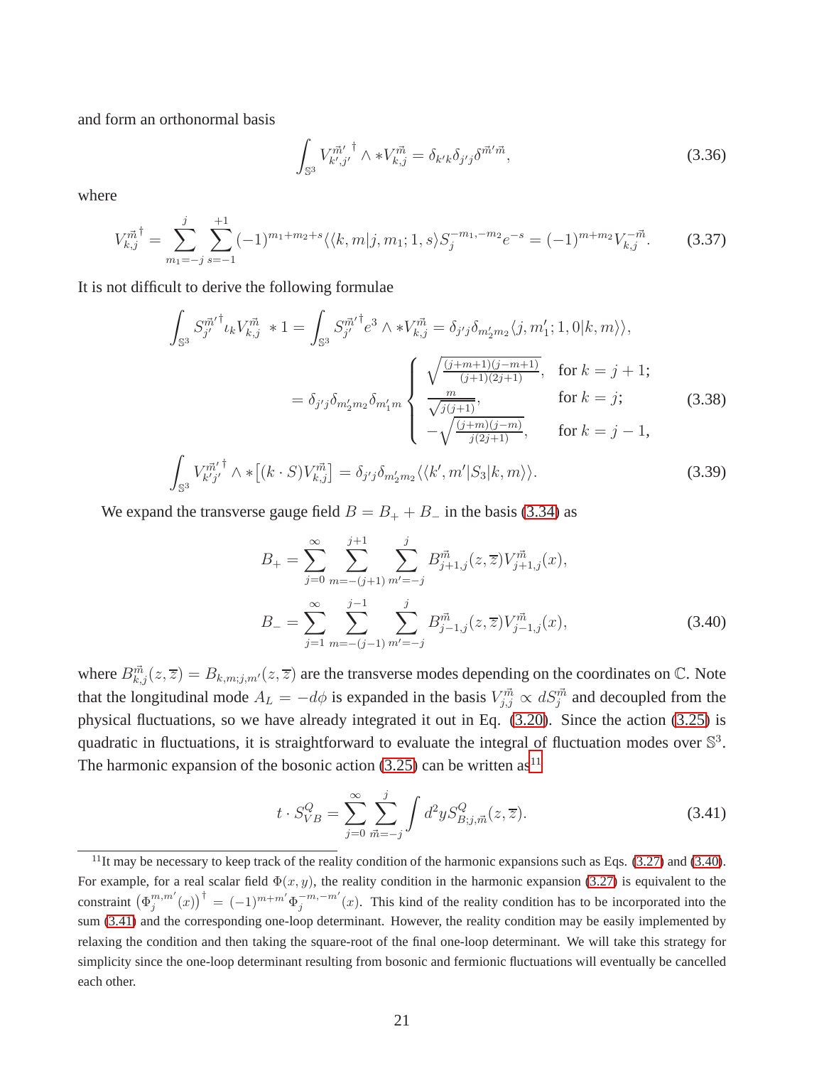and form an orthonormal basis

$$\int_{\mathbb{S}^3} V_{k',j'}^{\vec{m}'\,\dagger} \wedge * V_{k,j}^{\vec{m}} = \delta_{k'k}\delta_{j'j}\delta^{\vec{m}'\vec{m}}, \tag{3.36}$$

where

$$V_{k,j}^{\vec{m}\,\dagger} = \sum_{m_1=-j}^{j}\sum_{s=-1}^{+1}(-1)^{m_1+m_2+s}\langle\langle k,m|j,m_1;1,s\rangle S_j^{-m_1,-m_2}e^{-s} = (-1)^{m+m_2}V_{k,j}^{-\vec{m}}. \tag{3.37}$$

It is not difficult to derive the following formulae

$$\begin{aligned}
\int_{\mathbb{S}^3} S_{j'}^{\vec{m}'\dagger}\iota_k V_{k,j}^{\vec{m}} * 1 &= \int_{\mathbb{S}^3} S_{j'}^{\vec{m}'\dagger}e^3 \wedge * V_{k,j}^{\vec{m}} = \delta_{j'j}\delta_{m_2'm_2}\langle j,m_1';1,0|k,m\rangle\rangle, \\
&= \delta_{j'j}\delta_{m_2'm_2}\delta_{m_1'm}\begin{cases} \sqrt{\frac{(j+m+1)(j-m+1)}{(j+1)(2j+1)}}, & \text{for } k=j+1; \\ \frac{m}{\sqrt{j(j+1)}}, & \text{for } k=j; \\ -\sqrt{\frac{(j+m)(j-m)}{j(2j+1)}}, & \text{for } k=j-1, \end{cases}
\end{aligned} \tag{3.38}$$

$$\int_{\mathbb{S}^3} V_{k'j'}^{\vec{m}'\,\dagger} \wedge * \big[(k\cdot S)V_{k,j}^{\vec{m}}\big] = \delta_{j'j}\delta_{m_2'm_2}\langle\langle k',m'|S_3|k,m\rangle\rangle. \tag{3.39}$$

We expand the transverse gauge field $B = B_+ + B_-$ in the basis (3.34) as

$$\begin{aligned}
B_+ &= \sum_{j=0}^{\infty}\sum_{m=-(j+1)}^{j+1}\sum_{m'=-j}^{j} B_{j+1,j}^{\vec{m}}(z,\overline{z})V_{j+1,j}^{\vec{m}}(x), \\
B_- &= \sum_{j=1}^{\infty}\sum_{m=-(j-1)}^{j-1}\sum_{m'=-j}^{j} B_{j-1,j}^{\vec{m}}(z,\overline{z})V_{j-1,j}^{\vec{m}}(x),
\end{aligned} \tag{3.40}$$

where $B_{k,j}^{\vec{m}}(z,\overline{z}) = B_{k,m;j,m'}(z,\overline{z})$ are the transverse modes depending on the coordinates on $\mathbb{C}$. Note that the longitudinal mode $A_L = -d\phi$ is expanded in the basis $V_{j,j}^{\vec{m}} \propto dS_j^{\vec{m}}$ and decoupled from the physical fluctuations, so we have already integrated it out in Eq. (3.20). Since the action (3.25) is quadratic in fluctuations, it is straightforward to evaluate the integral of fluctuation modes over $\mathbb{S}^3$. The harmonic expansion of the bosonic action (3.25) can be written as[11]

$$t \cdot S_{VB}^{Q} = \sum_{j=0}^{\infty}\sum_{\vec{m}=-j}^{j}\int d^2y\, S_{B;j,\vec{m}}^{Q}(z,\overline{z}). \tag{3.41}$$

[11] It may be necessary to keep track of the reality condition of the harmonic expansions such as Eqs. (3.27) and (3.40). For example, for a real scalar field $\Phi(x,y)$, the reality condition in the harmonic expansion (3.27) is equivalent to the constraint $\left(\Phi_j^{m,m'}(x)\right)^\dagger = (-1)^{m+m'}\Phi_j^{-m,-m'}(x)$. This kind of the reality condition has to be incorporated into the sum (3.41) and the corresponding one-loop determinant. However, the reality condition may be easily implemented by relaxing the condition and then taking the square-root of the final one-loop determinant. We will take this strategy for simplicity since the one-loop determinant resulting from bosonic and fermionic fluctuations will eventually be cancelled each other.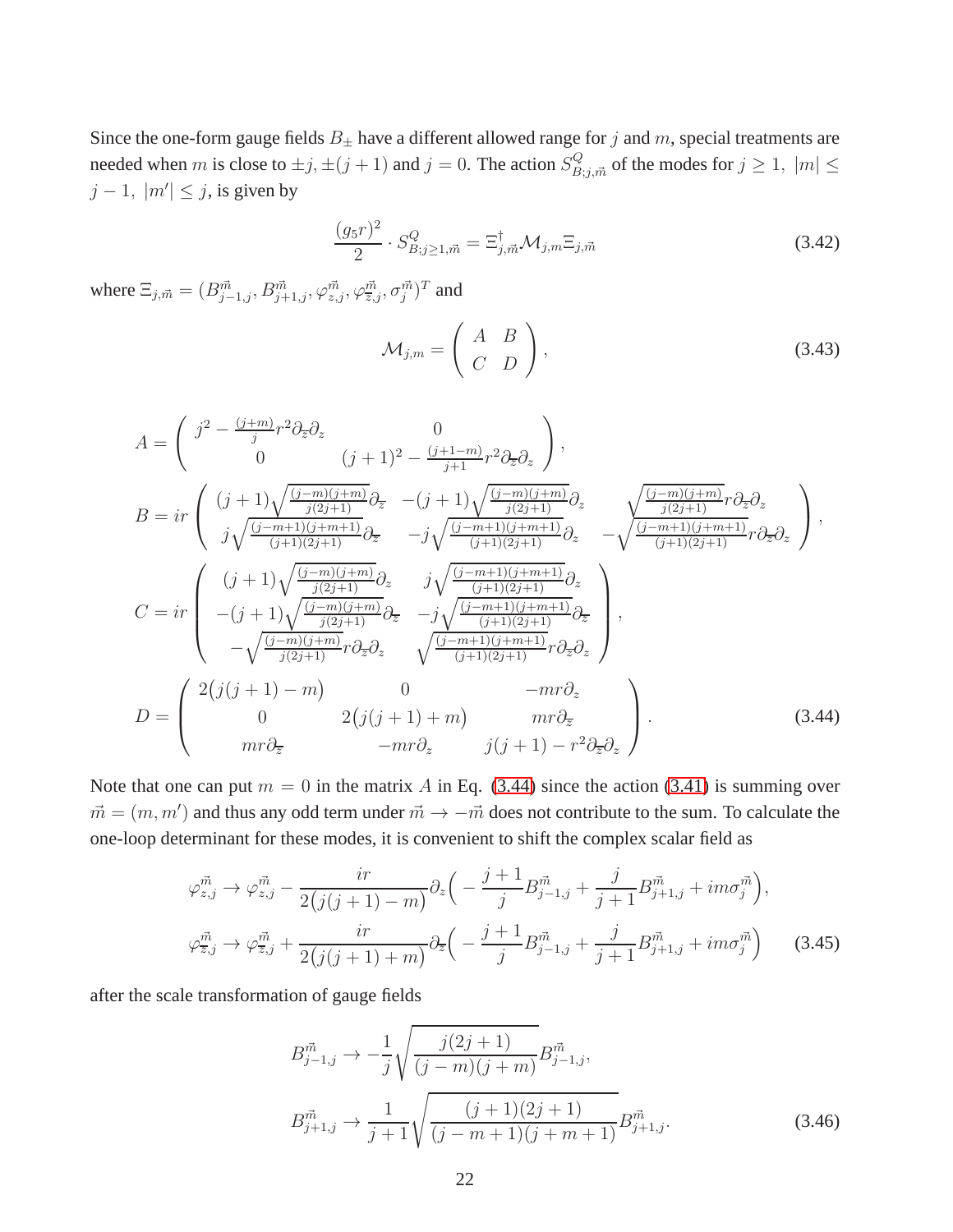Since the one-form gauge fields $B_\pm$ have a different allowed range for $j$ and $m$, special treatments are needed when $m$ is close to $\pm j, \pm(j+1)$ and $j = 0$. The action $S^Q_{B;j,\vec{m}}$ of the modes for $j \geq 1,\ |m| \leq j-1,\ |m'| \leq j$, is given by

$$
\frac{(g_5 r)^2}{2} \cdot S^Q_{B;j\geq 1,\vec{m}} = \Xi^\dagger_{j,\vec{m}} \mathcal{M}_{j,m} \Xi_{j,\vec{m}} \tag{3.42}
$$

where $\Xi_{j,\vec{m}} = (B^{\vec{m}}_{j-1,j}, B^{\vec{m}}_{j+1,j}, \varphi^{\vec{m}}_{z,j}, \varphi^{\vec{m}}_{\bar{z},j}, \sigma^{\vec{m}}_j)^T$ and

$$
\mathcal{M}_{j,m} = \begin{pmatrix} A & B \\ C & D \end{pmatrix}, \tag{3.43}
$$

$$
\begin{aligned}
A &= \begin{pmatrix} j^2 - \frac{(j+m)}{j} r^2 \partial_{\bar{z}} \partial_z & 0 \\ 0 & (j+1)^2 - \frac{(j+1-m)}{j+1} r^2 \partial_{\bar{z}} \partial_z \end{pmatrix}, \\
B &= ir \begin{pmatrix} (j+1)\sqrt{\frac{(j-m)(j+m)}{j(2j+1)}}\partial_{\bar{z}} & -(j+1)\sqrt{\frac{(j-m)(j+m)}{j(2j+1)}}\partial_z & \sqrt{\frac{(j-m)(j+m)}{j(2j+1)}} r \partial_{\bar{z}} \partial_z \\ j\sqrt{\frac{(j-m+1)(j+m+1)}{(j+1)(2j+1)}}\partial_{\bar{z}} & -j\sqrt{\frac{(j-m+1)(j+m+1)}{(j+1)(2j+1)}}\partial_z & -\sqrt{\frac{(j-m+1)(j+m+1)}{(j+1)(2j+1)}} r \partial_{\bar{z}} \partial_z \end{pmatrix}, \\
C &= ir \begin{pmatrix} (j+1)\sqrt{\frac{(j-m)(j+m)}{j(2j+1)}}\partial_z & j\sqrt{\frac{(j-m+1)(j+m+1)}{(j+1)(2j+1)}}\partial_z \\ -(j+1)\sqrt{\frac{(j-m)(j+m)}{j(2j+1)}}\partial_{\bar{z}} & -j\sqrt{\frac{(j-m+1)(j+m+1)}{(j+1)(2j+1)}}\partial_{\bar{z}} \\ -\sqrt{\frac{(j-m)(j+m)}{j(2j+1)}} r \partial_{\bar{z}} \partial_z & \sqrt{\frac{(j-m+1)(j+m+1)}{(j+1)(2j+1)}} r \partial_{\bar{z}} \partial_z \end{pmatrix}, \\
D &= \begin{pmatrix} 2\big(j(j+1) - m\big) & 0 & -mr\partial_z \\ 0 & 2\big(j(j+1)+m\big) & mr\partial_{\bar{z}} \\ mr\partial_{\bar{z}} & -mr\partial_z & j(j+1) - r^2 \partial_{\bar{z}} \partial_z \end{pmatrix}.
\end{aligned} \tag{3.44}
$$

Note that one can put $m = 0$ in the matrix $A$ in Eq. (3.44) since the action (3.41) is summing over $\vec{m} = (m, m')$ and thus any odd term under $\vec{m} \to -\vec{m}$ does not contribute to the sum. To calculate the one-loop determinant for these modes, it is convenient to shift the complex scalar field as

$$
\begin{aligned}
\varphi^{\vec{m}}_{z,j} &\to \varphi^{\vec{m}}_{z,j} - \frac{ir}{2\big(j(j+1)-m\big)} \partial_z \Big( -\frac{j+1}{j} B^{\vec{m}}_{j-1,j} + \frac{j}{j+1} B^{\vec{m}}_{j+1,j} + im\sigma^{\vec{m}}_j \Big), \\
\varphi^{\vec{m}}_{\bar{z},j} &\to \varphi^{\vec{m}}_{\bar{z},j} + \frac{ir}{2\big(j(j+1)+m\big)} \partial_{\bar{z}} \Big( -\frac{j+1}{j} B^{\vec{m}}_{j-1,j} + \frac{j}{j+1} B^{\vec{m}}_{j+1,j} + im\sigma^{\vec{m}}_j \Big)
\end{aligned} \tag{3.45}
$$

after the scale transformation of gauge fields

$$
\begin{aligned}
B^{\vec{m}}_{j-1,j} &\to -\frac{1}{j}\sqrt{\frac{j(2j+1)}{(j-m)(j+m)}} B^{\vec{m}}_{j-1,j}, \\
B^{\vec{m}}_{j+1,j} &\to \frac{1}{j+1}\sqrt{\frac{(j+1)(2j+1)}{(j-m+1)(j+m+1)}} B^{\vec{m}}_{j+1,j}.
\end{aligned} \tag{3.46}
$$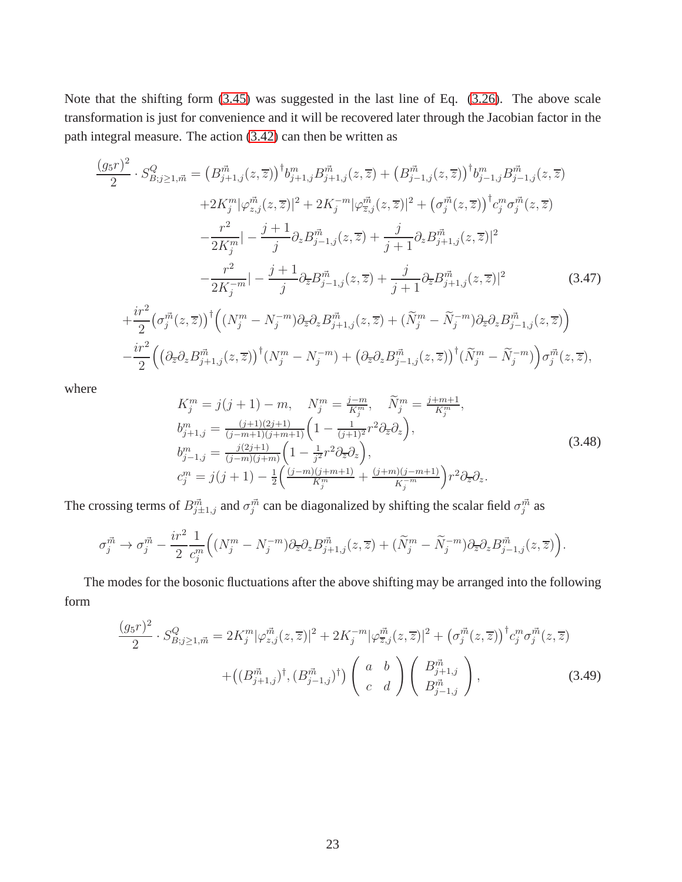Note that the shifting form (3.45) was suggested in the last line of Eq. (3.26). The above scale transformation is just for convenience and it will be recovered later through the Jacobian factor in the path integral measure. The action (3.42) can then be written as

$$
\begin{aligned}
\frac{(g_5 r)^2}{2}\cdot S^Q_{B;j\geq 1,\vec{m}} =& \big(B^{\vec{m}}_{j+1,j}(z,\overline{z})\big)^\dagger b^m_{j+1,j} B^{\vec{m}}_{j+1,j}(z,\overline{z}) + \big(B^{\vec{m}}_{j-1,j}(z,\overline{z})\big)^\dagger b^m_{j-1,j} B^{\vec{m}}_{j-1,j}(z,\overline{z}) \\
&+2K^m_j |\varphi^{\vec{m}}_{z,j}(z,\overline{z})|^2 + 2K^{-m}_j |\varphi^{\vec{m}}_{\overline{z},j}(z,\overline{z})|^2 + \big(\sigma^{\vec{m}}_j(z,\overline{z})\big)^\dagger c^m_j \sigma^{\vec{m}}_j(z,\overline{z}) \\
&-\frac{r^2}{2K^m_j}\Big| -\frac{j+1}{j}\partial_z B^{\vec{m}}_{j-1,j}(z,\overline{z}) + \frac{j}{j+1}\partial_z B^{\vec{m}}_{j+1,j}(z,\overline{z})\Big|^2 \\
&-\frac{r^2}{2K^{-m}_j}\Big| -\frac{j+1}{j}\partial_{\overline{z}} B^{\vec{m}}_{j-1,j}(z,\overline{z}) + \frac{j}{j+1}\partial_{\overline{z}} B^{\vec{m}}_{j+1,j}(z,\overline{z})\Big|^2 \\
+\frac{ir^2}{2}&\big(\sigma^{\vec{m}}_j(z,\overline{z})\big)^\dagger\Big((N^m_j - N^{-m}_j)\partial_{\overline{z}}\partial_z B^{\vec{m}}_{j+1,j}(z,\overline{z}) + (\widetilde{N}^m_j - \widetilde{N}^{-m}_j)\partial_{\overline{z}}\partial_z B^{\vec{m}}_{j-1,j}(z,\overline{z})\Big) \\
-\frac{ir^2}{2}&\Big(\big(\partial_{\overline{z}}\partial_z B^{\vec{m}}_{j+1,j}(z,\overline{z})\big)^\dagger (N^m_j - N^{-m}_j) + \big(\partial_{\overline{z}}\partial_z B^{\vec{m}}_{j-1,j}(z,\overline{z})\big)^\dagger (\widetilde{N}^m_j - \widetilde{N}^{-m}_j)\Big)\sigma^{\vec{m}}_j(z,\overline{z}),
\end{aligned}
\tag{3.47}
$$

where

$$
\begin{aligned}
&K^m_j = j(j+1) - m, \quad N^m_j = \tfrac{j-m}{K^m_j}, \quad \widetilde{N}^m_j = \tfrac{j+m+1}{K^m_j}, \\
&b^m_{j+1,j} = \tfrac{(j+1)(2j+1)}{(j-m+1)(j+m+1)}\Big(1 - \tfrac{1}{(j+1)^2} r^2 \partial_{\overline{z}}\partial_z\Big), \\
&b^m_{j-1,j} = \tfrac{j(2j+1)}{(j-m)(j+m)}\Big(1 - \tfrac{1}{j^2} r^2 \partial_{\overline{z}}\partial_z\Big), \\
&c^m_j = j(j+1) - \tfrac{1}{2}\Big(\tfrac{(j-m)(j+m+1)}{K^m_j} + \tfrac{(j+m)(j-m+1)}{K^{-m}_j}\Big) r^2 \partial_{\overline{z}}\partial_z.
\end{aligned}
\tag{3.48}
$$

The crossing terms of $B^{\vec{m}}_{j\pm 1,j}$ and $\sigma^{\vec{m}}_j$ can be diagonalized by shifting the scalar field $\sigma^{\vec{m}}_j$ as

$$
\sigma^{\vec{m}}_j \to \sigma^{\vec{m}}_j - \frac{ir^2}{2}\frac{1}{c^m_j}\Big((N^m_j - N^{-m}_j)\partial_{\overline{z}}\partial_z B^{\vec{m}}_{j+1,j}(z,\overline{z}) + (\widetilde{N}^m_j - \widetilde{N}^{-m}_j)\partial_{\overline{z}}\partial_z B^{\vec{m}}_{j-1,j}(z,\overline{z})\Big).
$$

The modes for the bosonic fluctuations after the above shifting may be arranged into the following form

$$
\begin{aligned}
\frac{(g_5 r)^2}{2}\cdot S^Q_{B;j\geq 1,\vec{m}} =& 2K^m_j |\varphi^{\vec{m}}_{z,j}(z,\overline{z})|^2 + 2K^{-m}_j |\varphi^{\vec{m}}_{\overline{z},j}(z,\overline{z})|^2 + \big(\sigma^{\vec{m}}_j(z,\overline{z})\big)^\dagger c^m_j \sigma^{\vec{m}}_j(z,\overline{z}) \\
&+\big((B^{\vec{m}}_{j+1,j})^\dagger, (B^{\vec{m}}_{j-1,j})^\dagger\big)\begin{pmatrix} a & b \\ c & d \end{pmatrix}\begin{pmatrix} B^{\vec{m}}_{j+1,j} \\ B^{\vec{m}}_{j-1,j} \end{pmatrix},
\end{aligned}
\tag{3.49}
$$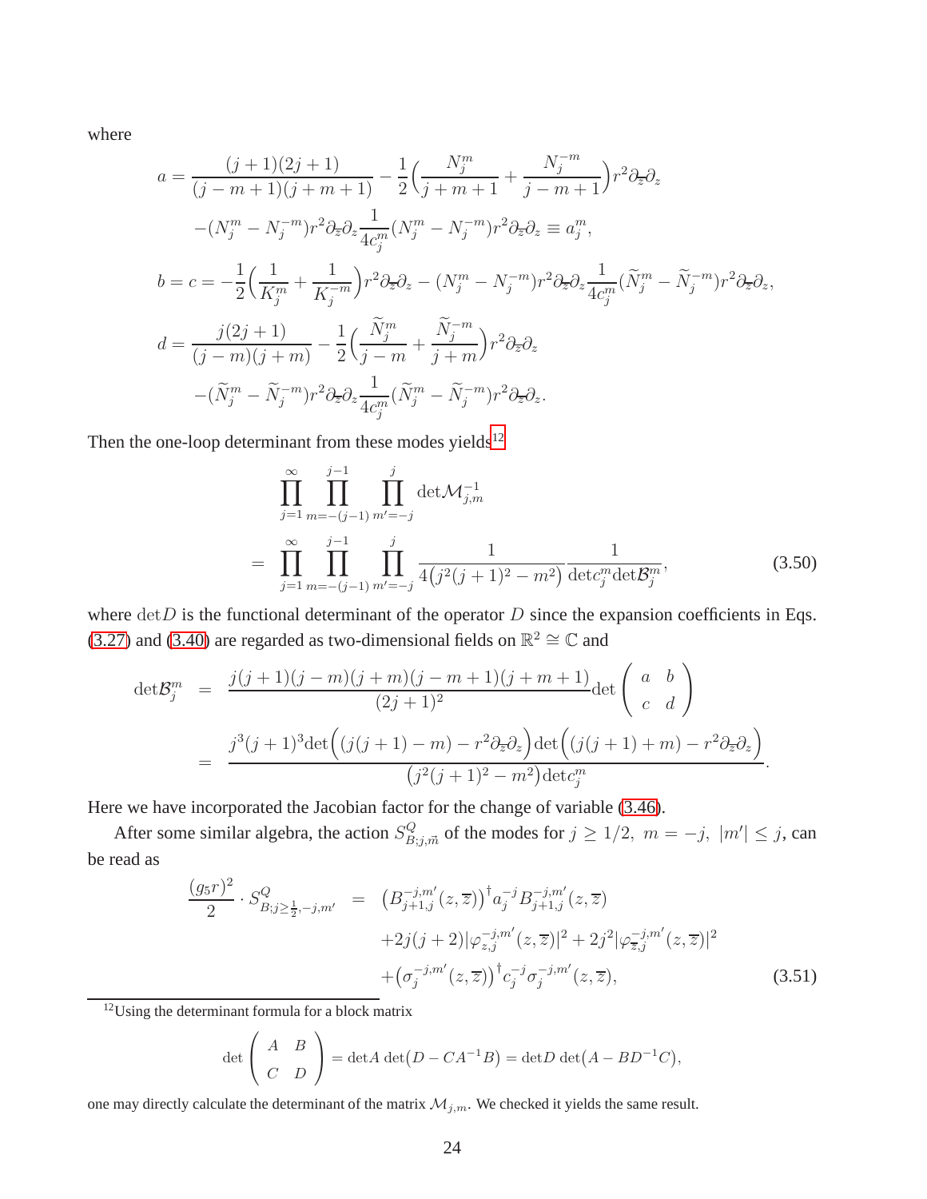where

$$
\begin{aligned}
a &= \frac{(j+1)(2j+1)}{(j-m+1)(j+m+1)} - \frac{1}{2}\Big(\frac{N_j^m}{j+m+1} + \frac{N_j^{-m}}{j-m+1}\Big) r^2 \partial_{\overline{z}}\partial_z \\
&\quad -(N_j^m - N_j^{-m}) r^2 \partial_{\overline{z}}\partial_z \frac{1}{4c_j^m}(N_j^m - N_j^{-m}) r^2 \partial_{\overline{z}}\partial_z \equiv a_j^m, \\
b = c &= -\frac{1}{2}\Big(\frac{1}{K_j^m} + \frac{1}{K_j^{-m}}\Big) r^2 \partial_{\overline{z}}\partial_z - (N_j^m - N_j^{-m}) r^2 \partial_{\overline{z}}\partial_z \frac{1}{4c_j^m}(\widetilde{N}_j^m - \widetilde{N}_j^{-m}) r^2 \partial_{\overline{z}}\partial_z, \\
d &= \frac{j(2j+1)}{(j-m)(j+m)} - \frac{1}{2}\Big(\frac{\widetilde{N}_j^m}{j-m} + \frac{\widetilde{N}_j^{-m}}{j+m}\Big) r^2 \partial_{\overline{z}}\partial_z \\
&\quad -(\widetilde{N}_j^m - \widetilde{N}_j^{-m}) r^2 \partial_{\overline{z}}\partial_z \frac{1}{4c_j^m}(\widetilde{N}_j^m - \widetilde{N}_j^{-m}) r^2 \partial_{\overline{z}}\partial_z.
\end{aligned}
$$

Then the one-loop determinant from these modes yields[12]

$$
\begin{aligned}
&\prod_{j=1}^{\infty}\prod_{m=-(j-1)}^{j-1}\prod_{m'=-j}^{j} \mathrm{det}\mathcal{M}_{j,m}^{-1} \\
&= \prod_{j=1}^{\infty}\prod_{m=-(j-1)}^{j-1}\prod_{m'=-j}^{j} \frac{1}{4\big(j^2(j+1)^2 - m^2\big)} \frac{1}{\mathrm{det}c_j^m \mathrm{det}\mathcal{B}_j^m},
\end{aligned} \tag{3.50}
$$

where $\mathrm{det}D$ is the functional determinant of the operator $D$ since the expansion coefficients in Eqs. (3.27) and (3.40) are regarded as two-dimensional fields on $\mathbb{R}^2 \cong \mathbb{C}$ and

$$
\begin{aligned}
\mathrm{det}\mathcal{B}_j^m &= \frac{j(j+1)(j-m)(j+m)(j-m+1)(j+m+1)}{(2j+1)^2} \mathrm{det}\begin{pmatrix} a & b \\ c & d \end{pmatrix} \\
&= \frac{j^3(j+1)^3 \mathrm{det}\Big((j(j+1)-m) - r^2\partial_{\overline{z}}\partial_z\Big)\mathrm{det}\Big((j(j+1)+m) - r^2\partial_{\overline{z}}\partial_z\Big)}{\big(j^2(j+1)^2 - m^2\big)\mathrm{det}c_j^m}.
\end{aligned}
$$

Here we have incorporated the Jacobian factor for the change of variable (3.46).

After some similar algebra, the action $S^Q_{B;j,\vec{m}}$ of the modes for $j \geq 1/2,\ m = -j,\ |m'| \leq j$, can be read as

$$
\begin{aligned}
\frac{(g_5 r)^2}{2} \cdot S^Q_{B;j\geq\frac{1}{2},-j,m'} &= \big(B_{j+1,j}^{-j,m'}(z,\overline{z})\big)^\dagger a_j^{-j} B_{j+1,j}^{-j,m'}(z,\overline{z}) \\
&\quad + 2j(j+2)|\varphi_{z,j}^{-j,m'}(z,\overline{z})|^2 + 2j^2|\varphi_{\overline{z},j}^{-j,m'}(z,\overline{z})|^2 \\
&\quad + \big(\sigma_j^{-j,m'}(z,\overline{z})\big)^\dagger c_j^{-j}\sigma_j^{-j,m'}(z,\overline{z}),
\end{aligned} \tag{3.51}
$$

[12] Using the determinant formula for a block matrix

$$
\mathrm{det}\begin{pmatrix} A & B \\ C & D \end{pmatrix} = \mathrm{det}A\ \mathrm{det}\big(D - CA^{-1}B\big) = \mathrm{det}D\ \mathrm{det}\big(A - BD^{-1}C\big),
$$

one may directly calculate the determinant of the matrix $\mathcal{M}_{j,m}$. We checked it yields the same result.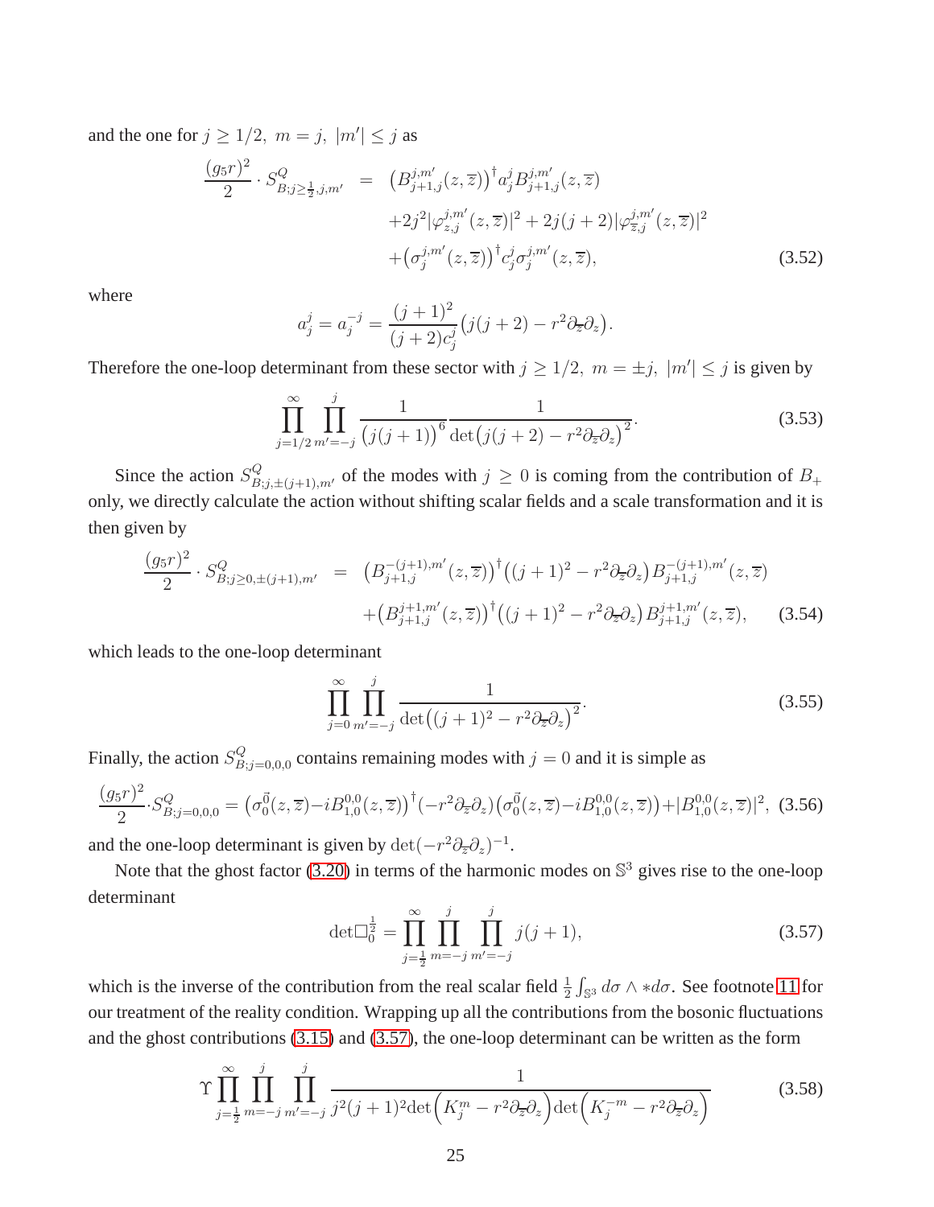and the one for $j \geq 1/2,\ m = j,\ |m'| \leq j$ as

$$
\begin{aligned}
\frac{(g_5 r)^2}{2} \cdot S^Q_{B;j\geq\frac{1}{2},j,m'} &= \big(B^{j,m'}_{j+1,j}(z,\overline{z})\big)^\dagger a^j_j B^{j,m'}_{j+1,j}(z,\overline{z}) \\
&\quad + 2j^2 |\varphi^{j,m'}_{z,j}(z,\overline{z})|^2 + 2j(j+2)|\varphi^{j,m'}_{\overline{z},j}(z,\overline{z})|^2 \\
&\quad + \big(\sigma^{j,m'}_j(z,\overline{z})\big)^\dagger c^j_j \sigma^{j,m'}_j(z,\overline{z}),
\end{aligned}
\tag{3.52}
$$

where

$$
a^j_j = a^{-j}_j = \frac{(j+1)^2}{(j+2)c^j_j}\big(j(j+2) - r^2 \partial_{\overline{z}}\partial_z\big).
$$

Therefore the one-loop determinant from these sector with $j \geq 1/2,\ m = \pm j,\ |m'| \leq j$ is given by

$$
\prod_{j=1/2}^{\infty} \prod_{m'=-j}^{j} \frac{1}{\big(j(j+1)\big)^6} \frac{1}{\det\big(j(j+2) - r^2 \partial_{\overline{z}}\partial_z\big)^2}.
\tag{3.53}
$$

Since the action $S^Q_{B;j,\pm(j+1),m'}$ of the modes with $j \geq 0$ is coming from the contribution of $B_+$ only, we directly calculate the action without shifting scalar fields and a scale transformation and it is then given by

$$
\begin{aligned}
\frac{(g_5 r)^2}{2} \cdot S^Q_{B;j\geq 0,\pm(j+1),m'} &= \big(B^{-(j+1),m'}_{j+1,j}(z,\overline{z})\big)^\dagger \big((j+1)^2 - r^2 \partial_{\overline{z}}\partial_z\big) B^{-(j+1),m'}_{j+1,j}(z,\overline{z}) \\
&\quad + \big(B^{j+1,m'}_{j+1,j}(z,\overline{z})\big)^\dagger \big((j+1)^2 - r^2 \partial_{\overline{z}}\partial_z\big) B^{j+1,m'}_{j+1,j}(z,\overline{z}),
\end{aligned}
\tag{3.54}
$$

which leads to the one-loop determinant

$$
\prod_{j=0}^{\infty} \prod_{m'=-j}^{j} \frac{1}{\det\big((j+1)^2 - r^2 \partial_{\overline{z}}\partial_z\big)^2}.
\tag{3.55}
$$

Finally, the action $S^Q_{B;j=0,0,0}$ contains remaining modes with $j = 0$ and it is simple as

$$
\frac{(g_5 r)^2}{2} \cdot S^Q_{B;j=0,0,0} = \big(\sigma^{\vec{0}}_0(z,\overline{z}) - iB^{0,0}_{1,0}(z,\overline{z})\big)^\dagger (-r^2 \partial_{\overline{z}}\partial_z) \big(\sigma^{\vec{0}}_0(z,\overline{z}) - iB^{0,0}_{1,0}(z,\overline{z})\big) + |B^{0,0}_{1,0}(z,\overline{z})|^2,
\tag{3.56}
$$

and the one-loop determinant is given by $\det(-r^2 \partial_{\overline{z}}\partial_z)^{-1}$.

Note that the ghost factor (3.20) in terms of the harmonic modes on $\mathbb{S}^3$ gives rise to the one-loop determinant

$$
\det \square_0^{\frac{1}{2}} = \prod_{j=\frac{1}{2}}^{\infty} \prod_{m=-j}^{j} \prod_{m'=-j}^{j} j(j+1),
\tag{3.57}
$$

which is the inverse of the contribution from the real scalar field $\frac{1}{2}\int_{\mathbb{S}^3} d\sigma \wedge *d\sigma$. See footnote 11 for our treatment of the reality condition. Wrapping up all the contributions from the bosonic fluctuations and the ghost contributions (3.15) and (3.57), the one-loop determinant can be written as the form

$$
\Upsilon \prod_{j=\frac{1}{2}}^{\infty} \prod_{m=-j}^{j} \prod_{m'=-j}^{j} \frac{1}{j^2(j+1)^2 \det\Big(K^m_j - r^2 \partial_{\overline{z}}\partial_z\Big) \det\Big(K^{-m}_j - r^2 \partial_{\overline{z}}\partial_z\Big)}
\tag{3.58}
$$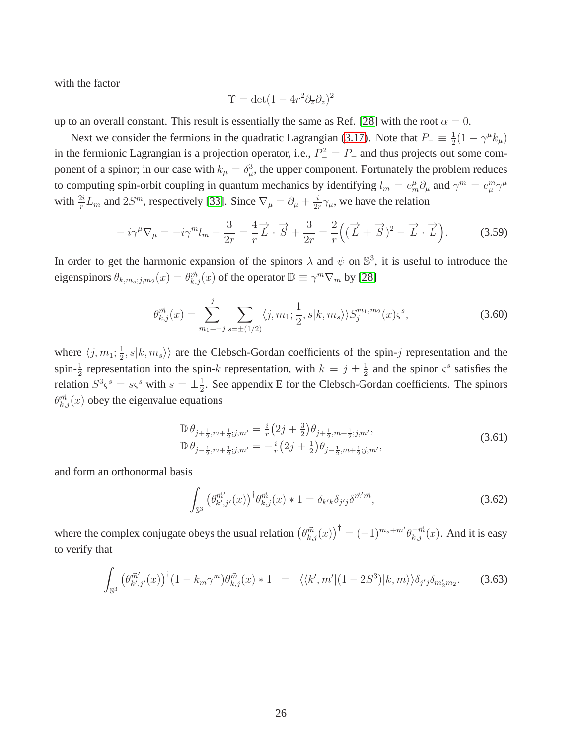with the factor

$$\Upsilon = \det(1 - 4r^2 \partial_{\overline{z}} \partial_z)^2$$

up to an overall constant. This result is essentially the same as Ref. [28] with the root $\alpha = 0$.

Next we consider the fermions in the quadratic Lagrangian (3.17). Note that $P_- \equiv \frac{1}{2}(1 - \gamma^\mu k_\mu)$ in the fermionic Lagrangian is a projection operator, i.e., $P_-^2 = P_-$ and thus projects out some component of a spinor; in our case with $k_\mu = \delta_\mu^3$, the upper component. Fortunately the problem reduces to computing spin-orbit coupling in quantum mechanics by identifying $l_m = e_m^\mu \partial_\mu$ and $\gamma^m = e_\mu^m \gamma^\mu$ with $\frac{2i}{r} L_m$ and $2S^m$, respectively [33]. Since $\nabla_\mu = \partial_\mu + \frac{i}{2r}\gamma_\mu$, we have the relation

$$- i\gamma^\mu \nabla_\mu = -i\gamma^m l_m + \frac{3}{2r} = \frac{4}{r}\overrightarrow{L} \cdot \overrightarrow{S} + \frac{3}{2r} = \frac{2}{r}\Big( (\overrightarrow{L} + \overrightarrow{S})^2 - \overrightarrow{L} \cdot \overrightarrow{L} \Big). \tag{3.59}$$

In order to get the harmonic expansion of the spinors $\lambda$ and $\psi$ on $\mathbb{S}^3$, it is useful to introduce the eigenspinors $\theta_{k,m_s;j,m_2}(x) = \theta_{k,j}^{\vec{m}}(x)$ of the operator $\mathbb{D} \equiv \gamma^m \nabla_m$ by [28]

$$\theta_{k,j}^{\vec{m}}(x) = \sum_{m_1=-j}^{j} \sum_{s=\pm(1/2)} \langle j, m_1; \frac{1}{2}, s | k, m_s \rangle\rangle S_j^{m_1,m_2}(x) \varsigma^s, \tag{3.60}$$

where $\langle j, m_1; \frac{1}{2}, s | k, m_s \rangle\rangle$ are the Clebsch-Gordan coefficients of the spin-$j$ representation and the spin-$\frac{1}{2}$ representation into the spin-$k$ representation, with $k = j \pm \frac{1}{2}$ and the spinor $\varsigma^s$ satisfies the relation $S^3 \varsigma^s = s\varsigma^s$ with $s = \pm\frac{1}{2}$. See appendix E for the Clebsch-Gordan coefficients. The spinors $\theta_{k,j}^{\vec{m}}(x)$ obey the eigenvalue equations

$$\begin{aligned}
\mathbb{D}\, \theta_{j+\frac{1}{2}, m+\frac{1}{2}; j, m'} &= \tfrac{i}{r}\big(2j + \tfrac{3}{2}\big)\theta_{j+\frac{1}{2}, m+\frac{1}{2}; j, m'}, \\
\mathbb{D}\, \theta_{j-\frac{1}{2}, m+\frac{1}{2}; j, m'} &= -\tfrac{i}{r}\big(2j + \tfrac{1}{2}\big)\theta_{j-\frac{1}{2}, m+\frac{1}{2}; j, m'},
\end{aligned} \tag{3.61}$$

and form an orthonormal basis

$$\int_{\mathbb{S}^3} \big(\theta_{k',j'}^{\vec{m}'}(x)\big)^\dagger \theta_{k,j}^{\vec{m}}(x) * 1 = \delta_{k'k}\delta_{j'j}\delta^{\vec{m}'\vec{m}}, \tag{3.62}$$

where the complex conjugate obeys the usual relation $\big(\theta_{k,j}^{\vec{m}}(x)\big)^\dagger = (-1)^{m_s+m'}\theta_{k,j}^{-\vec{m}}(x)$. And it is easy to verify that

$$\int_{\mathbb{S}^3} \big(\theta_{k',j'}^{\vec{m}'}(x)\big)^\dagger (1 - k_m\gamma^m)\theta_{k,j}^{\vec{m}}(x) * 1 \;\;=\;\; \langle\langle k', m' | (1 - 2S^3) | k, m \rangle\rangle \delta_{j'j}\delta_{m_2' m_2}. \tag{3.63}$$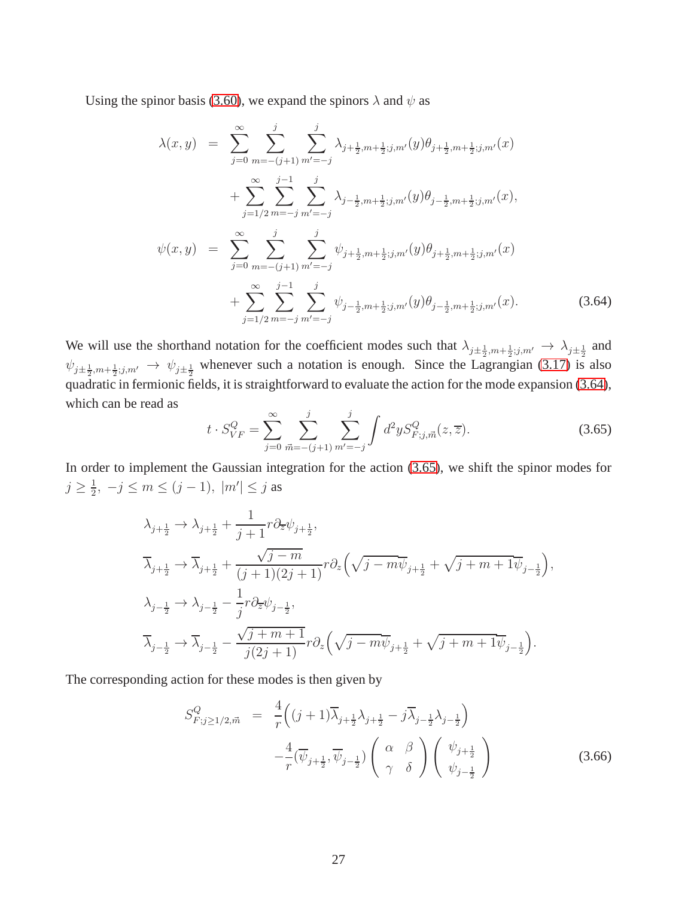Using the spinor basis (3.60), we expand the spinors $\lambda$ and $\psi$ as

$$
\begin{aligned}
\lambda(x,y) &= \sum_{j=0}^{\infty}\sum_{m=-(j+1)}^{j}\sum_{m'=-j}^{j}\lambda_{j+\frac{1}{2},m+\frac{1}{2};j,m'}(y)\theta_{j+\frac{1}{2},m+\frac{1}{2};j,m'}(x) \\
&\quad+\sum_{j=1/2}^{\infty}\sum_{m=-j}^{j-1}\sum_{m'=-j}^{j}\lambda_{j-\frac{1}{2},m+\frac{1}{2};j,m'}(y)\theta_{j-\frac{1}{2},m+\frac{1}{2};j,m'}(x), \\
\psi(x,y) &= \sum_{j=0}^{\infty}\sum_{m=-(j+1)}^{j}\sum_{m'=-j}^{j}\psi_{j+\frac{1}{2},m+\frac{1}{2};j,m'}(y)\theta_{j+\frac{1}{2},m+\frac{1}{2};j,m'}(x) \\
&\quad+\sum_{j=1/2}^{\infty}\sum_{m=-j}^{j-1}\sum_{m'=-j}^{j}\psi_{j-\frac{1}{2},m+\frac{1}{2};j,m'}(y)\theta_{j-\frac{1}{2},m+\frac{1}{2};j,m'}(x).
\end{aligned}
\tag{3.64}
$$

We will use the shorthand notation for the coefficient modes such that $\lambda_{j\pm\frac{1}{2},m+\frac{1}{2};j,m'}\rightarrow\lambda_{j\pm\frac{1}{2}}$ and $\psi_{j\pm\frac{1}{2},m+\frac{1}{2};j,m'}\rightarrow\psi_{j\pm\frac{1}{2}}$ whenever such a notation is enough. Since the Lagrangian (3.17) is also quadratic in fermionic fields, it is straightforward to evaluate the action for the mode expansion (3.64), which can be read as

$$
t\cdot S^{Q}_{VF}=\sum_{j=0}^{\infty}\sum_{\vec{m}=-(j+1)}^{j}\sum_{m'=-j}^{j}\int d^2y S^{Q}_{F;j,\vec{m}}(z,\overline{z}). \tag{3.65}
$$

In order to implement the Gaussian integration for the action (3.65), we shift the spinor modes for $j\geq\frac{1}{2},\ -j\leq m\leq(j-1),\ |m'|\leq j$ as

$$
\begin{aligned}
&\lambda_{j+\frac{1}{2}}\rightarrow\lambda_{j+\frac{1}{2}}+\frac{1}{j+1}r\partial_{\overline{z}}\psi_{j+\frac{1}{2}}, \\
&\overline{\lambda}_{j+\frac{1}{2}}\rightarrow\overline{\lambda}_{j+\frac{1}{2}}+\frac{\sqrt{j-m}}{(j+1)(2j+1)}r\partial_{z}\Big(\sqrt{j-m}\overline{\psi}_{j+\frac{1}{2}}+\sqrt{j+m+1}\overline{\psi}_{j-\frac{1}{2}}\Big), \\
&\lambda_{j-\frac{1}{2}}\rightarrow\lambda_{j-\frac{1}{2}}-\frac{1}{j}r\partial_{\overline{z}}\psi_{j-\frac{1}{2}}, \\
&\overline{\lambda}_{j-\frac{1}{2}}\rightarrow\overline{\lambda}_{j-\frac{1}{2}}-\frac{\sqrt{j+m+1}}{j(2j+1)}r\partial_{z}\Big(\sqrt{j-m}\overline{\psi}_{j+\frac{1}{2}}+\sqrt{j+m+1}\overline{\psi}_{j-\frac{1}{2}}\Big).
\end{aligned}
$$

The corresponding action for these modes is then given by

$$
\begin{aligned}
S^{Q}_{F;j\geq1/2,\vec{m}} &= \frac{4}{r}\Big((j+1)\overline{\lambda}_{j+\frac{1}{2}}\lambda_{j+\frac{1}{2}}-j\overline{\lambda}_{j-\frac{1}{2}}\lambda_{j-\frac{1}{2}}\Big) \\
&\quad-\frac{4}{r}(\overline{\psi}_{j+\frac{1}{2}},\overline{\psi}_{j-\frac{1}{2}})\begin{pmatrix}\alpha & \beta\\ \gamma & \delta\end{pmatrix}\begin{pmatrix}\psi_{j+\frac{1}{2}}\\ \psi_{j-\frac{1}{2}}\end{pmatrix}
\end{aligned}
\tag{3.66}
$$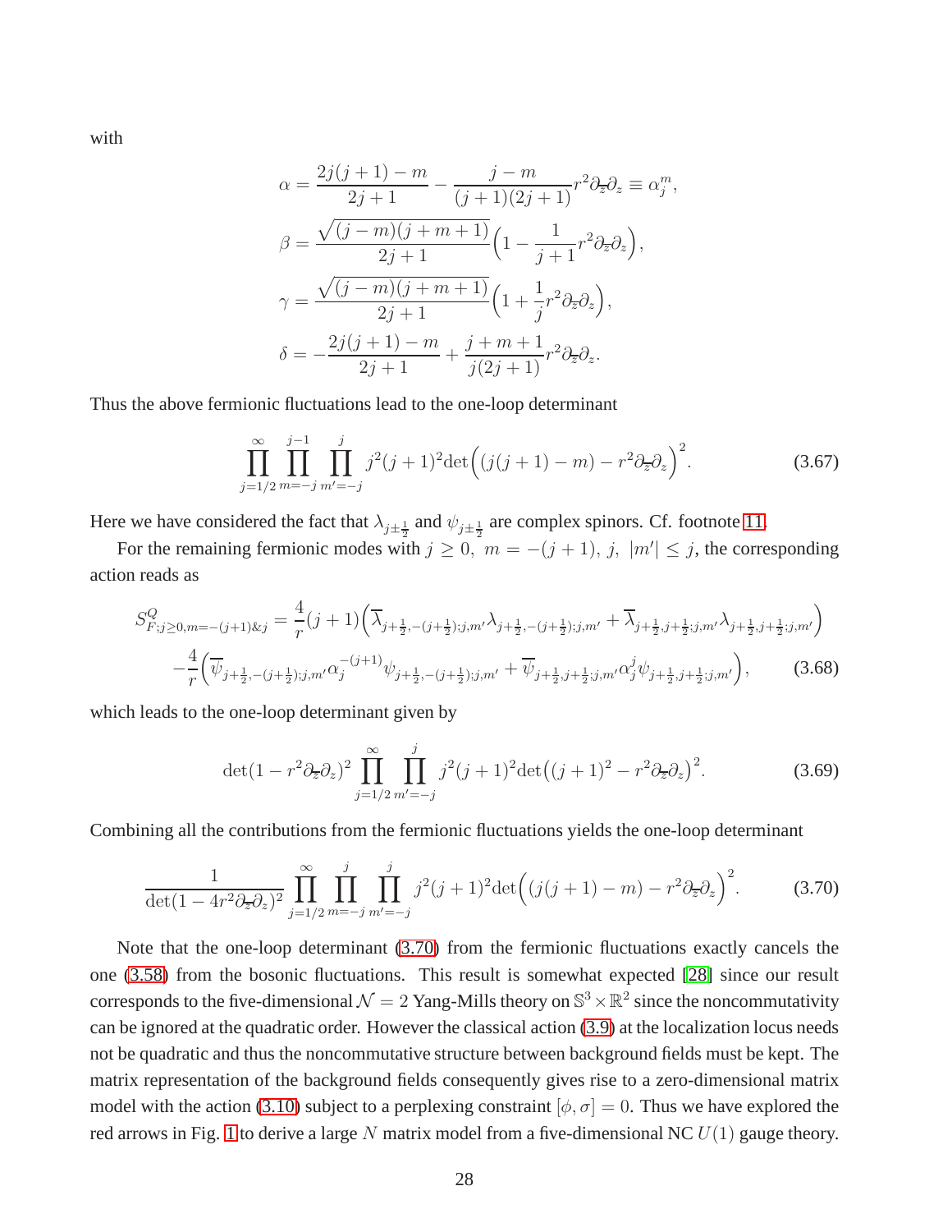with

$$
\begin{aligned}
\alpha &= \frac{2j(j+1)-m}{2j+1} - \frac{j-m}{(j+1)(2j+1)} r^2 \partial_{\overline{z}} \partial_z \equiv \alpha_j^m, \\
\beta &= \frac{\sqrt{(j-m)(j+m+1)}}{2j+1} \Big( 1 - \frac{1}{j+1} r^2 \partial_{\overline{z}} \partial_z \Big), \\
\gamma &= \frac{\sqrt{(j-m)(j+m+1)}}{2j+1} \Big( 1 + \frac{1}{j} r^2 \partial_{\overline{z}} \partial_z \Big), \\
\delta &= -\frac{2j(j+1)-m}{2j+1} + \frac{j+m+1}{j(2j+1)} r^2 \partial_{\overline{z}} \partial_z .
\end{aligned}
$$

Thus the above fermionic fluctuations lead to the one-loop determinant

$$
\prod_{j=1/2}^{\infty} \prod_{m=-j}^{j-1} \prod_{m'=-j}^{j} j^2 (j+1)^2 \det \Big( (j(j+1)-m) - r^2 \partial_{\overline{z}} \partial_z \Big)^2 . \tag{3.67}
$$

Here we have considered the fact that $\lambda_{j \pm \frac{1}{2}}$ and $\psi_{j \pm \frac{1}{2}}$ are complex spinors. Cf. footnote 11.

For the remaining fermionic modes with $j \geq 0, \; m = -(j+1), \; j, \; |m'| \leq j$, the corresponding action reads as

$$
\begin{aligned}
S^Q_{F; j \geq 0, m=-(j+1) \& j} = &\frac{4}{r}(j+1) \Big( \overline{\lambda}_{j+\frac{1}{2}, -(j+\frac{1}{2}); j, m'} \lambda_{j+\frac{1}{2}, -(j+\frac{1}{2}); j, m'} + \overline{\lambda}_{j+\frac{1}{2}, j+\frac{1}{2}; j, m'} \lambda_{j+\frac{1}{2}, j+\frac{1}{2}; j, m'} \Big) \\
&- \frac{4}{r} \Big( \overline{\psi}_{j+\frac{1}{2}, -(j+\frac{1}{2}); j, m'} \alpha_j^{-(j+1)} \psi_{j+\frac{1}{2}, -(j+\frac{1}{2}); j, m'} + \overline{\psi}_{j+\frac{1}{2}, j+\frac{1}{2}; j, m'} \alpha_j^{j} \psi_{j+\frac{1}{2}, j+\frac{1}{2}; j, m'} \Big),
\end{aligned} \tag{3.68}
$$

which leads to the one-loop determinant given by

$$
\det(1 - r^2 \partial_{\overline{z}} \partial_z)^2 \prod_{j=1/2}^{\infty} \prod_{m'=-j}^{j} j^2 (j+1)^2 \det \big( (j+1)^2 - r^2 \partial_{\overline{z}} \partial_z \big)^2 . \tag{3.69}
$$

Combining all the contributions from the fermionic fluctuations yields the one-loop determinant

$$
\frac{1}{\det(1 - 4r^2 \partial_{\overline{z}} \partial_z)^2} \prod_{j=1/2}^{\infty} \prod_{m=-j}^{j} \prod_{m'=-j}^{j} j^2 (j+1)^2 \det \Big( (j(j+1)-m) - r^2 \partial_{\overline{z}} \partial_z \Big)^2 . \tag{3.70}
$$

Note that the one-loop determinant (3.70) from the fermionic fluctuations exactly cancels the one (3.58) from the bosonic fluctuations. This result is somewhat expected [28] since our result corresponds to the five-dimensional $\mathcal{N}=2$ Yang-Mills theory on $\mathbb{S}^3 \times \mathbb{R}^2$ since the noncommutativity can be ignored at the quadratic order. However the classical action (3.9) at the localization locus needs not be quadratic and thus the noncommutative structure between background fields must be kept. The matrix representation of the background fields consequently gives rise to a zero-dimensional matrix model with the action (3.10) subject to a perplexing constraint $[\phi, \sigma] = 0$. Thus we have explored the red arrows in Fig. 1 to derive a large $N$ matrix model from a five-dimensional NC $U(1)$ gauge theory.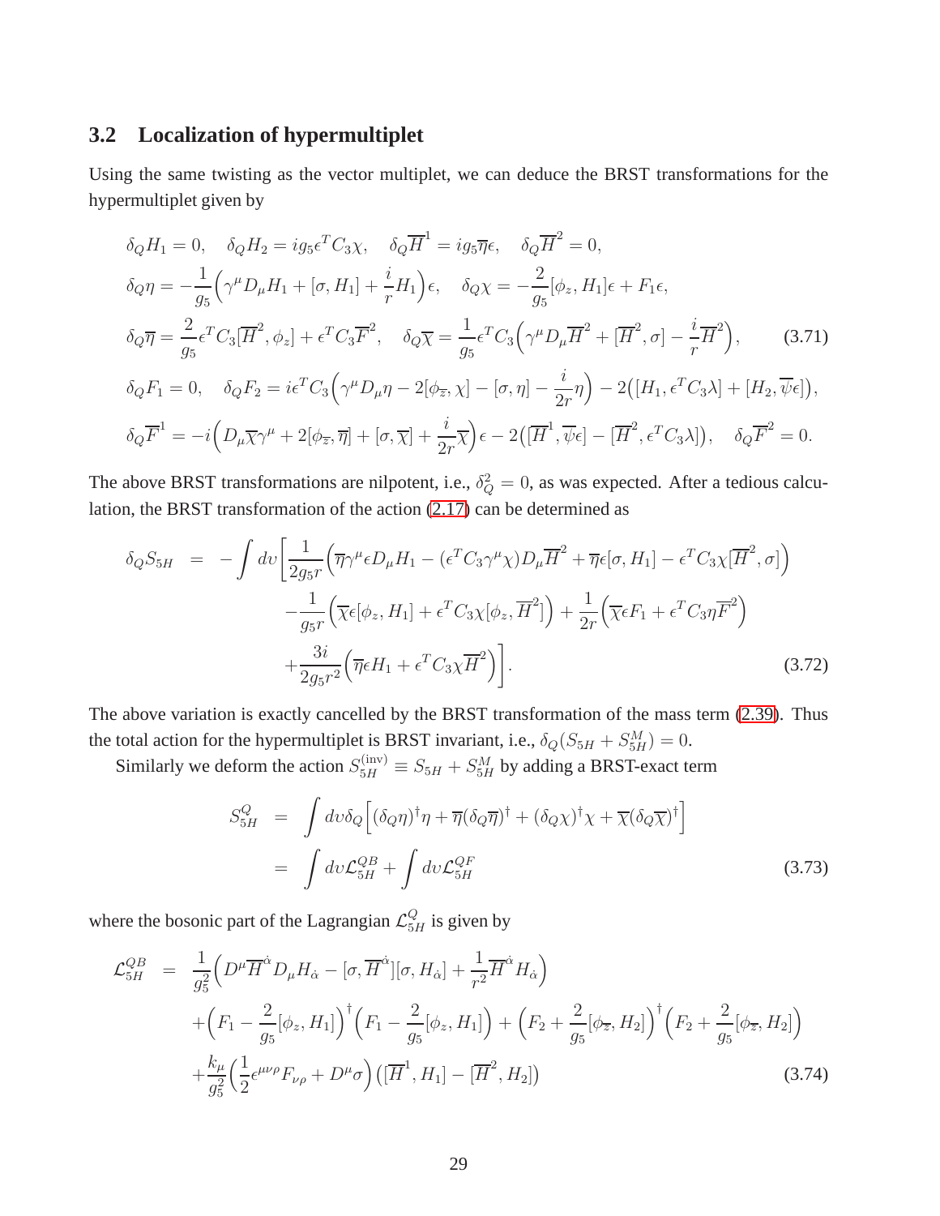### 3.2 Localization of hypermultiplet

Using the same twisting as the vector multiplet, we can deduce the BRST transformations for the hypermultiplet given by

$$
\begin{aligned}
&\delta_Q H_1 = 0, \quad \delta_Q H_2 = i g_5 \epsilon^T C_3 \chi, \quad \delta_Q \overline{H}^1 = i g_5 \overline{\eta} \epsilon, \quad \delta_Q \overline{H}^2 = 0, \\
&\delta_Q \eta = -\frac{1}{g_5}\Big(\gamma^\mu D_\mu H_1 + [\sigma, H_1] + \frac{i}{r} H_1\Big)\epsilon, \quad \delta_Q \chi = -\frac{2}{g_5}[\phi_z, H_1]\epsilon + F_1 \epsilon, \\
&\delta_Q \overline{\eta} = \frac{2}{g_5}\epsilon^T C_3 [\overline{H}^2, \phi_z] + \epsilon^T C_3 \overline{F}^2, \quad \delta_Q \overline{\chi} = \frac{1}{g_5}\epsilon^T C_3 \Big(\gamma^\mu D_\mu \overline{H}^2 + [\overline{H}^2, \sigma] - \frac{i}{r}\overline{H}^2\Big), \\
&\delta_Q F_1 = 0, \quad \delta_Q F_2 = i\epsilon^T C_3 \Big(\gamma^\mu D_\mu \eta - 2[\phi_{\overline{z}}, \chi] - [\sigma, \eta] - \frac{i}{2r}\eta\Big) - 2\big([H_1, \epsilon^T C_3 \lambda] + [H_2, \overline{\psi}\epsilon]\big), \\
&\delta_Q \overline{F}^1 = -i\Big(D_\mu \overline{\chi}\gamma^\mu + 2[\phi_{\overline{z}}, \overline{\eta}] + [\sigma, \overline{\chi}] + \frac{i}{2r}\overline{\chi}\Big)\epsilon - 2\big([\overline{H}^1, \overline{\psi}\epsilon] - [\overline{H}^2, \epsilon^T C_3 \lambda]\big), \quad \delta_Q \overline{F}^2 = 0.
\end{aligned}
\tag{3.71}
$$

The above BRST transformations are nilpotent, i.e., $\delta_Q^2 = 0$, as was expected. After a tedious calculation, the BRST transformation of the action (2.17) can be determined as

$$
\begin{aligned}
\delta_Q S_{5H} = &-\int d\upsilon \bigg[\frac{1}{2g_5 r}\Big(\overline{\eta}\gamma^\mu \epsilon D_\mu H_1 - (\epsilon^T C_3 \gamma^\mu \chi) D_\mu \overline{H}^2 + \overline{\eta}\epsilon[\sigma, H_1] - \epsilon^T C_3 \chi [\overline{H}^2, \sigma]\Big) \\
&- \frac{1}{g_5 r}\Big(\overline{\chi}\epsilon[\phi_z, H_1] + \epsilon^T C_3 \chi [\phi_z, \overline{H}^2]\Big) + \frac{1}{2r}\Big(\overline{\chi}\epsilon F_1 + \epsilon^T C_3 \eta \overline{F}^2\Big) \\
&+ \frac{3i}{2g_5 r^2}\Big(\overline{\eta}\epsilon H_1 + \epsilon^T C_3 \chi \overline{H}^2\Big)\bigg].
\end{aligned}
\tag{3.72}
$$

The above variation is exactly cancelled by the BRST transformation of the mass term (2.39). Thus the total action for the hypermultiplet is BRST invariant, i.e., $\delta_Q(S_{5H} + S_{5H}^M) = 0$.

Similarly we deform the action $S_{5H}^{(\mathrm{inv})} \equiv S_{5H} + S_{5H}^M$ by adding a BRST-exact term

$$
\begin{aligned}
S_{5H}^Q &= \int d\upsilon \delta_Q \Big[(\delta_Q \eta)^\dagger \eta + \overline{\eta}(\delta_Q \overline{\eta})^\dagger + (\delta_Q \chi)^\dagger \chi + \overline{\chi}(\delta_Q \overline{\chi})^\dagger\Big] \\
&= \int d\upsilon \mathcal{L}_{5H}^{QB} + \int d\upsilon \mathcal{L}_{5H}^{QF}
\end{aligned}
\tag{3.73}
$$

where the bosonic part of the Lagrangian $\mathcal{L}_{5H}^Q$ is given by

$$
\begin{aligned}
\mathcal{L}_{5H}^{QB} = &\frac{1}{g_5^2}\Big(D^\mu \overline{H}^{\dot{\alpha}} D_\mu H_{\dot{\alpha}} - [\sigma, \overline{H}^{\dot{\alpha}}][\sigma, H_{\dot{\alpha}}] + \frac{1}{r^2}\overline{H}^{\dot{\alpha}} H_{\dot{\alpha}}\Big) \\
&+ \Big(F_1 - \frac{2}{g_5}[\phi_z, H_1]\Big)^\dagger \Big(F_1 - \frac{2}{g_5}[\phi_z, H_1]\Big) + \Big(F_2 + \frac{2}{g_5}[\phi_{\overline{z}}, H_2]\Big)^\dagger \Big(F_2 + \frac{2}{g_5}[\phi_{\overline{z}}, H_2]\Big) \\
&+ \frac{k_\mu}{g_5^2}\Big(\frac{1}{2}\epsilon^{\mu\nu\rho} F_{\nu\rho} + D^\mu \sigma\Big)\big([\overline{H}^1, H_1] - [\overline{H}^2, H_2]\big)
\end{aligned}
\tag{3.74}
$$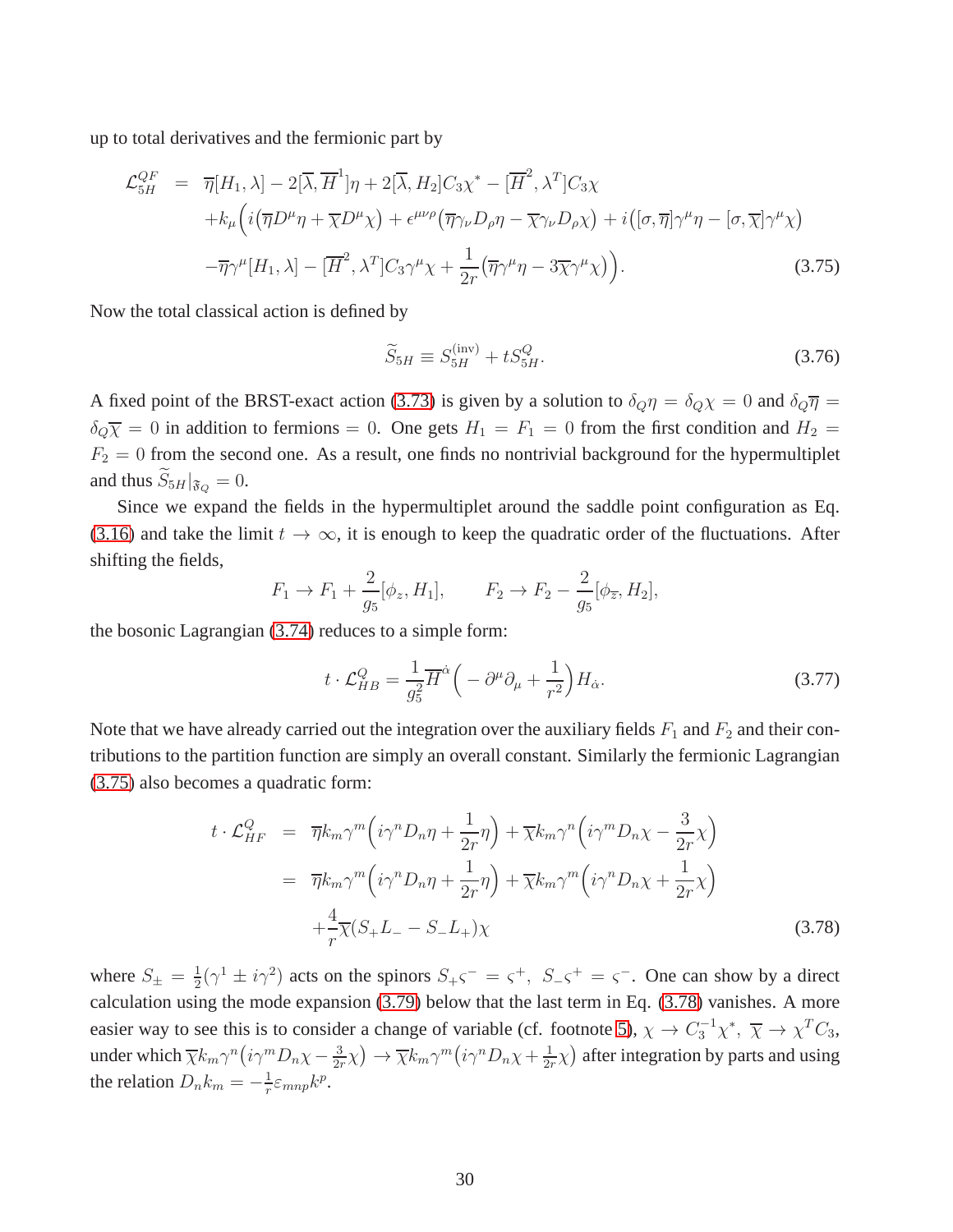up to total derivatives and the fermionic part by

$$
\begin{aligned}
\mathcal{L}_{5H}^{QF} &= \overline{\eta}[H_1,\lambda] - 2[\overline{\lambda},\overline{H}^1]\eta + 2[\overline{\lambda},H_2]C_3\chi^* - [\overline{H}^2,\lambda^T]C_3\chi \\
&\quad + k_\mu\Big( i\big(\overline{\eta}D^\mu\eta + \overline{\chi}D^\mu\chi\big) + \epsilon^{\mu\nu\rho}\big(\overline{\eta}\gamma_\nu D_\rho\eta - \overline{\chi}\gamma_\nu D_\rho\chi\big) + i\big([\sigma,\overline{\eta}]\gamma^\mu\eta - [\sigma,\overline{\chi}]\gamma^\mu\chi\big) \\
&\quad - \overline{\eta}\gamma^\mu[H_1,\lambda] - [\overline{H}^2,\lambda^T]C_3\gamma^\mu\chi + \frac{1}{2r}\big(\overline{\eta}\gamma^\mu\eta - 3\overline{\chi}\gamma^\mu\chi\big)\Big).
\end{aligned} \tag{3.75}
$$

Now the total classical action is defined by

$$
\widetilde{S}_{5H} \equiv S_{5H}^{(\mathrm{inv})} + tS_{5H}^{Q}. \tag{3.76}
$$

A fixed point of the BRST-exact action (3.73) is given by a solution to $\delta_Q\eta = \delta_Q\chi = 0$ and $\delta_Q\overline{\eta} = \delta_Q\overline{\chi} = 0$ in addition to fermions $= 0$. One gets $H_1 = F_1 = 0$ from the first condition and $H_2 = F_2 = 0$ from the second one. As a result, one finds no nontrivial background for the hypermultiplet and thus $\widetilde{S}_{5H}|_{\mathfrak{F}_Q} = 0$.

Since we expand the fields in the hypermultiplet around the saddle point configuration as Eq. (3.16) and take the limit $t \to \infty$, it is enough to keep the quadratic order of the fluctuations. After shifting the fields,

$$
F_1 \to F_1 + \frac{2}{g_5}[\phi_z, H_1], \qquad F_2 \to F_2 - \frac{2}{g_5}[\phi_{\overline{z}}, H_2],
$$

the bosonic Lagrangian (3.74) reduces to a simple form:

$$
t\cdot\mathcal{L}_{HB}^{Q} = \frac{1}{g_5^2}\overline{H}^{\dot{\alpha}}\Big(-\partial^\mu\partial_\mu + \frac{1}{r^2}\Big)H_{\dot{\alpha}}. \tag{3.77}
$$

Note that we have already carried out the integration over the auxiliary fields $F_1$ and $F_2$ and their contributions to the partition function are simply an overall constant. Similarly the fermionic Lagrangian (3.75) also becomes a quadratic form:

$$
\begin{aligned}
t\cdot\mathcal{L}_{HF}^{Q} &= \overline{\eta}k_m\gamma^m\Big(i\gamma^n D_n\eta + \frac{1}{2r}\eta\Big) + \overline{\chi}k_m\gamma^n\Big(i\gamma^m D_n\chi - \frac{3}{2r}\chi\Big) \\
&= \overline{\eta}k_m\gamma^m\Big(i\gamma^n D_n\eta + \frac{1}{2r}\eta\Big) + \overline{\chi}k_m\gamma^m\Big(i\gamma^n D_n\chi + \frac{1}{2r}\chi\Big) \\
&\quad + \frac{4}{r}\overline{\chi}(S_+L_- - S_-L_+)\chi
\end{aligned} \tag{3.78}
$$

where $S_\pm = \frac{1}{2}(\gamma^1 \pm i\gamma^2)$ acts on the spinors $S_+\varsigma^- = \varsigma^+,\ S_-\varsigma^+ = \varsigma^-$. One can show by a direct calculation using the mode expansion (3.79) below that the last term in Eq. (3.78) vanishes. A more easier way to see this is to consider a change of variable (cf. footnote 5), $\chi \to C_3^{-1}\chi^*,\ \overline{\chi} \to \chi^T C_3$, under which $\overline{\chi}k_m\gamma^n\big(i\gamma^m D_n\chi - \frac{3}{2r}\chi\big) \to \overline{\chi}k_m\gamma^m\big(i\gamma^n D_n\chi + \frac{1}{2r}\chi\big)$ after integration by parts and using the relation $D_n k_m = -\frac{1}{r}\varepsilon_{mnp}k^p$.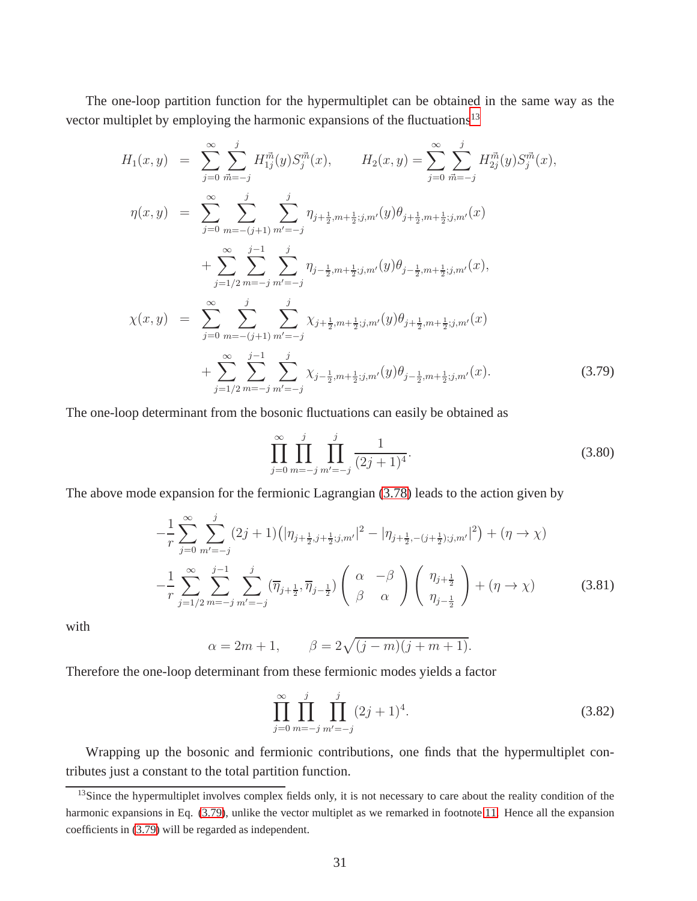The one-loop partition function for the hypermultiplet can be obtained in the same way as the vector multiplet by employing the harmonic expansions of the fluctuations[13]

$$
\begin{aligned}
H_1(x,y) &= \sum_{j=0}^{\infty}\sum_{\vec{m}=-j}^{j} H_{1j}^{\vec{m}}(y) S_j^{\vec{m}}(x), \qquad H_2(x,y) = \sum_{j=0}^{\infty}\sum_{\vec{m}=-j}^{j} H_{2j}^{\vec{m}}(y) S_j^{\vec{m}}(x), \\
\eta(x,y) &= \sum_{j=0}^{\infty}\sum_{m=-(j+1)}^{j}\sum_{m'=-j}^{j} \eta_{j+\frac{1}{2},m+\frac{1}{2};j,m'}(y)\theta_{j+\frac{1}{2},m+\frac{1}{2};j,m'}(x) \\
&\quad + \sum_{j=1/2}^{\infty}\sum_{m=-j}^{j-1}\sum_{m'=-j}^{j} \eta_{j-\frac{1}{2},m+\frac{1}{2};j,m'}(y)\theta_{j-\frac{1}{2},m+\frac{1}{2};j,m'}(x), \\
\chi(x,y) &= \sum_{j=0}^{\infty}\sum_{m=-(j+1)}^{j}\sum_{m'=-j}^{j} \chi_{j+\frac{1}{2},m+\frac{1}{2};j,m'}(y)\theta_{j+\frac{1}{2},m+\frac{1}{2};j,m'}(x) \\
&\quad + \sum_{j=1/2}^{\infty}\sum_{m=-j}^{j-1}\sum_{m'=-j}^{j} \chi_{j-\frac{1}{2},m+\frac{1}{2};j,m'}(y)\theta_{j-\frac{1}{2},m+\frac{1}{2};j,m'}(x).
\end{aligned} \tag{3.79}
$$

The one-loop determinant from the bosonic fluctuations can easily be obtained as

$$
\prod_{j=0}^{\infty}\prod_{m=-j}^{j}\prod_{m'=-j}^{j}\frac{1}{(2j+1)^4}. \tag{3.80}
$$

The above mode expansion for the fermionic Lagrangian (3.78) leads to the action given by

$$
\begin{aligned}
&-\frac{1}{r}\sum_{j=0}^{\infty}\sum_{m'=-j}^{j}(2j+1)\big(|\eta_{j+\frac{1}{2},j+\frac{1}{2};j,m'}|^2 - |\eta_{j+\frac{1}{2},-(j+\frac{1}{2});j,m'}|^2\big) + (\eta\to\chi) \\
&-\frac{1}{r}\sum_{j=1/2}^{\infty}\sum_{m=-j}^{j-1}\sum_{m'=-j}^{j}(\overline{\eta}_{j+\frac{1}{2}},\overline{\eta}_{j-\frac{1}{2}})\begin{pmatrix}\alpha & -\beta \\ \beta & \alpha\end{pmatrix}\begin{pmatrix}\eta_{j+\frac{1}{2}} \\ \eta_{j-\frac{1}{2}}\end{pmatrix} + (\eta\to\chi)
\end{aligned} \tag{3.81}
$$

with

$$
\alpha = 2m+1, \qquad \beta = 2\sqrt{(j-m)(j+m+1)}.
$$

Therefore the one-loop determinant from these fermionic modes yields a factor

$$
\prod_{j=0}^{\infty}\prod_{m=-j}^{j}\prod_{m'=-j}^{j}(2j+1)^4. \tag{3.82}
$$

Wrapping up the bosonic and fermionic contributions, one finds that the hypermultiplet contributes just a constant to the total partition function.

[13] Since the hypermultiplet involves complex fields only, it is not necessary to care about the reality condition of the harmonic expansions in Eq. (3.79), unlike the vector multiplet as we remarked in footnote 11. Hence all the expansion coefficients in (3.79) will be regarded as independent.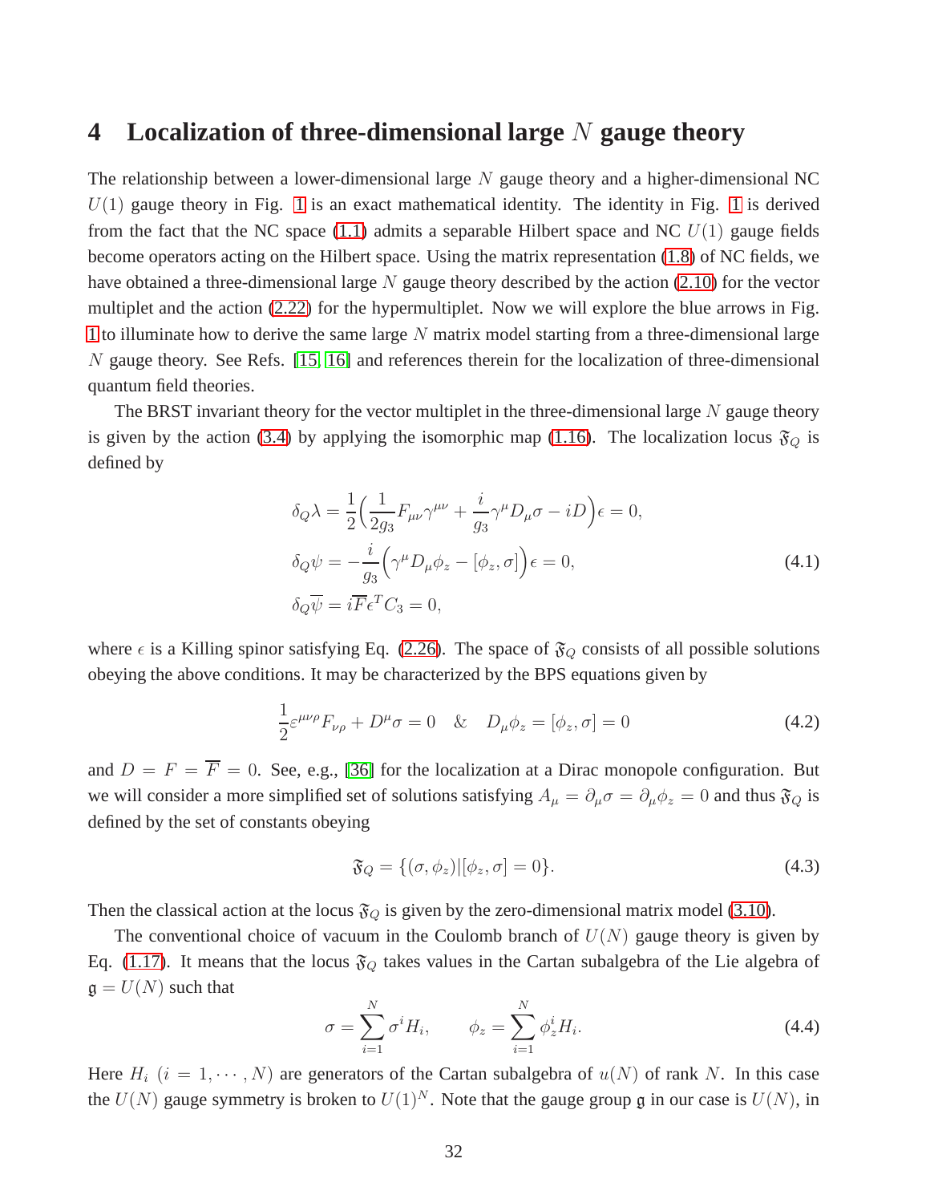# 4 Localization of three-dimensional large $N$ gauge theory

The relationship between a lower-dimensional large $N$ gauge theory and a higher-dimensional NC $U(1)$ gauge theory in Fig. 1 is an exact mathematical identity. The identity in Fig. 1 is derived from the fact that the NC space (1.1) admits a separable Hilbert space and NC $U(1)$ gauge fields become operators acting on the Hilbert space. Using the matrix representation (1.8) of NC fields, we have obtained a three-dimensional large $N$ gauge theory described by the action (2.10) for the vector multiplet and the action (2.22) for the hypermultiplet. Now we will explore the blue arrows in Fig. 1 to illuminate how to derive the same large $N$ matrix model starting from a three-dimensional large $N$ gauge theory. See Refs. [15, 16] and references therein for the localization of three-dimensional quantum field theories.

The BRST invariant theory for the vector multiplet in the three-dimensional large $N$ gauge theory is given by the action (3.4) by applying the isomorphic map (1.16). The localization locus $\mathfrak{F}_Q$ is defined by

$$
\begin{aligned}
\delta_Q \lambda &= \frac{1}{2}\Big( \frac{1}{2g_3} F_{\mu\nu}\gamma^{\mu\nu} + \frac{i}{g_3}\gamma^\mu D_\mu \sigma - iD \Big)\epsilon = 0, \\
\delta_Q \psi &= -\frac{i}{g_3}\Big( \gamma^\mu D_\mu \phi_z - [\phi_z, \sigma] \Big)\epsilon = 0, \\
\delta_Q \overline{\psi} &= i\overline{F}\epsilon^T C_3 = 0,
\end{aligned}
\tag{4.1}
$$

where $\epsilon$ is a Killing spinor satisfying Eq. (2.26). The space of $\mathfrak{F}_Q$ consists of all possible solutions obeying the above conditions. It may be characterized by the BPS equations given by

$$
\frac{1}{2}\varepsilon^{\mu\nu\rho}F_{\nu\rho} + D^\mu \sigma = 0 \quad \& \quad D_\mu \phi_z = [\phi_z, \sigma] = 0 \tag{4.2}
$$

and $D = F = \overline{F} = 0$. See, e.g., [36] for the localization at a Dirac monopole configuration. But we will consider a more simplified set of solutions satisfying $A_\mu = \partial_\mu \sigma = \partial_\mu \phi_z = 0$ and thus $\mathfrak{F}_Q$ is defined by the set of constants obeying

$$
\mathfrak{F}_Q = \{(\sigma, \phi_z) | [\phi_z, \sigma] = 0\}. \tag{4.3}
$$

Then the classical action at the locus $\mathfrak{F}_Q$ is given by the zero-dimensional matrix model (3.10).

The conventional choice of vacuum in the Coulomb branch of $U(N)$ gauge theory is given by Eq. (1.17). It means that the locus $\mathfrak{F}_Q$ takes values in the Cartan subalgebra of the Lie algebra of $\mathfrak{g} = U(N)$ such that

$$
\sigma = \sum_{i=1}^{N} \sigma^i H_i, \qquad \phi_z = \sum_{i=1}^{N} \phi_z^i H_i. \tag{4.4}
$$

Here $H_i$ $(i = 1, \cdots, N)$ are generators of the Cartan subalgebra of $u(N)$ of rank $N$. In this case the $U(N)$ gauge symmetry is broken to $U(1)^N$. Note that the gauge group $\mathfrak{g}$ in our case is $U(N)$, in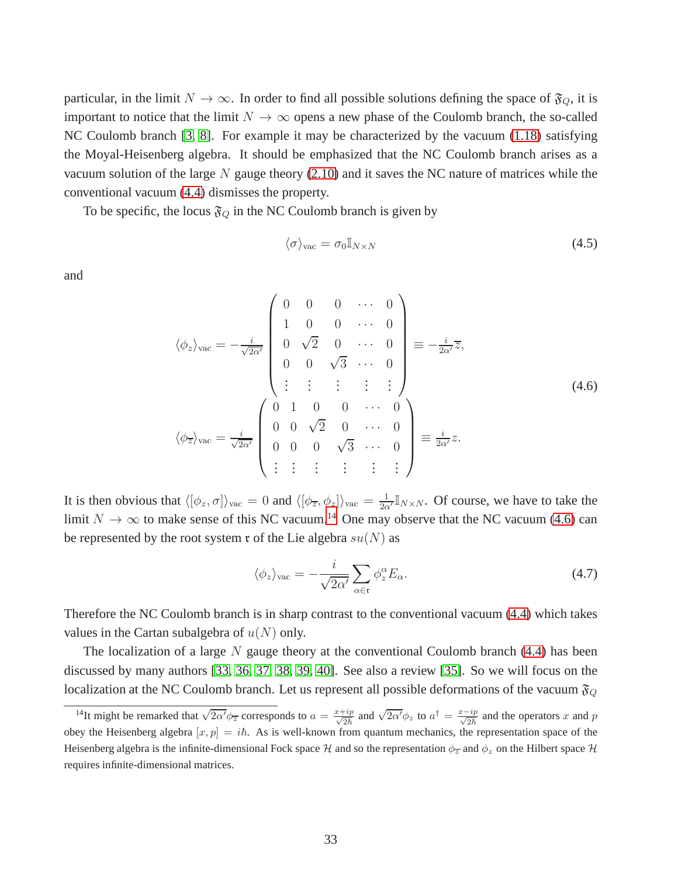particular, in the limit $N \to \infty$. In order to find all possible solutions defining the space of $\mathfrak{F}_Q$, it is important to notice that the limit $N \to \infty$ opens a new phase of the Coulomb branch, the so-called NC Coulomb branch [3, 8]. For example it may be characterized by the vacuum (1.18) satisfying the Moyal-Heisenberg algebra. It should be emphasized that the NC Coulomb branch arises as a vacuum solution of the large $N$ gauge theory (2.10) and it saves the NC nature of matrices while the conventional vacuum (4.4) dismisses the property.

To be specific, the locus $\mathfrak{F}_Q$ in the NC Coulomb branch is given by

$$\langle \sigma \rangle_{\rm vac} = \sigma_0 \mathbb{I}_{N\times N} \tag{4.5}$$

and

$$\begin{aligned}
\langle \phi_z \rangle_{\rm vac} &= -\frac{i}{\sqrt{2\alpha'}} \begin{pmatrix} 0 & 0 & 0 & \cdots & 0 \\ 1 & 0 & 0 & \cdots & 0 \\ 0 & \sqrt{2} & 0 & \cdots & 0 \\ 0 & 0 & \sqrt{3} & \cdots & 0 \\ \vdots & \vdots & \vdots & \vdots & \vdots \end{pmatrix} \equiv -\frac{i}{2\alpha'} \overline{z}, \\
\langle \phi_{\overline{z}} \rangle_{\rm vac} &= \frac{i}{\sqrt{2\alpha'}} \begin{pmatrix} 0 & 1 & 0 & 0 & \cdots & 0 \\ 0 & 0 & \sqrt{2} & 0 & \cdots & 0 \\ 0 & 0 & 0 & \sqrt{3} & \cdots & 0 \\ \vdots & \vdots & \vdots & \vdots & \vdots & \vdots \end{pmatrix} \equiv \frac{i}{2\alpha'} z.
\end{aligned} \tag{4.6}$$

It is then obvious that $\langle [\phi_z, \sigma] \rangle_{\rm vac} = 0$ and $\langle [\phi_{\overline{z}}, \phi_z] \rangle_{\rm vac} = \frac{1}{2\alpha'} \mathbb{I}_{N\times N}$. Of course, we have to take the limit $N \to \infty$ to make sense of this NC vacuum.[14] One may observe that the NC vacuum (4.6) can be represented by the root system $\mathfrak{r}$ of the Lie algebra $su(N)$ as

$$\langle \phi_z \rangle_{\rm vac} = -\frac{i}{\sqrt{2\alpha'}} \sum_{\alpha \in \mathfrak{r}} \phi_z^\alpha E_\alpha. \tag{4.7}$$

Therefore the NC Coulomb branch is in sharp contrast to the conventional vacuum (4.4) which takes values in the Cartan subalgebra of $u(N)$ only.

The localization of a large $N$ gauge theory at the conventional Coulomb branch (4.4) has been discussed by many authors [33, 36, 37, 38, 39, 40]. See also a review [35]. So we will focus on the localization at the NC Coulomb branch. Let us represent all possible deformations of the vacuum $\mathfrak{F}_Q$

---

[14] It might be remarked that $\sqrt{2\alpha'}\phi_{\overline{z}}$ corresponds to $a = \frac{x+ip}{\sqrt{2\hbar}}$ and $\sqrt{2\alpha'}\phi_z$ to $a^\dagger = \frac{x-ip}{\sqrt{2\hbar}}$ and the operators $x$ and $p$ obey the Heisenberg algebra $[x, p] = i\hbar$. As is well-known from quantum mechanics, the representation space of the Heisenberg algebra is the infinite-dimensional Fock space $\mathcal{H}$ and so the representation $\phi_{\overline{z}}$ and $\phi_z$ on the Hilbert space $\mathcal{H}$ requires infinite-dimensional matrices.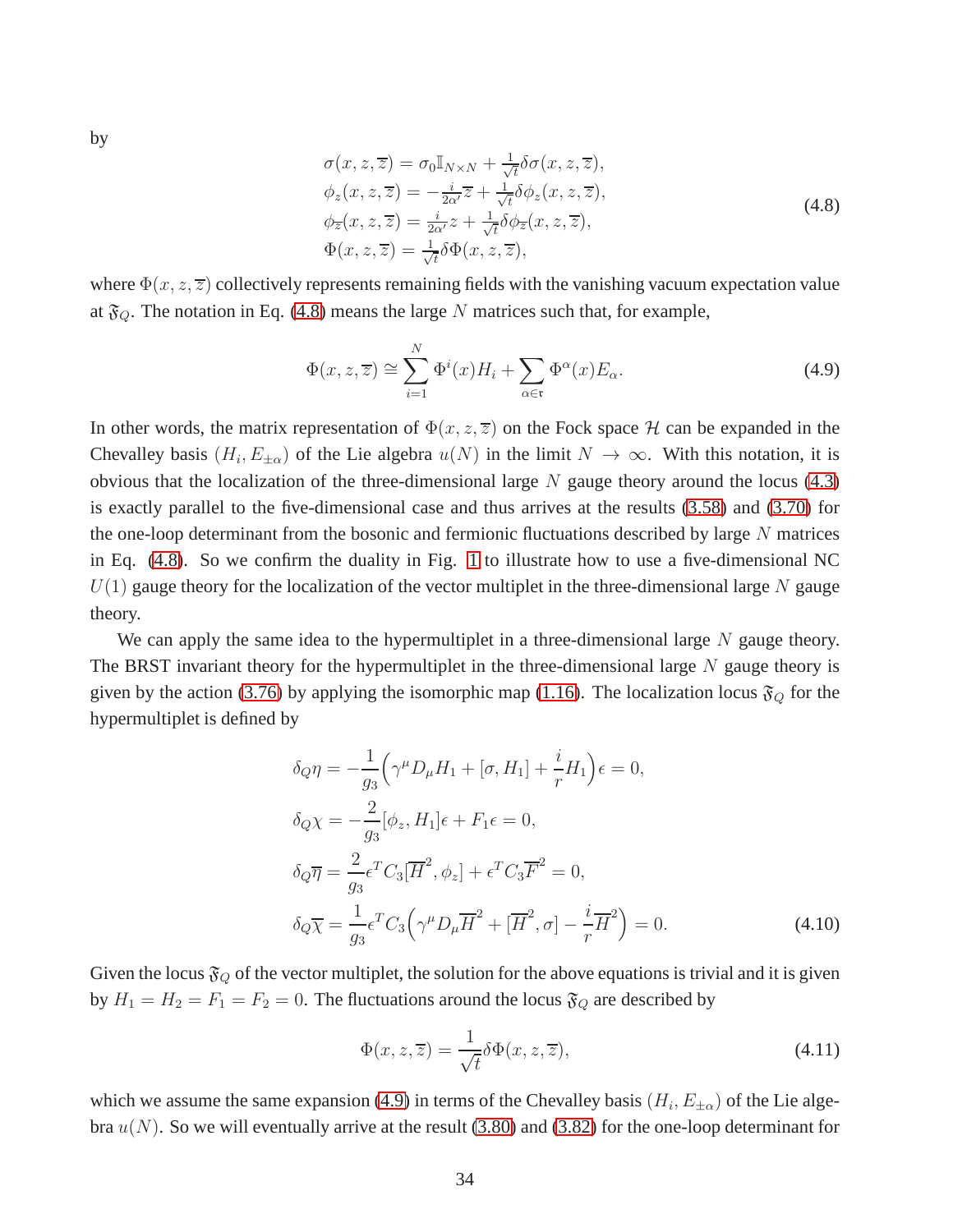by

$$
\begin{aligned}
\sigma(x, z, \overline{z}) &= \sigma_0 \mathbb{I}_{N\times N} + \tfrac{1}{\sqrt{t}}\delta\sigma(x, z, \overline{z}), \\
\phi_z(x, z, \overline{z}) &= -\tfrac{i}{2\alpha'}\overline{z} + \tfrac{1}{\sqrt{t}}\delta\phi_z(x, z, \overline{z}), \\
\phi_{\overline{z}}(x, z, \overline{z}) &= \tfrac{i}{2\alpha'}z + \tfrac{1}{\sqrt{t}}\delta\phi_{\overline{z}}(x, z, \overline{z}), \\
\Phi(x, z, \overline{z}) &= \tfrac{1}{\sqrt{t}}\delta\Phi(x, z, \overline{z}),
\end{aligned}
\tag{4.8}
$$

where $\Phi(x, z, \overline{z})$ collectively represents remaining fields with the vanishing vacuum expectation value at $\mathfrak{F}_Q$. The notation in Eq. (4.8) means the large $N$ matrices such that, for example,

$$
\Phi(x, z, \overline{z}) \cong \sum_{i=1}^{N} \Phi^i(x) H_i + \sum_{\alpha\in\mathfrak{r}} \Phi^\alpha(x) E_\alpha. \tag{4.9}
$$

In other words, the matrix representation of $\Phi(x, z, \overline{z})$ on the Fock space $\mathcal{H}$ can be expanded in the Chevalley basis $(H_i, E_{\pm\alpha})$ of the Lie algebra $u(N)$ in the limit $N \to \infty$. With this notation, it is obvious that the localization of the three-dimensional large $N$ gauge theory around the locus (4.3) is exactly parallel to the five-dimensional case and thus arrives at the results (3.58) and (3.70) for the one-loop determinant from the bosonic and fermionic fluctuations described by large $N$ matrices in Eq. (4.8). So we confirm the duality in Fig. 1 to illustrate how to use a five-dimensional NC $U(1)$ gauge theory for the localization of the vector multiplet in the three-dimensional large $N$ gauge theory.

We can apply the same idea to the hypermultiplet in a three-dimensional large $N$ gauge theory. The BRST invariant theory for the hypermultiplet in the three-dimensional large $N$ gauge theory is given by the action (3.76) by applying the isomorphic map (1.16). The localization locus $\mathfrak{F}_Q$ for the hypermultiplet is defined by

$$
\begin{aligned}
\delta_Q \eta &= -\frac{1}{g_3}\Big(\gamma^\mu D_\mu H_1 + [\sigma, H_1] + \frac{i}{r}H_1\Big)\epsilon = 0, \\
\delta_Q \chi &= -\frac{2}{g_3}[\phi_z, H_1]\epsilon + F_1\epsilon = 0, \\
\delta_Q \overline{\eta} &= \frac{2}{g_3}\epsilon^T C_3 [\overline{H}^2, \phi_z] + \epsilon^T C_3 \overline{F}^2 = 0, \\
\delta_Q \overline{\chi} &= \frac{1}{g_3}\epsilon^T C_3 \Big(\gamma^\mu D_\mu \overline{H}^2 + [\overline{H}^2, \sigma] - \frac{i}{r}\overline{H}^2\Big) = 0.
\end{aligned}
\tag{4.10}
$$

Given the locus $\mathfrak{F}_Q$ of the vector multiplet, the solution for the above equations is trivial and it is given by $H_1 = H_2 = F_1 = F_2 = 0$. The fluctuations around the locus $\mathfrak{F}_Q$ are described by

$$
\Phi(x, z, \overline{z}) = \frac{1}{\sqrt{t}}\delta\Phi(x, z, \overline{z}), \tag{4.11}
$$

which we assume the same expansion (4.9) in terms of the Chevalley basis $(H_i, E_{\pm\alpha})$ of the Lie algebra $u(N)$. So we will eventually arrive at the result (3.80) and (3.82) for the one-loop determinant for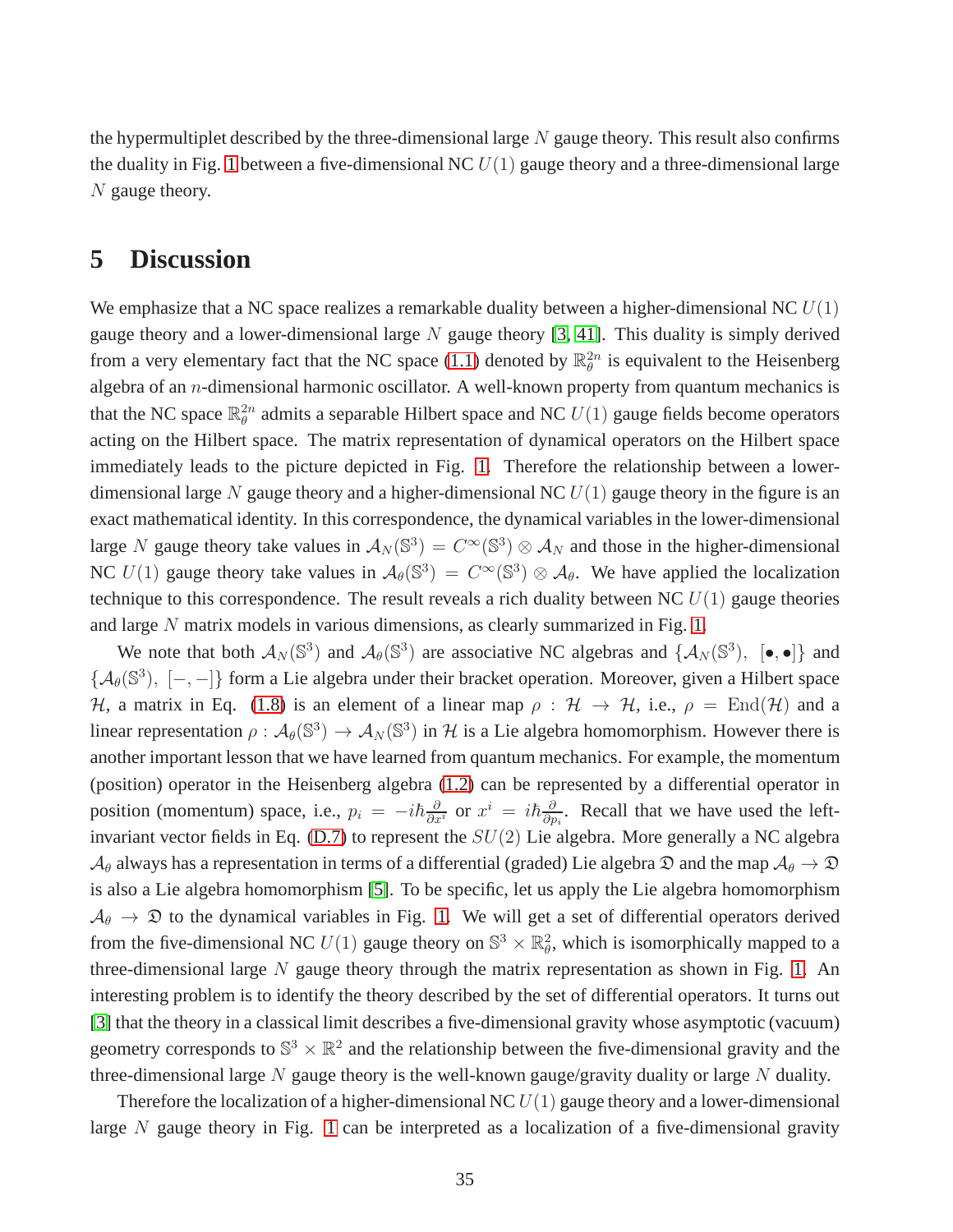the hypermultiplet described by the three-dimensional large $N$ gauge theory. This result also confirms the duality in Fig. 1 between a five-dimensional NC $U(1)$ gauge theory and a three-dimensional large $N$ gauge theory.

## 5 Discussion

We emphasize that a NC space realizes a remarkable duality between a higher-dimensional NC $U(1)$ gauge theory and a lower-dimensional large $N$ gauge theory [3, 41]. This duality is simply derived from a very elementary fact that the NC space (1.1) denoted by $\mathbb{R}^{2n}_\theta$ is equivalent to the Heisenberg algebra of an $n$-dimensional harmonic oscillator. A well-known property from quantum mechanics is that the NC space $\mathbb{R}^{2n}_\theta$ admits a separable Hilbert space and NC $U(1)$ gauge fields become operators acting on the Hilbert space. The matrix representation of dynamical operators on the Hilbert space immediately leads to the picture depicted in Fig. 1. Therefore the relationship between a lower-dimensional large $N$ gauge theory and a higher-dimensional NC $U(1)$ gauge theory in the figure is an exact mathematical identity. In this correspondence, the dynamical variables in the lower-dimensional large $N$ gauge theory take values in $\mathcal{A}_N(\mathbb{S}^3) = C^\infty(\mathbb{S}^3) \otimes \mathcal{A}_N$ and those in the higher-dimensional NC $U(1)$ gauge theory take values in $\mathcal{A}_\theta(\mathbb{S}^3) = C^\infty(\mathbb{S}^3) \otimes \mathcal{A}_\theta$. We have applied the localization technique to this correspondence. The result reveals a rich duality between NC $U(1)$ gauge theories and large $N$ matrix models in various dimensions, as clearly summarized in Fig. 1.

We note that both $\mathcal{A}_N(\mathbb{S}^3)$ and $\mathcal{A}_\theta(\mathbb{S}^3)$ are associative NC algebras and $\{\mathcal{A}_N(\mathbb{S}^3),\ [\bullet, \bullet]\}$ and $\{\mathcal{A}_\theta(\mathbb{S}^3),\ [-, -]\}$ form a Lie algebra under their bracket operation. Moreover, given a Hilbert space $\mathcal{H}$, a matrix in Eq. (1.8) is an element of a linear map $\rho : \mathcal{H} \to \mathcal{H}$, i.e., $\rho = \mathrm{End}(\mathcal{H})$ and a linear representation $\rho : \mathcal{A}_\theta(\mathbb{S}^3) \to \mathcal{A}_N(\mathbb{S}^3)$ in $\mathcal{H}$ is a Lie algebra homomorphism. However there is another important lesson that we have learned from quantum mechanics. For example, the momentum (position) operator in the Heisenberg algebra (1.2) can be represented by a differential operator in position (momentum) space, i.e., $p_i = -i\hbar\frac{\partial}{\partial x^i}$ or $x^i = i\hbar\frac{\partial}{\partial p_i}$. Recall that we have used the left-invariant vector fields in Eq. (D.7) to represent the $SU(2)$ Lie algebra. More generally a NC algebra $\mathcal{A}_\theta$ always has a representation in terms of a differential (graded) Lie algebra $\mathfrak{D}$ and the map $\mathcal{A}_\theta \to \mathfrak{D}$ is also a Lie algebra homomorphism [5]. To be specific, let us apply the Lie algebra homomorphism $\mathcal{A}_\theta \to \mathfrak{D}$ to the dynamical variables in Fig. 1. We will get a set of differential operators derived from the five-dimensional NC $U(1)$ gauge theory on $\mathbb{S}^3 \times \mathbb{R}^2_\theta$, which is isomorphically mapped to a three-dimensional large $N$ gauge theory through the matrix representation as shown in Fig. 1. An interesting problem is to identify the theory described by the set of differential operators. It turns out [3] that the theory in a classical limit describes a five-dimensional gravity whose asymptotic (vacuum) geometry corresponds to $\mathbb{S}^3 \times \mathbb{R}^2$ and the relationship between the five-dimensional gravity and the three-dimensional large $N$ gauge theory is the well-known gauge/gravity duality or large $N$ duality.

Therefore the localization of a higher-dimensional NC $U(1)$ gauge theory and a lower-dimensional large $N$ gauge theory in Fig. 1 can be interpreted as a localization of a five-dimensional gravity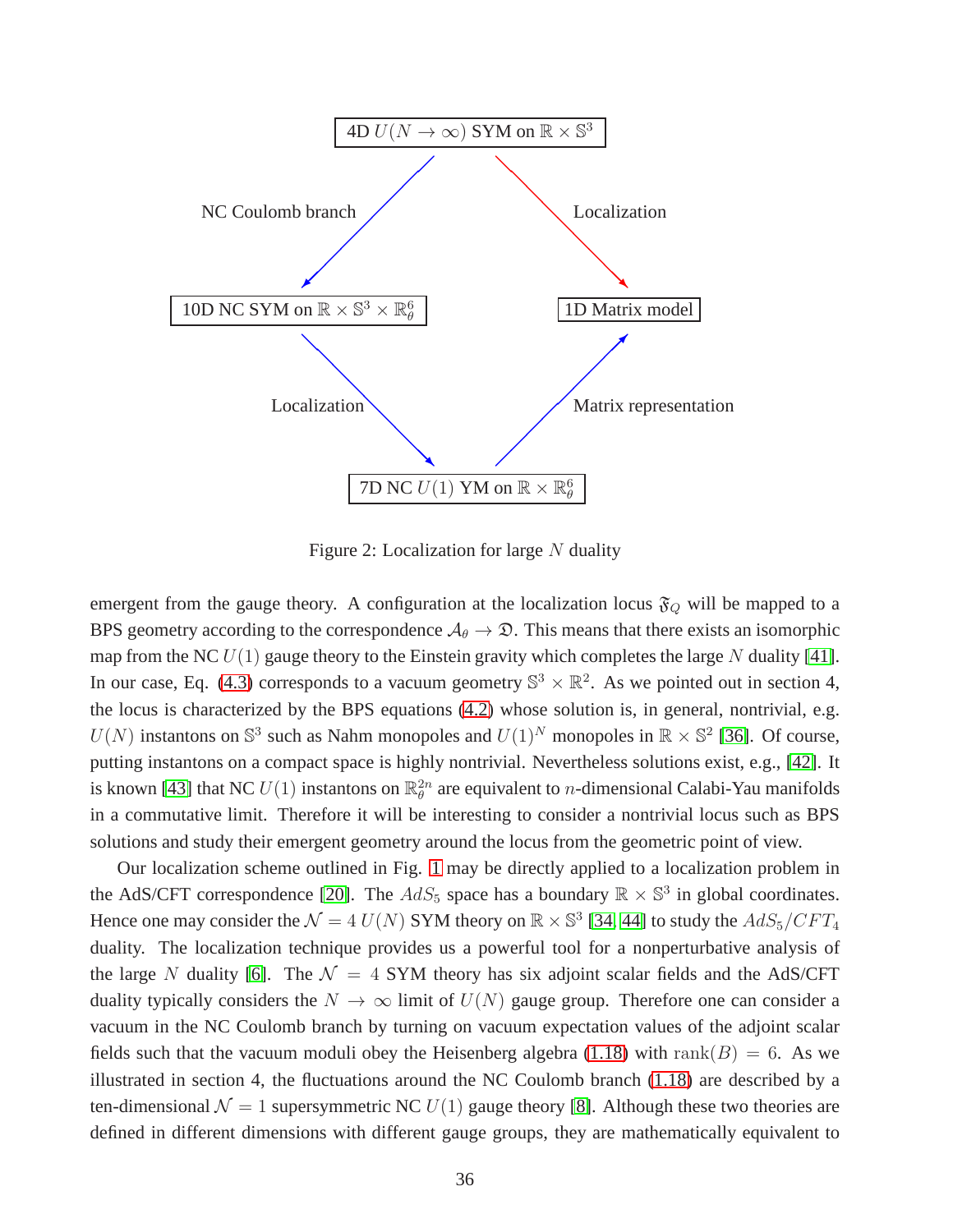Figure 2: Localization for large $N$ duality

emergent from the gauge theory. A configuration at the localization locus $\mathfrak{F}_Q$ will be mapped to a BPS geometry according to the correspondence $\mathcal{A}_\theta \to \mathfrak{D}$. This means that there exists an isomorphic map from the NC $U(1)$ gauge theory to the Einstein gravity which completes the large $N$ duality [41]. In our case, Eq. (4.3) corresponds to a vacuum geometry $\mathbb{S}^3 \times \mathbb{R}^2$. As we pointed out in section 4, the locus is characterized by the BPS equations (4.2) whose solution is, in general, nontrivial, e.g. $U(N)$ instantons on $\mathbb{S}^3$ such as Nahm monopoles and $U(1)^N$ monopoles in $\mathbb{R} \times \mathbb{S}^2$ [36]. Of course, putting instantons on a compact space is highly nontrivial. Nevertheless solutions exist, e.g., [42]. It is known [43] that NC $U(1)$ instantons on $\mathbb{R}^{2n}_\theta$ are equivalent to $n$-dimensional Calabi-Yau manifolds in a commutative limit. Therefore it will be interesting to consider a nontrivial locus such as BPS solutions and study their emergent geometry around the locus from the geometric point of view.

Our localization scheme outlined in Fig. 1 may be directly applied to a localization problem in the AdS/CFT correspondence [20]. The $AdS_5$ space has a boundary $\mathbb{R} \times \mathbb{S}^3$ in global coordinates. Hence one may consider the $\mathcal{N} = 4$ $U(N)$ SYM theory on $\mathbb{R} \times \mathbb{S}^3$ [34, 44] to study the $AdS_5/CFT_4$ duality. The localization technique provides us a powerful tool for a nonperturbative analysis of the large $N$ duality [6]. The $\mathcal{N} = 4$ SYM theory has six adjoint scalar fields and the AdS/CFT duality typically considers the $N \to \infty$ limit of $U(N)$ gauge group. Therefore one can consider a vacuum in the NC Coulomb branch by turning on vacuum expectation values of the adjoint scalar fields such that the vacuum moduli obey the Heisenberg algebra (1.18) with $\text{rank}(B) = 6$. As we illustrated in section 4, the fluctuations around the NC Coulomb branch (1.18) are described by a ten-dimensional $\mathcal{N} = 1$ supersymmetric NC $U(1)$ gauge theory [8]. Although these two theories are defined in different dimensions with different gauge groups, they are mathematically equivalent to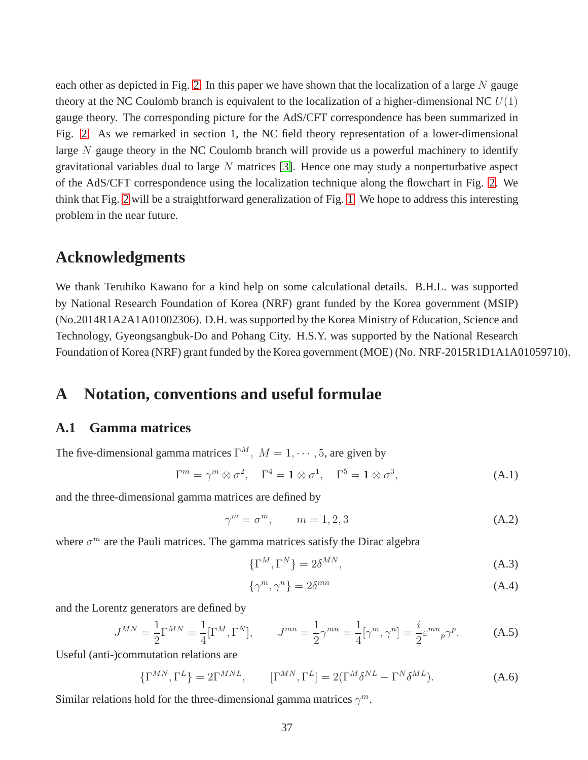each other as depicted in Fig. 2. In this paper we have shown that the localization of a large $N$ gauge theory at the NC Coulomb branch is equivalent to the localization of a higher-dimensional NC $U(1)$ gauge theory. The corresponding picture for the AdS/CFT correspondence has been summarized in Fig. 2. As we remarked in section 1, the NC field theory representation of a lower-dimensional large $N$ gauge theory in the NC Coulomb branch will provide us a powerful machinery to identify gravitational variables dual to large $N$ matrices [3]. Hence one may study a nonperturbative aspect of the AdS/CFT correspondence using the localization technique along the flowchart in Fig. 2. We think that Fig. 2 will be a straightforward generalization of Fig. 1. We hope to address this interesting problem in the near future.

# Acknowledgments

We thank Teruhiko Kawano for a kind help on some calculational details. B.H.L. was supported by National Research Foundation of Korea (NRF) grant funded by the Korea government (MSIP) (No.2014R1A2A1A01002306). D.H. was supported by the Korea Ministry of Education, Science and Technology, Gyeongsangbuk-Do and Pohang City. H.S.Y. was supported by the National Research Foundation of Korea (NRF) grant funded by the Korea government (MOE) (No. NRF-2015R1D1A1A01059710).

# A Notation, conventions and useful formulae

## A.1 Gamma matrices

The five-dimensional gamma matrices $\Gamma^M, \ M = 1, \cdots, 5$, are given by

$$\Gamma^m = \gamma^m \otimes \sigma^2, \quad \Gamma^4 = \mathbf{1} \otimes \sigma^1, \quad \Gamma^5 = \mathbf{1} \otimes \sigma^3, \tag{A.1}$$

and the three-dimensional gamma matrices are defined by

$$\gamma^m = \sigma^m, \qquad m = 1, 2, 3 \tag{A.2}$$

where $\sigma^m$ are the Pauli matrices. The gamma matrices satisfy the Dirac algebra

$$\{\Gamma^M, \Gamma^N\} = 2\delta^{MN}, \tag{A.3}$$

$$\{\gamma^m, \gamma^n\} = 2\delta^{mn} \tag{A.4}$$

and the Lorentz generators are defined by

$$J^{MN} = \frac{1}{2}\Gamma^{MN} = \frac{1}{4}[\Gamma^M, \Gamma^N], \qquad J^{mn} = \frac{1}{2}\gamma^{mn} = \frac{1}{4}[\gamma^m, \gamma^n] = \frac{i}{2}\varepsilon^{mn}{}_p\gamma^p. \tag{A.5}$$

Useful (anti-)commutation relations are

$$\{\Gamma^{MN}, \Gamma^L\} = 2\Gamma^{MNL}, \qquad [\Gamma^{MN}, \Gamma^L] = 2(\Gamma^M\delta^{NL} - \Gamma^N\delta^{ML}). \tag{A.6}$$

Similar relations hold for the three-dimensional gamma matrices $\gamma^m$.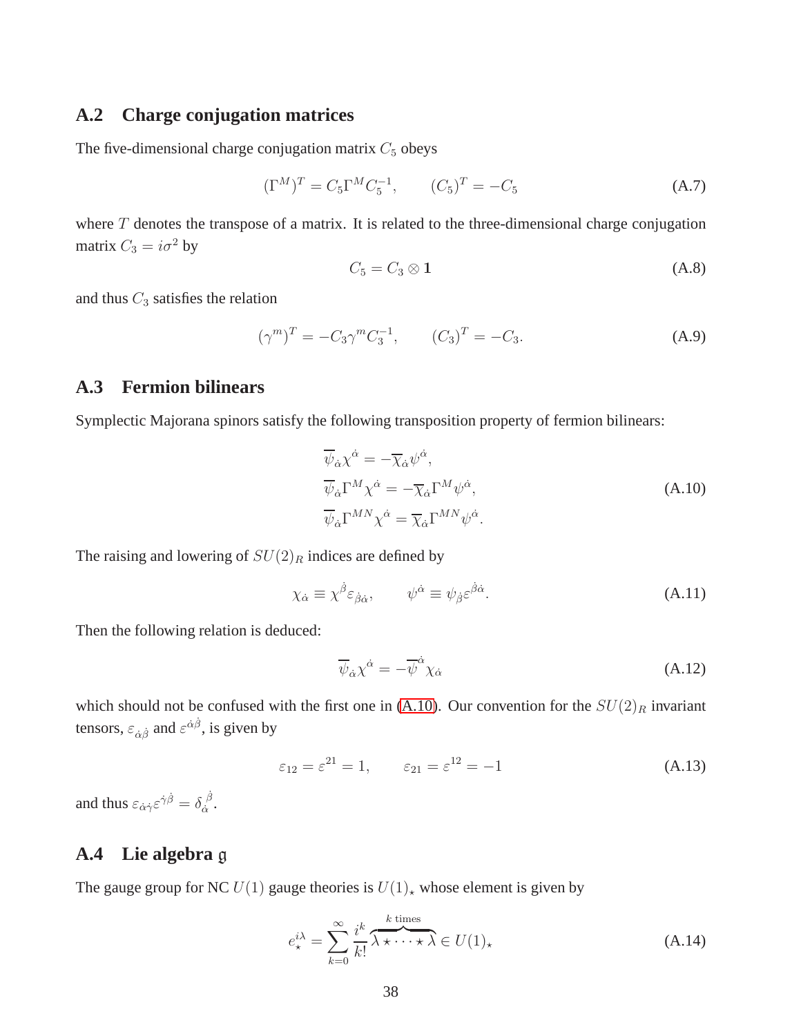## A.2 Charge conjugation matrices

The five-dimensional charge conjugation matrix $C_5$ obeys

$$(\Gamma^M)^T = C_5 \Gamma^M C_5^{-1}, \qquad (C_5)^T = -C_5 \tag{A.7}$$

where $T$ denotes the transpose of a matrix. It is related to the three-dimensional charge conjugation matrix $C_3 = i\sigma^2$ by

$$C_5 = C_3 \otimes \mathbf{1} \tag{A.8}$$

and thus $C_3$ satisfies the relation

$$(\gamma^m)^T = -C_3 \gamma^m C_3^{-1}, \qquad (C_3)^T = -C_3. \tag{A.9}$$

## A.3 Fermion bilinears

Symplectic Majorana spinors satisfy the following transposition property of fermion bilinears:

$$\begin{aligned}
\overline{\psi}_{\dot{\alpha}} \chi^{\dot{\alpha}} &= -\overline{\chi}_{\dot{\alpha}} \psi^{\dot{\alpha}}, \\
\overline{\psi}_{\dot{\alpha}} \Gamma^M \chi^{\dot{\alpha}} &= -\overline{\chi}_{\dot{\alpha}} \Gamma^M \psi^{\dot{\alpha}}, \\
\overline{\psi}_{\dot{\alpha}} \Gamma^{MN} \chi^{\dot{\alpha}} &= \overline{\chi}_{\dot{\alpha}} \Gamma^{MN} \psi^{\dot{\alpha}}.
\end{aligned} \tag{A.10}$$

The raising and lowering of $SU(2)_R$ indices are defined by

$$\chi_{\dot{\alpha}} \equiv \chi^{\dot{\beta}} \varepsilon_{\dot{\beta}\dot{\alpha}}, \qquad \psi^{\dot{\alpha}} \equiv \psi_{\dot{\beta}} \varepsilon^{\dot{\beta}\dot{\alpha}}. \tag{A.11}$$

Then the following relation is deduced:

$$\overline{\psi}_{\dot{\alpha}} \chi^{\dot{\alpha}} = -\overline{\psi}^{\dot{\alpha}} \chi_{\dot{\alpha}} \tag{A.12}$$

which should not be confused with the first one in (A.10). Our convention for the $SU(2)_R$ invariant tensors, $\varepsilon_{\dot{\alpha}\dot{\beta}}$ and $\varepsilon^{\dot{\alpha}\dot{\beta}}$, is given by

$$\varepsilon_{12} = \varepsilon^{21} = 1, \qquad \varepsilon_{21} = \varepsilon^{12} = -1 \tag{A.13}$$

and thus $\varepsilon_{\dot{\alpha}\dot{\gamma}} \varepsilon^{\dot{\gamma}\dot{\beta}} = \delta_{\dot{\alpha}}^{\ \dot{\beta}}$.

## A.4 Lie algebra $\mathfrak{g}$

The gauge group for NC $U(1)$ gauge theories is $U(1)_\star$ whose element is given by

$$e_\star^{i\lambda} = \sum_{k=0}^{\infty} \frac{i^k}{k!} \overbrace{\lambda \star \cdots \star \lambda}^{k \text{ times}} \in U(1)_\star \tag{A.14}$$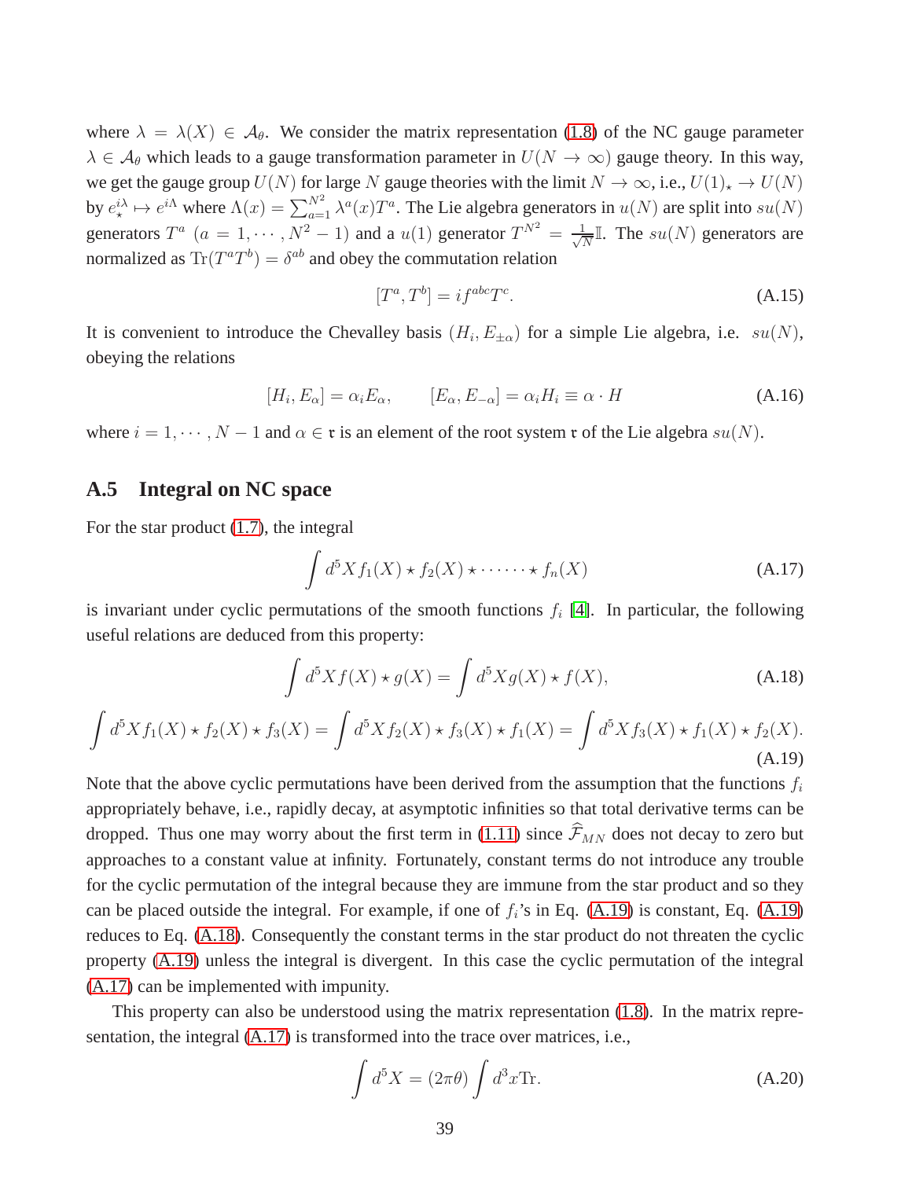where $\lambda = \lambda(X) \in \mathcal{A}_\theta$. We consider the matrix representation (1.8) of the NC gauge parameter $\lambda \in \mathcal{A}_\theta$ which leads to a gauge transformation parameter in $U(N \to \infty)$ gauge theory. In this way, we get the gauge group $U(N)$ for large $N$ gauge theories with the limit $N \to \infty$, i.e., $U(1)_\star \to U(N)$ by $e_\star^{i\lambda} \mapsto e^{i\Lambda}$ where $\Lambda(x) = \sum_{a=1}^{N^2} \lambda^a(x) T^a$. The Lie algebra generators in $u(N)$ are split into $su(N)$ generators $T^a$ $(a = 1, \cdots, N^2 - 1)$ and a $u(1)$ generator $T^{N^2} = \frac{1}{\sqrt{N}}\mathbb{I}$. The $su(N)$ generators are normalized as $\mathrm{Tr}(T^a T^b) = \delta^{ab}$ and obey the commutation relation

$$[T^a, T^b] = i f^{abc} T^c. \tag{A.15}$$

It is convenient to introduce the Chevalley basis $(H_i, E_{\pm\alpha})$ for a simple Lie algebra, i.e. $su(N)$, obeying the relations

$$[H_i, E_\alpha] = \alpha_i E_\alpha, \qquad [E_\alpha, E_{-\alpha}] = \alpha_i H_i \equiv \alpha \cdot H \tag{A.16}$$

where $i = 1, \cdots, N-1$ and $\alpha \in \mathfrak{r}$ is an element of the root system $\mathfrak{r}$ of the Lie algebra $su(N)$.

## A.5 Integral on NC space

For the star product (1.7), the integral

$$\int d^5X f_1(X) \star f_2(X) \star \cdots \cdots \star f_n(X) \tag{A.17}$$

is invariant under cyclic permutations of the smooth functions $f_i$ [4]. In particular, the following useful relations are deduced from this property:

$$\int d^5X f(X) \star g(X) = \int d^5X g(X) \star f(X), \tag{A.18}$$

$$\int d^5X f_1(X) \star f_2(X) \star f_3(X) = \int d^5X f_2(X) \star f_3(X) \star f_1(X) = \int d^5X f_3(X) \star f_1(X) \star f_2(X). \tag{A.19}$$

Note that the above cyclic permutations have been derived from the assumption that the functions $f_i$ appropriately behave, i.e., rapidly decay, at asymptotic infinities so that total derivative terms can be dropped. Thus one may worry about the first term in (1.11) since $\widehat{\mathcal{F}}_{MN}$ does not decay to zero but approaches to a constant value at infinity. Fortunately, constant terms do not introduce any trouble for the cyclic permutation of the integral because they are immune from the star product and so they can be placed outside the integral. For example, if one of $f_i$'s in Eq. (A.19) is constant, Eq. (A.19) reduces to Eq. (A.18). Consequently the constant terms in the star product do not threaten the cyclic property (A.19) unless the integral is divergent. In this case the cyclic permutation of the integral (A.17) can be implemented with impunity.

This property can also be understood using the matrix representation (1.8). In the matrix representation, the integral (A.17) is transformed into the trace over matrices, i.e.,

$$\int d^5X = (2\pi\theta) \int d^3x \mathrm{Tr}. \tag{A.20}$$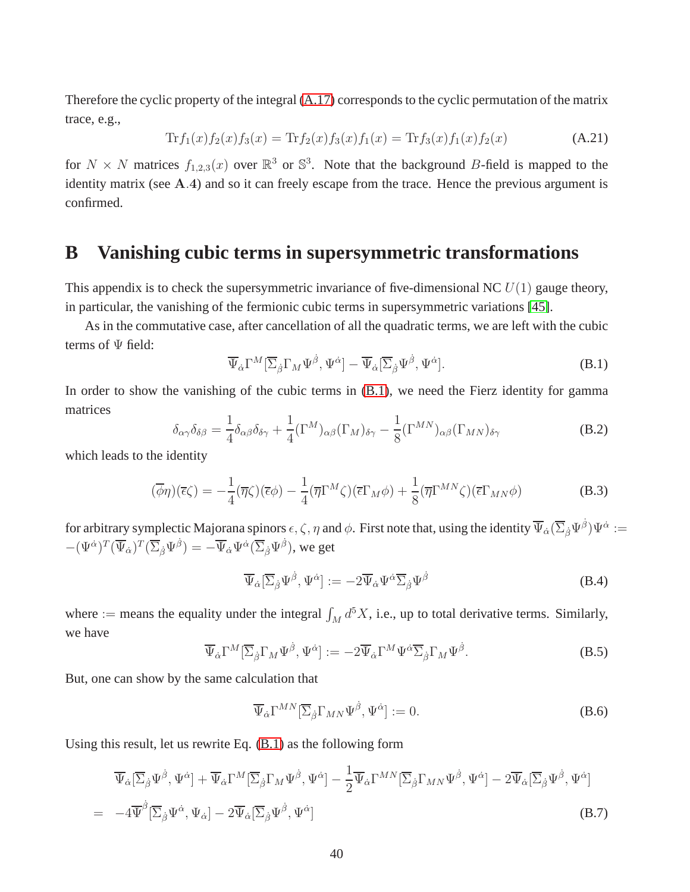Therefore the cyclic property of the integral (A.17) corresponds to the cyclic permutation of the matrix trace, e.g.,

$$\mathrm{Tr} f_1(x) f_2(x) f_3(x) = \mathrm{Tr} f_2(x) f_3(x) f_1(x) = \mathrm{Tr} f_3(x) f_1(x) f_2(x) \tag{A.21}$$

for $N \times N$ matrices $f_{1,2,3}(x)$ over $\mathbb{R}^3$ or $\mathbb{S}^3$. Note that the background $B$-field is mapped to the identity matrix (see **A**.**4**) and so it can freely escape from the trace. Hence the previous argument is confirmed.

# B Vanishing cubic terms in supersymmetric transformations

This appendix is to check the supersymmetric invariance of five-dimensional NC $U(1)$ gauge theory, in particular, the vanishing of the fermionic cubic terms in supersymmetric variations [45].

As in the commutative case, after cancellation of all the quadratic terms, we are left with the cubic terms of $\Psi$ field:

$$\overline{\Psi}_{\dot{\alpha}} \Gamma^M [\overline{\Sigma}_{\dot{\beta}} \Gamma_M \Psi^{\dot{\beta}}, \Psi^{\dot{\alpha}}] - \overline{\Psi}_{\dot{\alpha}} [\overline{\Sigma}_{\dot{\beta}} \Psi^{\dot{\beta}}, \Psi^{\dot{\alpha}}]. \tag{B.1}$$

In order to show the vanishing of the cubic terms in (B.1), we need the Fierz identity for gamma matrices

$$\delta_{\alpha\gamma}\delta_{\delta\beta} = \frac{1}{4}\delta_{\alpha\beta}\delta_{\delta\gamma} + \frac{1}{4}(\Gamma^M)_{\alpha\beta}(\Gamma_M)_{\delta\gamma} - \frac{1}{8}(\Gamma^{MN})_{\alpha\beta}(\Gamma_{MN})_{\delta\gamma} \tag{B.2}$$

which leads to the identity

$$(\overline{\phi}\eta)(\overline{\epsilon}\zeta) = -\frac{1}{4}(\overline{\eta}\zeta)(\overline{\epsilon}\phi) - \frac{1}{4}(\overline{\eta}\Gamma^M\zeta)(\overline{\epsilon}\Gamma_M\phi) + \frac{1}{8}(\overline{\eta}\Gamma^{MN}\zeta)(\overline{\epsilon}\Gamma_{MN}\phi) \tag{B.3}$$

for arbitrary symplectic Majorana spinors $\epsilon, \zeta, \eta$ and $\phi$. First note that, using the identity $\overline{\Psi}_{\dot{\alpha}}(\overline{\Sigma}_{\dot{\beta}}\Psi^{\dot{\beta}})\Psi^{\dot{\alpha}} := -(\Psi^{\dot{\alpha}})^T(\overline{\Psi}_{\dot{\alpha}})^T(\overline{\Sigma}_{\dot{\beta}}\Psi^{\dot{\beta}}) = -\overline{\Psi}_{\dot{\alpha}}\Psi^{\dot{\alpha}}(\overline{\Sigma}_{\dot{\beta}}\Psi^{\dot{\beta}})$, we get

$$\overline{\Psi}_{\dot{\alpha}}[\overline{\Sigma}_{\dot{\beta}}\Psi^{\dot{\beta}}, \Psi^{\dot{\alpha}}] := -2\overline{\Psi}_{\dot{\alpha}}\Psi^{\dot{\alpha}}\overline{\Sigma}_{\dot{\beta}}\Psi^{\dot{\beta}} \tag{B.4}$$

where $:=$ means the equality under the integral $\int_M d^5X$, i.e., up to total derivative terms. Similarly, we have

$$\overline{\Psi}_{\dot{\alpha}}\Gamma^M[\overline{\Sigma}_{\dot{\beta}}\Gamma_M\Psi^{\dot{\beta}}, \Psi^{\dot{\alpha}}] := -2\overline{\Psi}_{\dot{\alpha}}\Gamma^M\Psi^{\dot{\alpha}}\overline{\Sigma}_{\dot{\beta}}\Gamma_M\Psi^{\dot{\beta}}. \tag{B.5}$$

But, one can show by the same calculation that

$$\overline{\Psi}_{\dot{\alpha}}\Gamma^{MN}[\overline{\Sigma}_{\dot{\beta}}\Gamma_{MN}\Psi^{\dot{\beta}}, \Psi^{\dot{\alpha}}] := 0. \tag{B.6}$$

Using this result, let us rewrite Eq. (B.1) as the following form

$$\begin{aligned}
&\overline{\Psi}_{\dot{\alpha}}[\overline{\Sigma}_{\dot{\beta}}\Psi^{\dot{\beta}}, \Psi^{\dot{\alpha}}] + \overline{\Psi}_{\dot{\alpha}}\Gamma^M[\overline{\Sigma}_{\dot{\beta}}\Gamma_M\Psi^{\dot{\beta}}, \Psi^{\dot{\alpha}}] - \frac{1}{2}\overline{\Psi}_{\dot{\alpha}}\Gamma^{MN}[\overline{\Sigma}_{\dot{\beta}}\Gamma_{MN}\Psi^{\dot{\beta}}, \Psi^{\dot{\alpha}}] - 2\overline{\Psi}_{\dot{\alpha}}[\overline{\Sigma}_{\dot{\beta}}\Psi^{\dot{\beta}}, \Psi^{\dot{\alpha}}] \\
= \;& -4\overline{\Psi}^{\dot{\beta}}[\overline{\Sigma}_{\dot{\beta}}\Psi^{\dot{\alpha}}, \Psi_{\dot{\alpha}}] - 2\overline{\Psi}_{\dot{\alpha}}[\overline{\Sigma}_{\dot{\beta}}\Psi^{\dot{\beta}}, \Psi^{\dot{\alpha}}]
\end{aligned} \tag{B.7}$$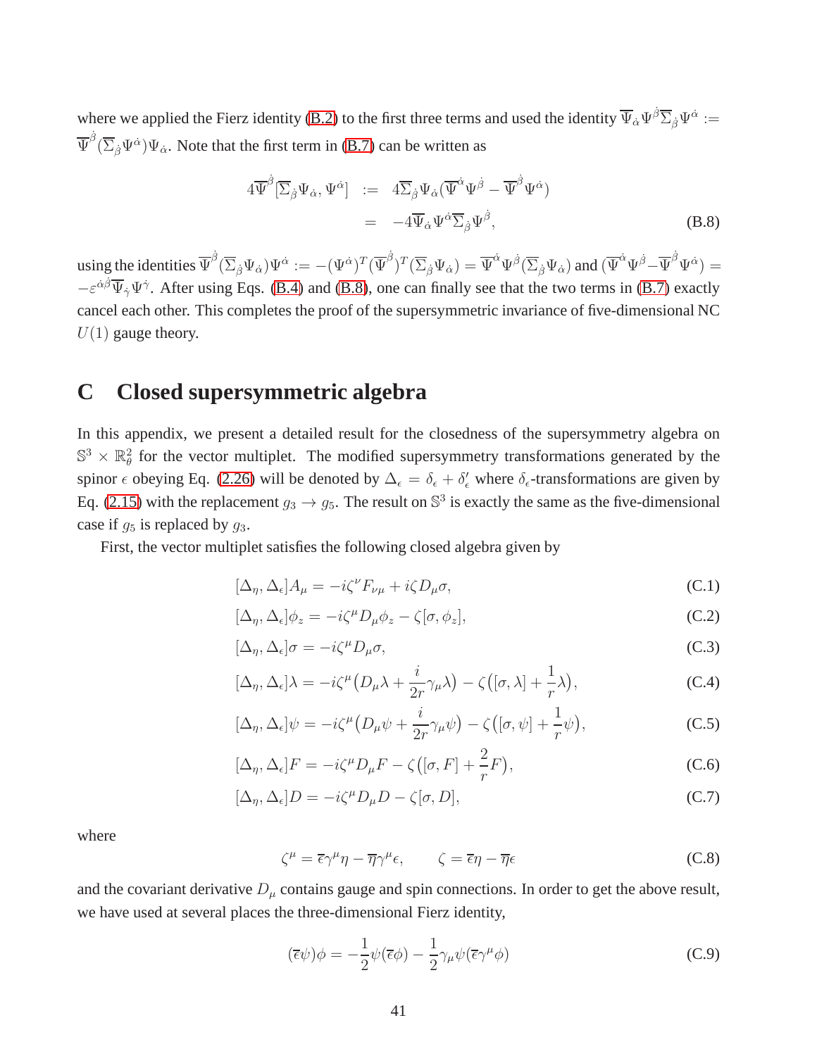where we applied the Fierz identity (B.2) to the first three terms and used the identity $\overline{\Psi}_{\dot\alpha}\Psi^{\dot\beta}\overline{\Sigma}_{\dot\beta}\Psi^{\dot\alpha} := \overline{\Psi}^{\dot\beta}(\overline{\Sigma}_{\dot\beta}\Psi^{\dot\alpha})\Psi_{\dot\alpha}$. Note that the first term in (B.7) can be written as

$$
\begin{aligned}
4\overline{\Psi}^{\dot\beta}[\overline{\Sigma}_{\dot\beta}\Psi_{\dot\alpha}, \Psi^{\dot\alpha}] &:= 4\overline{\Sigma}_{\dot\beta}\Psi_{\dot\alpha}(\overline{\Psi}^{\dot\alpha}\Psi^{\dot\beta} - \overline{\Psi}^{\dot\beta}\Psi^{\dot\alpha}) \\
&= -4\overline{\Psi}_{\dot\alpha}\Psi^{\dot\alpha}\overline{\Sigma}_{\dot\beta}\Psi^{\dot\beta},
\end{aligned}
\tag{B.8}
$$

using the identities $\overline{\Psi}^{\dot\beta}(\overline{\Sigma}_{\dot\beta}\Psi_{\dot\alpha})\Psi^{\dot\alpha} := -(\Psi^{\dot\alpha})^T(\overline{\Psi}^{\dot\beta})^T(\overline{\Sigma}_{\dot\beta}\Psi_{\dot\alpha}) = \overline{\Psi}^{\dot\alpha}\Psi^{\dot\beta}(\overline{\Sigma}_{\dot\beta}\Psi_{\dot\alpha})$ and $(\overline{\Psi}^{\dot\alpha}\Psi^{\dot\beta} - \overline{\Psi}^{\dot\beta}\Psi^{\dot\alpha}) = -\varepsilon^{\dot\alpha\dot\beta}\overline{\Psi}_{\dot\gamma}\Psi^{\dot\gamma}$. After using Eqs. (B.4) and (B.8), one can finally see that the two terms in (B.7) exactly cancel each other. This completes the proof of the supersymmetric invariance of five-dimensional NC $U(1)$ gauge theory.

# C Closed supersymmetric algebra

In this appendix, we present a detailed result for the closedness of the supersymmetry algebra on $\mathbb{S}^3 \times \mathbb{R}^2_\theta$ for the vector multiplet. The modified supersymmetry transformations generated by the spinor $\epsilon$ obeying Eq. (2.26) will be denoted by $\Delta_\epsilon = \delta_\epsilon + \delta'_\epsilon$ where $\delta_\epsilon$-transformations are given by Eq. (2.15) with the replacement $g_3 \to g_5$. The result on $\mathbb{S}^3$ is exactly the same as the five-dimensional case if $g_5$ is replaced by $g_3$.

First, the vector multiplet satisfies the following closed algebra given by

$$
[\Delta_\eta, \Delta_\epsilon]A_\mu = -i\zeta^\nu F_{\nu\mu} + i\zeta D_\mu\sigma, \tag{C.1}
$$

$$
[\Delta_\eta, \Delta_\epsilon]\phi_z = -i\zeta^\mu D_\mu\phi_z - \zeta[\sigma, \phi_z], \tag{C.2}
$$

$$
[\Delta_\eta, \Delta_\epsilon]\sigma = -i\zeta^\mu D_\mu\sigma, \tag{C.3}
$$

$$
[\Delta_\eta, \Delta_\epsilon]\lambda = -i\zeta^\mu\big(D_\mu\lambda + \frac{i}{2r}\gamma_\mu\lambda\big) - \zeta\big([\sigma, \lambda] + \frac{1}{r}\lambda\big), \tag{C.4}
$$

$$
[\Delta_\eta, \Delta_\epsilon]\psi = -i\zeta^\mu\big(D_\mu\psi + \frac{i}{2r}\gamma_\mu\psi\big) - \zeta\big([\sigma, \psi] + \frac{1}{r}\psi\big), \tag{C.5}
$$

$$
[\Delta_\eta, \Delta_\epsilon]F = -i\zeta^\mu D_\mu F - \zeta\big([\sigma, F] + \frac{2}{r}F\big), \tag{C.6}
$$

$$
[\Delta_\eta, \Delta_\epsilon]D = -i\zeta^\mu D_\mu D - \zeta[\sigma, D], \tag{C.7}
$$

where

$$
\zeta^\mu = \overline{\epsilon}\gamma^\mu\eta - \overline{\eta}\gamma^\mu\epsilon, \qquad \zeta = \overline{\epsilon}\eta - \overline{\eta}\epsilon \tag{C.8}
$$

and the covariant derivative $D_\mu$ contains gauge and spin connections. In order to get the above result, we have used at several places the three-dimensional Fierz identity,

$$
(\overline{\epsilon}\psi)\phi = -\frac{1}{2}\psi(\overline{\epsilon}\phi) - \frac{1}{2}\gamma_\mu\psi(\overline{\epsilon}\gamma^\mu\phi) \tag{C.9}
$$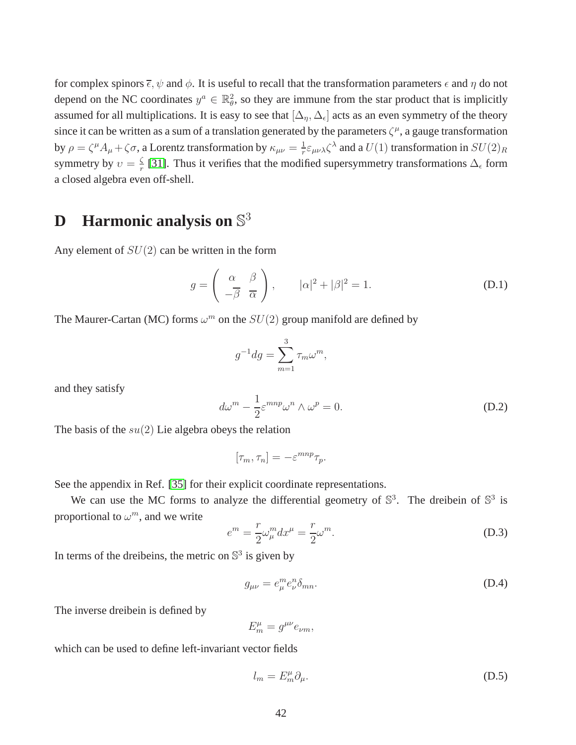for complex spinors $\overline{\epsilon}$, $\psi$ and $\phi$. It is useful to recall that the transformation parameters $\epsilon$ and $\eta$ do not depend on the NC coordinates $y^a \in \mathbb{R}^2_\theta$, so they are immune from the star product that is implicitly assumed for all multiplications. It is easy to see that $[\Delta_\eta, \Delta_\epsilon]$ acts as an even symmetry of the theory since it can be written as a sum of a translation generated by the parameters $\zeta^\mu$, a gauge transformation by $\rho = \zeta^\mu A_\mu + \zeta\sigma$, a Lorentz transformation by $\kappa_{\mu\nu} = \frac{1}{r}\varepsilon_{\mu\nu\lambda}\zeta^\lambda$ and a $U(1)$ transformation in $SU(2)_R$ symmetry by $\upsilon = \frac{\zeta}{r}$ [31]. Thus it verifies that the modified supersymmetry transformations $\Delta_\epsilon$ form a closed algebra even off-shell.

# D Harmonic analysis on $\mathbb{S}^3$

Any element of $SU(2)$ can be written in the form

$$g = \begin{pmatrix} \alpha & \beta \\ -\overline{\beta} & \overline{\alpha} \end{pmatrix}, \qquad |\alpha|^2 + |\beta|^2 = 1. \tag{D.1}$$

The Maurer-Cartan (MC) forms $\omega^m$ on the $SU(2)$ group manifold are defined by

$$g^{-1}dg = \sum_{m=1}^{3} \tau_m \omega^m,$$

and they satisfy

$$d\omega^m - \frac{1}{2}\varepsilon^{mnp}\omega^n \wedge \omega^p = 0. \tag{D.2}$$

The basis of the $su(2)$ Lie algebra obeys the relation

$$[\tau_m, \tau_n] = -\varepsilon^{mnp}\tau_p.$$

See the appendix in Ref. [35] for their explicit coordinate representations.

We can use the MC forms to analyze the differential geometry of $\mathbb{S}^3$. The dreibein of $\mathbb{S}^3$ is proportional to $\omega^m$, and we write

$$e^m = \frac{r}{2}\omega^m_\mu dx^\mu = \frac{r}{2}\omega^m. \tag{D.3}$$

In terms of the dreibeins, the metric on $\mathbb{S}^3$ is given by

$$g_{\mu\nu} = e^m_\mu e^n_\nu \delta_{mn}. \tag{D.4}$$

The inverse dreibein is defined by

$$E^\mu_m = g^{\mu\nu} e_{\nu m},$$

which can be used to define left-invariant vector fields

$$l_m = E^\mu_m \partial_\mu. \tag{D.5}$$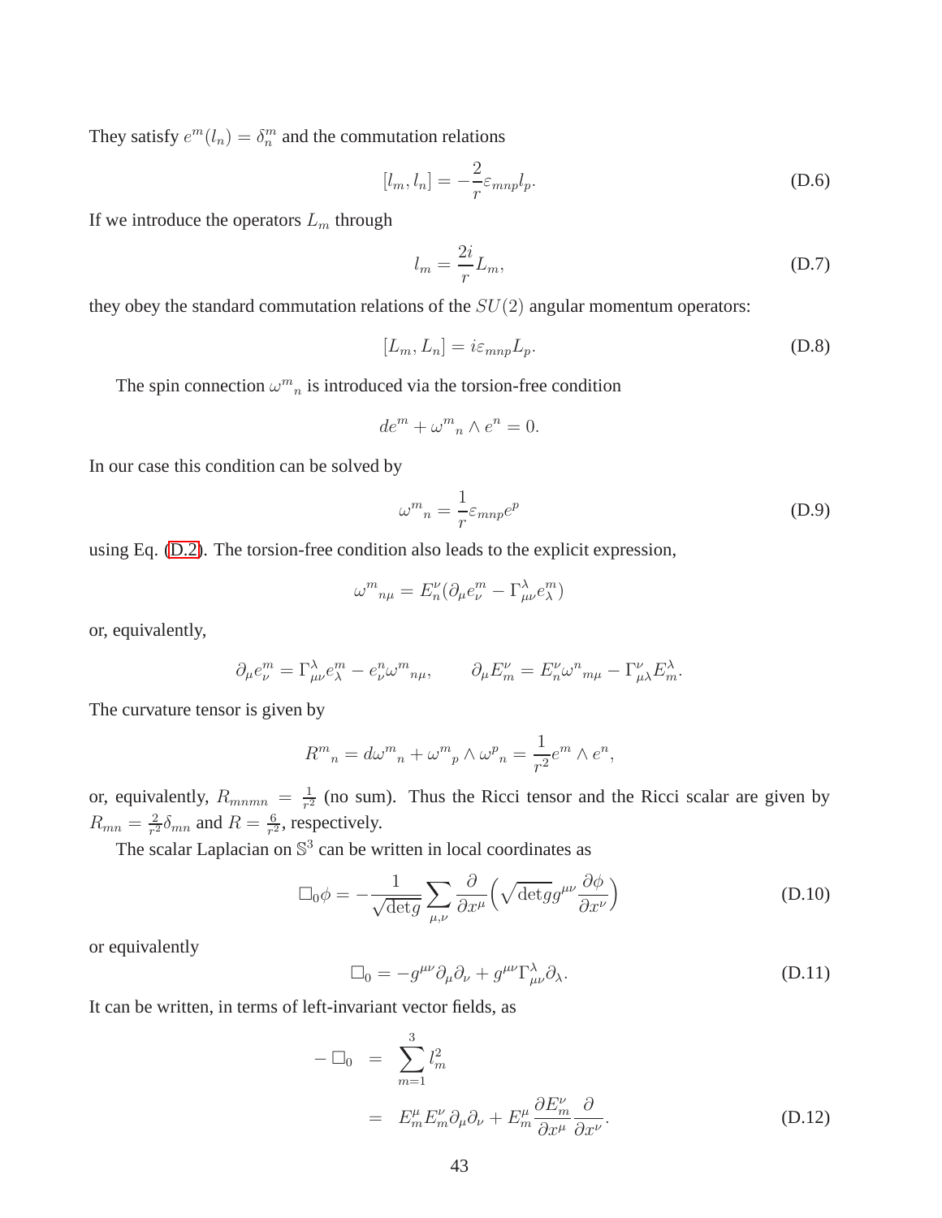They satisfy $e^m(l_n) = \delta^m_n$ and the commutation relations

$$[l_m, l_n] = -\frac{2}{r}\varepsilon_{mnp} l_p. \tag{D.6}$$

If we introduce the operators $L_m$ through

$$l_m = \frac{2i}{r} L_m, \tag{D.7}$$

they obey the standard commutation relations of the $SU(2)$ angular momentum operators:

$$[L_m, L_n] = i\varepsilon_{mnp} L_p. \tag{D.8}$$

The spin connection ${\omega^m}_n$ is introduced via the torsion-free condition

$$de^m + {\omega^m}_n \wedge e^n = 0.$$

In our case this condition can be solved by

$$ {\omega^m}_n = \frac{1}{r}\varepsilon_{mnp} e^p \tag{D.9}$$

using Eq. (D.2). The torsion-free condition also leads to the explicit expression,

$$ {\omega^m}_{n\mu} = E^\nu_n (\partial_\mu e^m_\nu - \Gamma^\lambda_{\mu\nu} e^m_\lambda)$$

or, equivalently,

$$\partial_\mu e^m_\nu = \Gamma^\lambda_{\mu\nu} e^m_\lambda - e^n_\nu {\omega^m}_{n\mu}, \qquad \partial_\mu E^\nu_m = E^\nu_n {\omega^n}_{m\mu} - \Gamma^\nu_{\mu\lambda} E^\lambda_m.$$

The curvature tensor is given by

$$ {R^m}_n = d{\omega^m}_n + {\omega^m}_p \wedge {\omega^p}_n = \frac{1}{r^2} e^m \wedge e^n,$$

or, equivalently, $R_{mnmn} = \frac{1}{r^2}$ (no sum). Thus the Ricci tensor and the Ricci scalar are given by $R_{mn} = \frac{2}{r^2}\delta_{mn}$ and $R = \frac{6}{r^2}$, respectively.

The scalar Laplacian on $\mathbb{S}^3$ can be written in local coordinates as

$$\Box_0 \phi = -\frac{1}{\sqrt{\det g}} \sum_{\mu,\nu} \frac{\partial}{\partial x^\mu}\Big(\sqrt{\det g}\, g^{\mu\nu} \frac{\partial \phi}{\partial x^\nu}\Big) \tag{D.10}$$

or equivalently

$$\Box_0 = -g^{\mu\nu}\partial_\mu \partial_\nu + g^{\mu\nu}\Gamma^\lambda_{\mu\nu}\partial_\lambda. \tag{D.11}$$

It can be written, in terms of left-invariant vector fields, as

$$\begin{aligned} -\Box_0 &= \sum_{m=1}^{3} l_m^2 \\ &= E^\mu_m E^\nu_m \partial_\mu \partial_\nu + E^\mu_m \frac{\partial E^\nu_m}{\partial x^\mu}\frac{\partial}{\partial x^\nu}. \end{aligned} \tag{D.12}$$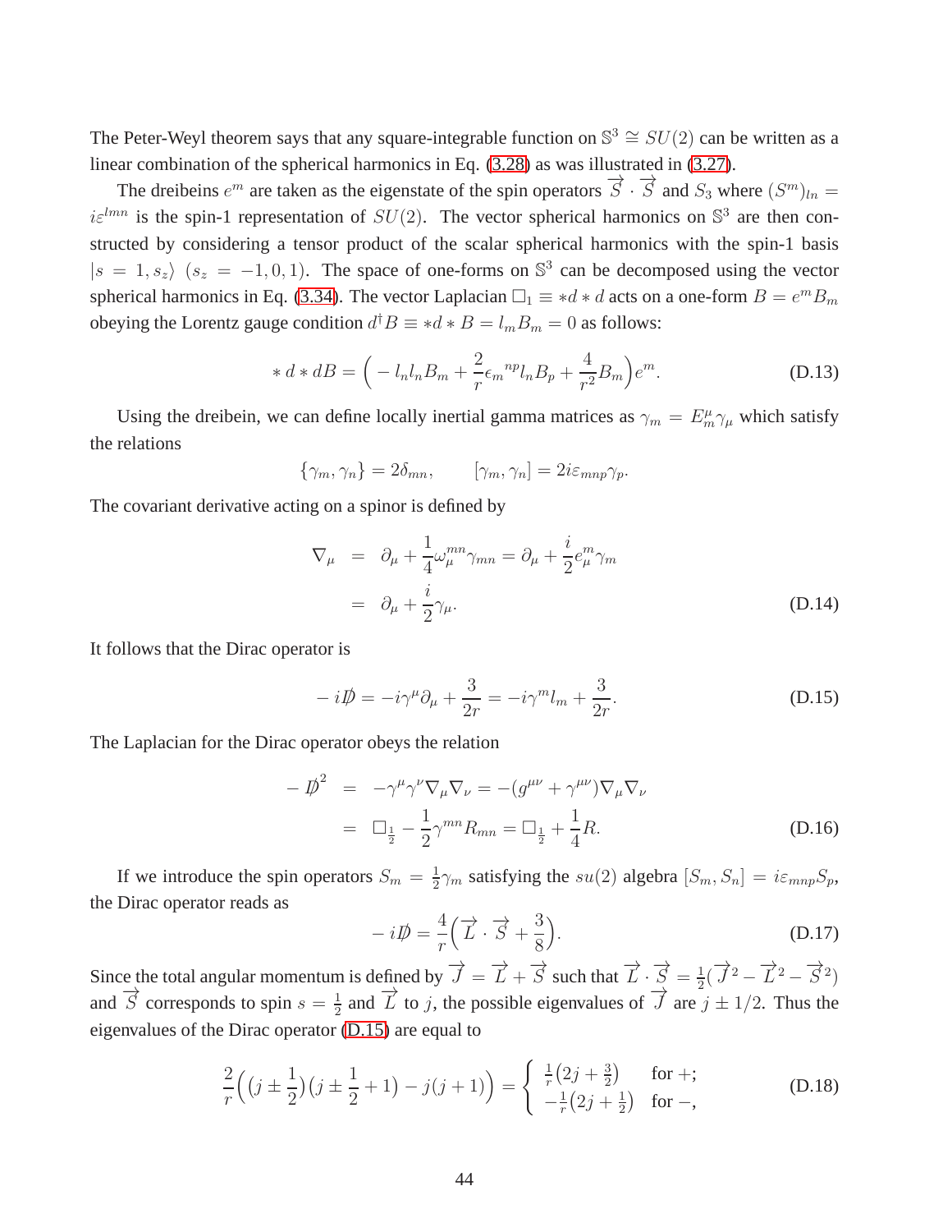The Peter-Weyl theorem says that any square-integrable function on $\mathbb{S}^3 \cong SU(2)$ can be written as a linear combination of the spherical harmonics in Eq. (3.28) as was illustrated in (3.27).

The dreibeins $e^m$ are taken as the eigenstate of the spin operators $\overrightarrow{S} \cdot \overrightarrow{S}$ and $S_3$ where $(S^m)_{ln} = i\varepsilon^{lmn}$ is the spin-1 representation of $SU(2)$. The vector spherical harmonics on $\mathbb{S}^3$ are then constructed by considering a tensor product of the scalar spherical harmonics with the spin-1 basis $|s = 1, s_z\rangle$ $(s_z = -1, 0, 1)$. The space of one-forms on $\mathbb{S}^3$ can be decomposed using the vector spherical harmonics in Eq. (3.34). The vector Laplacian $\square_1 \equiv *d * d$ acts on a one-form $B = e^m B_m$ obeying the Lorentz gauge condition $d^\dagger B \equiv *d * B = l_m B_m = 0$ as follows:

$$* d * dB = \Big( - l_n l_n B_m + \frac{2}{r} \epsilon_m{}^{np} l_n B_p + \frac{4}{r^2} B_m \Big) e^m. \tag{D.13}$$

Using the dreibein, we can define locally inertial gamma matrices as $\gamma_m = E^\mu_m \gamma_\mu$ which satisfy the relations

$$\{\gamma_m, \gamma_n\} = 2\delta_{mn}, \qquad [\gamma_m, \gamma_n] = 2i\varepsilon_{mnp}\gamma_p.$$

The covariant derivative acting on a spinor is defined by

$$\begin{aligned} \nabla_\mu &= \partial_\mu + \frac{1}{4}\omega_\mu^{mn}\gamma_{mn} = \partial_\mu + \frac{i}{2} e^m_\mu \gamma_m \\ &= \partial_\mu + \frac{i}{2}\gamma_\mu. \end{aligned} \tag{D.14}$$

It follows that the Dirac operator is

$$-i\not{D} = -i\gamma^\mu \partial_\mu + \frac{3}{2r} = -i\gamma^m l_m + \frac{3}{2r}. \tag{D.15}$$

The Laplacian for the Dirac operator obeys the relation

$$\begin{aligned} -\not{D}^2 &= -\gamma^\mu\gamma^\nu \nabla_\mu \nabla_\nu = -(g^{\mu\nu} + \gamma^{\mu\nu})\nabla_\mu \nabla_\nu \\ &= \square_{\frac{1}{2}} - \frac{1}{2}\gamma^{mn} R_{mn} = \square_{\frac{1}{2}} + \frac{1}{4} R. \end{aligned} \tag{D.16}$$

If we introduce the spin operators $S_m = \frac{1}{2}\gamma_m$ satisfying the $su(2)$ algebra $[S_m, S_n] = i\varepsilon_{mnp} S_p$, the Dirac operator reads as

$$-i\not{D} = \frac{4}{r}\Big(\overrightarrow{L} \cdot \overrightarrow{S} + \frac{3}{8}\Big). \tag{D.17}$$

Since the total angular momentum is defined by $\overrightarrow{J} = \overrightarrow{L} + \overrightarrow{S}$ such that $\overrightarrow{L} \cdot \overrightarrow{S} = \frac{1}{2}(\overrightarrow{J}^2 - \overrightarrow{L}^2 - \overrightarrow{S}^2)$ and $\overrightarrow{S}$ corresponds to spin $s = \frac{1}{2}$ and $\overrightarrow{L}$ to $j$, the possible eigenvalues of $\overrightarrow{J}$ are $j \pm 1/2$. Thus the eigenvalues of the Dirac operator (D.15) are equal to

$$\frac{2}{r}\Big( \big(j \pm \frac{1}{2}\big)\big(j \pm \frac{1}{2} + 1\big) - j(j+1) \Big) = \begin{cases} \frac{1}{r}\big(2j + \frac{3}{2}\big) & \text{for } +; \\ -\frac{1}{r}\big(2j + \frac{1}{2}\big) & \text{for } -, \end{cases} \tag{D.18}$$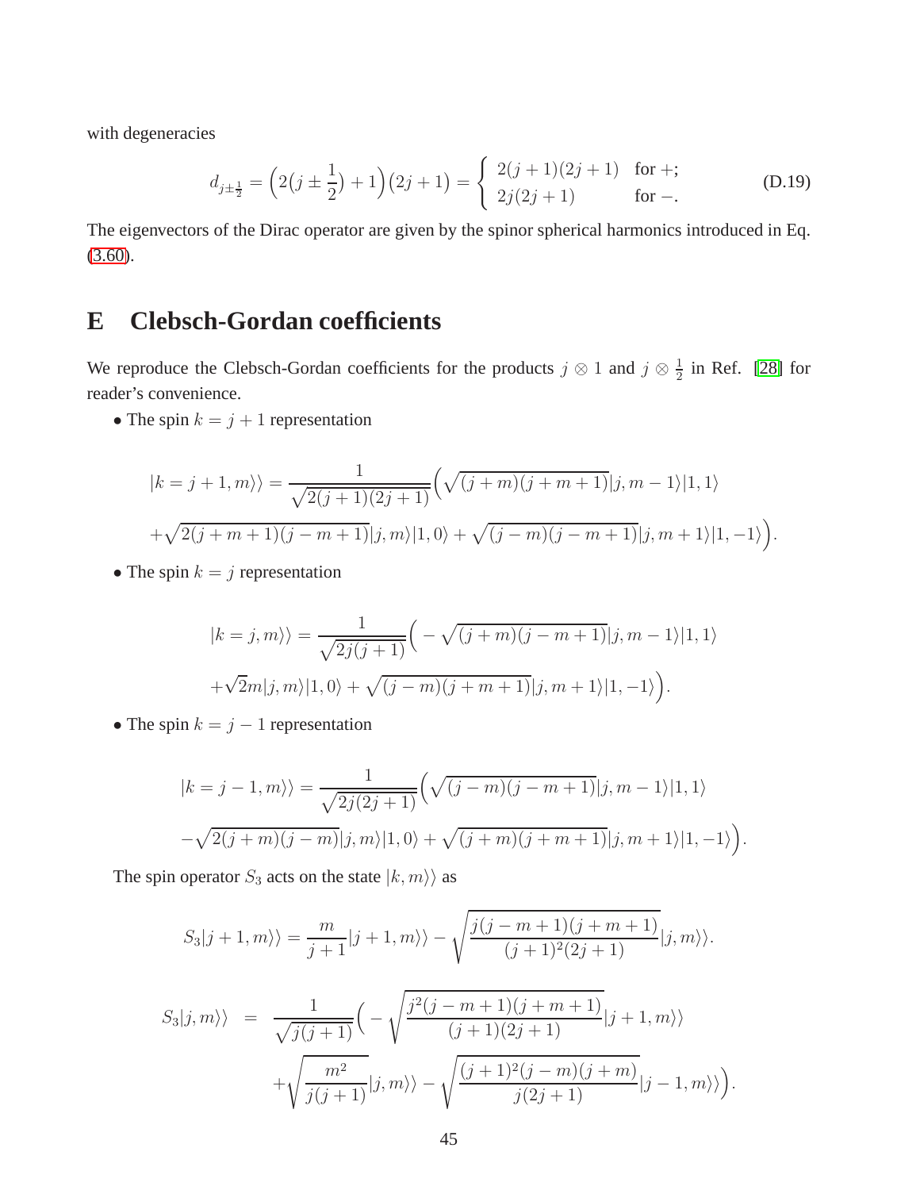with degeneracies

$$d_{j\pm\frac{1}{2}} = \Big(2\big(j \pm \frac{1}{2}\big) + 1\Big)\big(2j+1\big) = \begin{cases} 2(j+1)(2j+1) & \text{for } +; \\ 2j(2j+1) & \text{for } -. \end{cases} \tag{D.19}$$

The eigenvectors of the Dirac operator are given by the spinor spherical harmonics introduced in Eq. (3.60).

# E Clebsch-Gordan coefficients

We reproduce the Clebsch-Gordan coefficients for the products $j \otimes 1$ and $j \otimes \frac{1}{2}$ in Ref. [28] for reader's convenience.

- The spin $k = j+1$ representation

$$|k=j+1, m\rangle\rangle = \frac{1}{\sqrt{2(j+1)(2j+1)}}\Big(\sqrt{(j+m)(j+m+1)}|j, m-1\rangle|1,1\rangle$$
$$+\sqrt{2(j+m+1)(j-m+1)}|j,m\rangle|1,0\rangle + \sqrt{(j-m)(j-m+1)}|j,m+1\rangle|1,-1\rangle\Big).$$

- The spin $k = j$ representation

$$|k=j, m\rangle\rangle = \frac{1}{\sqrt{2j(j+1)}}\Big(-\sqrt{(j+m)(j-m+1)}|j, m-1\rangle|1,1\rangle$$
$$+\sqrt{2}m|j,m\rangle|1,0\rangle + \sqrt{(j-m)(j+m+1)}|j,m+1\rangle|1,-1\rangle\Big).$$

- The spin $k = j-1$ representation

$$|k=j-1, m\rangle\rangle = \frac{1}{\sqrt{2j(2j+1)}}\Big(\sqrt{(j-m)(j-m+1)}|j, m-1\rangle|1,1\rangle$$
$$-\sqrt{2(j+m)(j-m)}|j,m\rangle|1,0\rangle + \sqrt{(j+m)(j+m+1)}|j,m+1\rangle|1,-1\rangle\Big).$$

The spin operator $S_3$ acts on the state $|k, m\rangle\rangle$ as

$$S_3|j+1,m\rangle\rangle = \frac{m}{j+1}|j+1,m\rangle\rangle - \sqrt{\frac{j(j-m+1)(j+m+1)}{(j+1)^2(2j+1)}}|j,m\rangle\rangle.$$

$$S_3|j,m\rangle\rangle = \frac{1}{\sqrt{j(j+1)}}\Big(-\sqrt{\frac{j^2(j-m+1)(j+m+1)}{(j+1)(2j+1)}}|j+1,m\rangle\rangle$$
$$+\sqrt{\frac{m^2}{j(j+1)}}|j,m\rangle\rangle - \sqrt{\frac{(j+1)^2(j-m)(j+m)}{j(2j+1)}}|j-1,m\rangle\rangle\Big).$$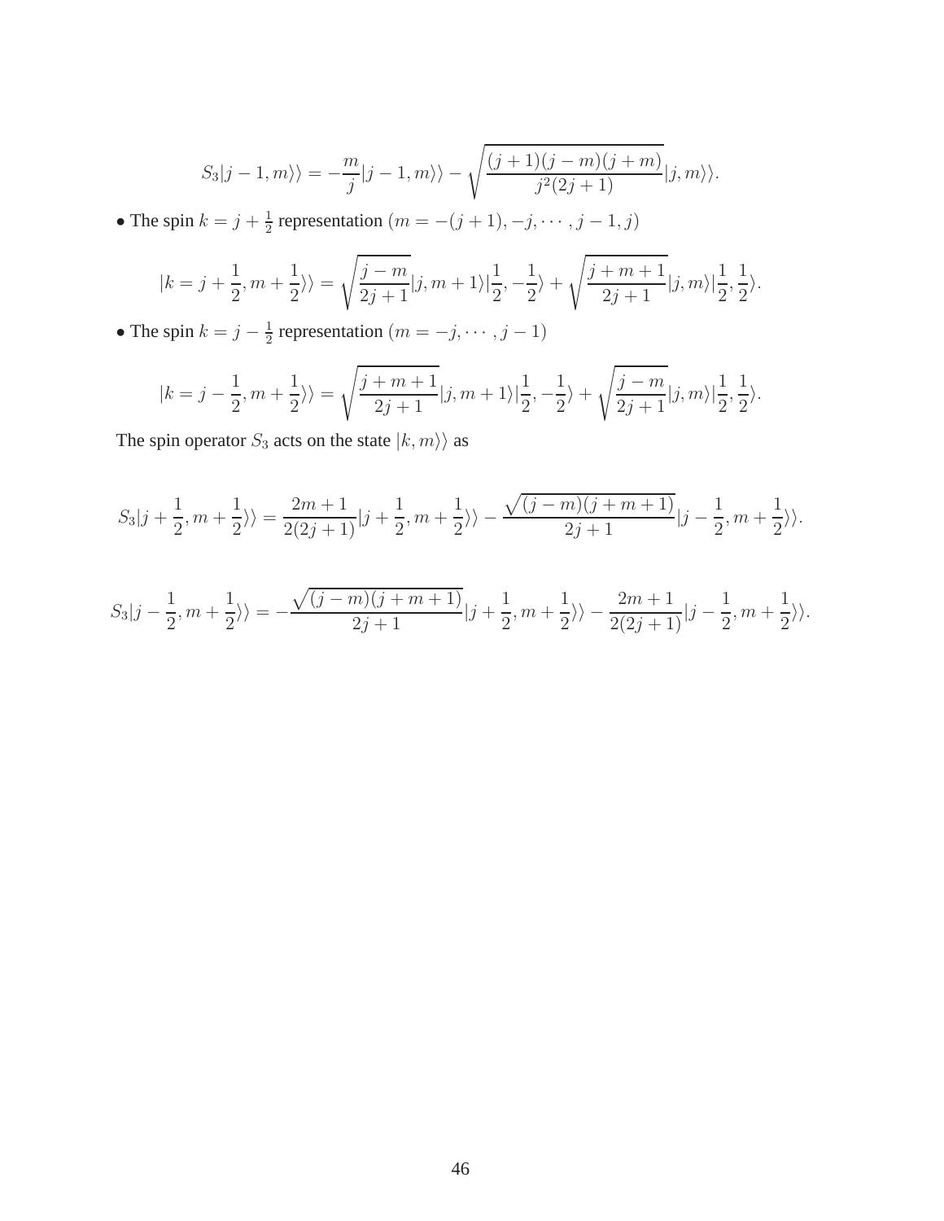$$S_3|j-1,m\rangle\rangle = -\frac{m}{j}|j-1,m\rangle\rangle - \sqrt{\frac{(j+1)(j-m)(j+m)}{j^2(2j+1)}}|j,m\rangle\rangle.$$

- The spin $k = j + \frac{1}{2}$ representation $(m = -(j+1), -j, \cdots, j-1, j)$

$$|k = j + \frac{1}{2}, m + \frac{1}{2}\rangle\rangle = \sqrt{\frac{j-m}{2j+1}}|j, m+1\rangle|\frac{1}{2}, -\frac{1}{2}\rangle + \sqrt{\frac{j+m+1}{2j+1}}|j,m\rangle|\frac{1}{2}, \frac{1}{2}\rangle.$$

- The spin $k = j - \frac{1}{2}$ representation $(m = -j, \cdots, j-1)$

$$|k = j - \frac{1}{2}, m + \frac{1}{2}\rangle\rangle = \sqrt{\frac{j+m+1}{2j+1}}|j, m+1\rangle|\frac{1}{2}, -\frac{1}{2}\rangle + \sqrt{\frac{j-m}{2j+1}}|j,m\rangle|\frac{1}{2}, \frac{1}{2}\rangle.$$

The spin operator $S_3$ acts on the state $|k, m\rangle\rangle$ as

$$S_3|j+\frac{1}{2}, m+\frac{1}{2}\rangle\rangle = \frac{2m+1}{2(2j+1)}|j+\frac{1}{2}, m+\frac{1}{2}\rangle\rangle - \frac{\sqrt{(j-m)(j+m+1)}}{2j+1}|j-\frac{1}{2}, m+\frac{1}{2}\rangle\rangle.$$

$$S_3|j-\frac{1}{2}, m+\frac{1}{2}\rangle\rangle = -\frac{\sqrt{(j-m)(j+m+1)}}{2j+1}|j+\frac{1}{2}, m+\frac{1}{2}\rangle\rangle - \frac{2m+1}{2(2j+1)}|j-\frac{1}{2}, m+\frac{1}{2}\rangle\rangle.$$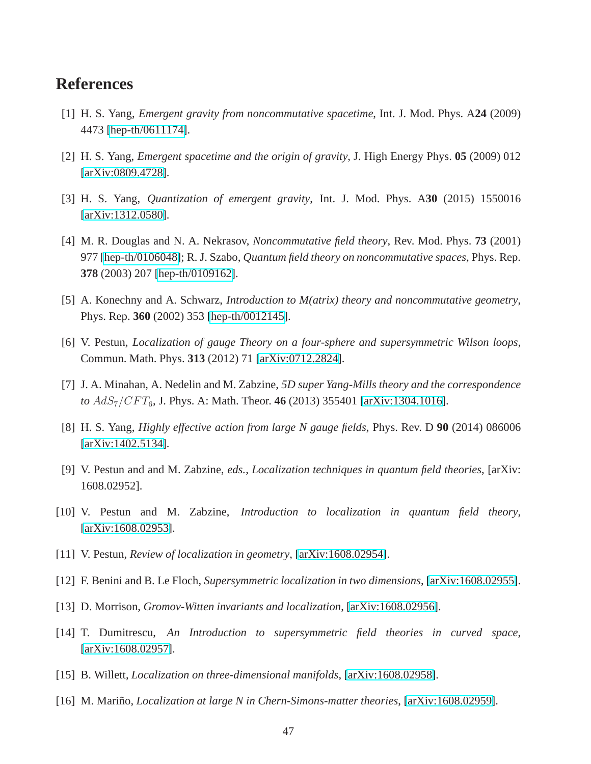## References

[1] H. S. Yang, *Emergent gravity from noncommutative spacetime*, Int. J. Mod. Phys. A**24** (2009) 4473 [hep-th/0611174].

[2] H. S. Yang, *Emergent spacetime and the origin of gravity*, J. High Energy Phys. **05** (2009) 012 [arXiv:0809.4728].

[3] H. S. Yang, *Quantization of emergent gravity*, Int. J. Mod. Phys. A**30** (2015) 1550016 [arXiv:1312.0580].

[4] M. R. Douglas and N. A. Nekrasov, *Noncommutative field theory*, Rev. Mod. Phys. **73** (2001) 977 [hep-th/0106048]; R. J. Szabo, *Quantum field theory on noncommutative spaces*, Phys. Rep. **378** (2003) 207 [hep-th/0109162].

[5] A. Konechny and A. Schwarz, *Introduction to M(atrix) theory and noncommutative geometry*, Phys. Rep. **360** (2002) 353 [hep-th/0012145].

[6] V. Pestun, *Localization of gauge Theory on a four-sphere and supersymmetric Wilson loops*, Commun. Math. Phys. **313** (2012) 71 [arXiv:0712.2824].

[7] J. A. Minahan, A. Nedelin and M. Zabzine, *5D super Yang-Mills theory and the correspondence to $AdS_7/CFT_6$*, J. Phys. A: Math. Theor. **46** (2013) 355401 [arXiv:1304.1016].

[8] H. S. Yang, *Highly effective action from large N gauge fields*, Phys. Rev. D **90** (2014) 086006 [arXiv:1402.5134].

[9] V. Pestun and and M. Zabzine, *eds.*, *Localization techniques in quantum field theories*, [arXiv: 1608.02952].

[10] V. Pestun and M. Zabzine, *Introduction to localization in quantum field theory*, [arXiv:1608.02953].

[11] V. Pestun, *Review of localization in geometry*, [arXiv:1608.02954].

[12] F. Benini and B. Le Floch, *Supersymmetric localization in two dimensions*, [arXiv:1608.02955].

[13] D. Morrison, *Gromov-Witten invariants and localization*, [arXiv:1608.02956].

[14] T. Dumitrescu, *An Introduction to supersymmetric field theories in curved space*, [arXiv:1608.02957].

[15] B. Willett, *Localization on three-dimensional manifolds*, [arXiv:1608.02958].

[16] M. Mariño, *Localization at large N in Chern-Simons-matter theories*, [arXiv:1608.02959].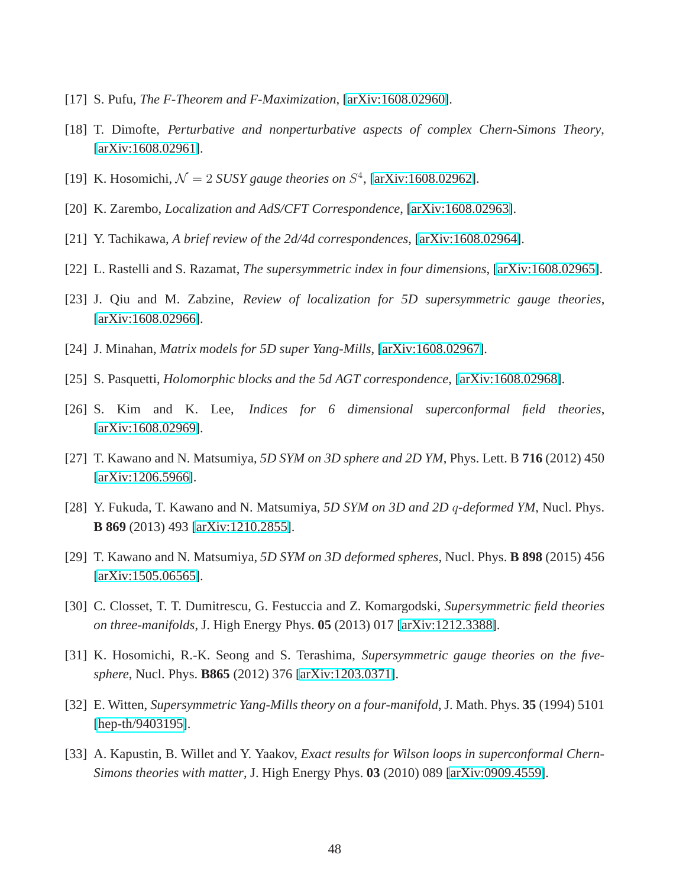[17] S. Pufu, *The F-Theorem and F-Maximization*, [arXiv:1608.02960].

[18] T. Dimofte, *Perturbative and nonperturbative aspects of complex Chern-Simons Theory*, [arXiv:1608.02961].

[19] K. Hosomichi, *$\mathcal{N} = 2$ SUSY gauge theories on $S^4$*, [arXiv:1608.02962].

[20] K. Zarembo, *Localization and AdS/CFT Correspondence*, [arXiv:1608.02963].

[21] Y. Tachikawa, *A brief review of the 2d/4d correspondences*, [arXiv:1608.02964].

[22] L. Rastelli and S. Razamat, *The supersymmetric index in four dimensions*, [arXiv:1608.02965].

[23] J. Qiu and M. Zabzine, *Review of localization for 5D supersymmetric gauge theories*, [arXiv:1608.02966].

[24] J. Minahan, *Matrix models for 5D super Yang-Mills*, [arXiv:1608.02967].

[25] S. Pasquetti, *Holomorphic blocks and the 5d AGT correspondence*, [arXiv:1608.02968].

[26] S. Kim and K. Lee, *Indices for 6 dimensional superconformal field theories*, [arXiv:1608.02969].

[27] T. Kawano and N. Matsumiya, *5D SYM on 3D sphere and 2D YM*, Phys. Lett. B **716** (2012) 450 [arXiv:1206.5966].

[28] Y. Fukuda, T. Kawano and N. Matsumiya, *5D SYM on 3D and 2D $q$-deformed YM*, Nucl. Phys. **B 869** (2013) 493 [arXiv:1210.2855].

[29] T. Kawano and N. Matsumiya, *5D SYM on 3D deformed spheres*, Nucl. Phys. **B 898** (2015) 456 [arXiv:1505.06565].

[30] C. Closset, T. T. Dumitrescu, G. Festuccia and Z. Komargodski, *Supersymmetric field theories on three-manifolds*, J. High Energy Phys. **05** (2013) 017 [arXiv:1212.3388].

[31] K. Hosomichi, R.-K. Seong and S. Terashima, *Supersymmetric gauge theories on the five-sphere*, Nucl. Phys. **B865** (2012) 376 [arXiv:1203.0371].

[32] E. Witten, *Supersymmetric Yang-Mills theory on a four-manifold*, J. Math. Phys. **35** (1994) 5101 [hep-th/9403195].

[33] A. Kapustin, B. Willet and Y. Yaakov, *Exact results for Wilson loops in superconformal Chern-Simons theories with matter*, J. High Energy Phys. **03** (2010) 089 [arXiv:0909.4559].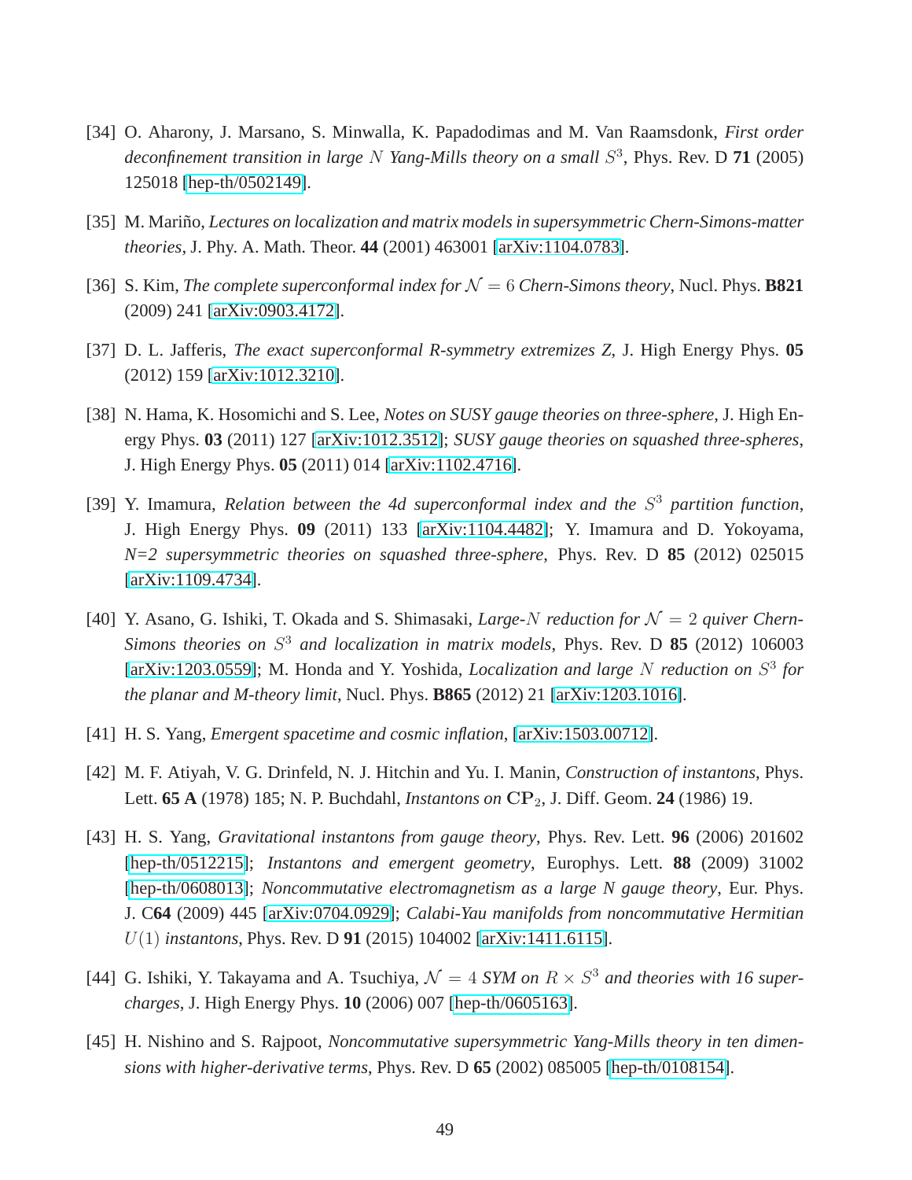[34] O. Aharony, J. Marsano, S. Minwalla, K. Papadodimas and M. Van Raamsdonk, *First order deconfinement transition in large $N$ Yang-Mills theory on a small $S^3$*, Phys. Rev. D **71** (2005) 125018 [hep-th/0502149].

[35] M. Mariño, *Lectures on localization and matrix models in supersymmetric Chern-Simons-matter theories*, J. Phy. A. Math. Theor. **44** (2001) 463001 [arXiv:1104.0783].

[36] S. Kim, *The complete superconformal index for $\mathcal{N}=6$ Chern-Simons theory*, Nucl. Phys. **B821** (2009) 241 [arXiv:0903.4172].

[37] D. L. Jafferis, *The exact superconformal R-symmetry extremizes Z*, J. High Energy Phys. **05** (2012) 159 [arXiv:1012.3210].

[38] N. Hama, K. Hosomichi and S. Lee, *Notes on SUSY gauge theories on three-sphere*, J. High Energy Phys. **03** (2011) 127 [arXiv:1012.3512]; *SUSY gauge theories on squashed three-spheres*, J. High Energy Phys. **05** (2011) 014 [arXiv:1102.4716].

[39] Y. Imamura, *Relation between the 4d superconformal index and the $S^3$ partition function*, J. High Energy Phys. **09** (2011) 133 [arXiv:1104.4482]; Y. Imamura and D. Yokoyama, *N=2 supersymmetric theories on squashed three-sphere*, Phys. Rev. D **85** (2012) 025015 [arXiv:1109.4734].

[40] Y. Asano, G. Ishiki, T. Okada and S. Shimasaki, *Large-$N$ reduction for $\mathcal{N}=2$ quiver Chern-Simons theories on $S^3$ and localization in matrix models*, Phys. Rev. D **85** (2012) 106003 [arXiv:1203.0559]; M. Honda and Y. Yoshida, *Localization and large $N$ reduction on $S^3$ for the planar and M-theory limit*, Nucl. Phys. **B865** (2012) 21 [arXiv:1203.1016].

[41] H. S. Yang, *Emergent spacetime and cosmic inflation*, [arXiv:1503.00712].

[42] M. F. Atiyah, V. G. Drinfeld, N. J. Hitchin and Yu. I. Manin, *Construction of instantons*, Phys. Lett. **65 A** (1978) 185; N. P. Buchdahl, *Instantons on* $\mathbf{CP}_2$, J. Diff. Geom. **24** (1986) 19.

[43] H. S. Yang, *Gravitational instantons from gauge theory*, Phys. Rev. Lett. **96** (2006) 201602 [hep-th/0512215]; *Instantons and emergent geometry*, Europhys. Lett. **88** (2009) 31002 [hep-th/0608013]; *Noncommutative electromagnetism as a large N gauge theory*, Eur. Phys. J. C**64** (2009) 445 [arXiv:0704.0929]; *Calabi-Yau manifolds from noncommutative Hermitian $U(1)$ instantons*, Phys. Rev. D **91** (2015) 104002 [arXiv:1411.6115].

[44] G. Ishiki, Y. Takayama and A. Tsuchiya, *$\mathcal{N}=4$ SYM on $R\times S^3$ and theories with 16 supercharges*, J. High Energy Phys. **10** (2006) 007 [hep-th/0605163].

[45] H. Nishino and S. Rajpoot, *Noncommutative supersymmetric Yang-Mills theory in ten dimensions with higher-derivative terms*, Phys. Rev. D **65** (2002) 085005 [hep-th/0108154].